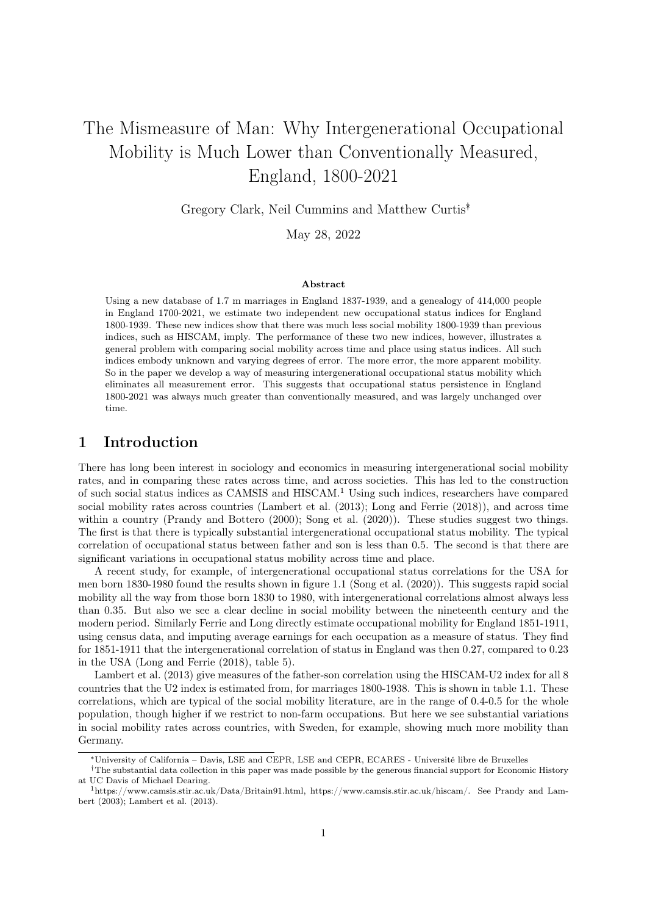# The Mismeasure of Man: Why Intergenerational Occupational Mobility is Much Lower than Conventionally Measured, England, 1800-2021

Gregory Clark, Neil Cummins and Matthew Curtis[*†]

May 28, 2022

### Abstract

Using a new database of 1.7 m marriages in England 1837-1939, and a genealogy of 414,000 people in England 1700-2021, we estimate two independent new occupational status indices for England 1800-1939. These new indices show that there was much less social mobility 1800-1939 than previous indices, such as HISCAM, imply. The performance of these two new indices, however, illustrates a general problem with comparing social mobility across time and place using status indices. All such indices embody unknown and varying degrees of error. The more error, the more apparent mobility. So in the paper we develop a way of measuring intergenerational occupational status mobility which eliminates all measurement error. This suggests that occupational status persistence in England 1800-2021 was always much greater than conventionally measured, and was largely unchanged over time.

## 1 Introduction

There has long been interest in sociology and economics in measuring intergenerational social mobility rates, and in comparing these rates across time, and across societies. This has led to the construction of such social status indices as CAMSIS and HISCAM.[1] Using such indices, researchers have compared social mobility rates across countries (Lambert et al. (2013); Long and Ferrie (2018)), and across time within a country (Prandy and Bottero (2000); Song et al. (2020)). These studies suggest two things. The first is that there is typically substantial intergenerational occupational status mobility. The typical correlation of occupational status between father and son is less than 0.5. The second is that there are significant variations in occupational status mobility across time and place.

A recent study, for example, of intergenerational occupational status correlations for the USA for men born 1830-1980 found the results shown in figure 1.1 (Song et al. (2020)). This suggests rapid social mobility all the way from those born 1830 to 1980, with intergenerational correlations almost always less than 0.35. But also we see a clear decline in social mobility between the nineteenth century and the modern period. Similarly Ferrie and Long directly estimate occupational mobility for England 1851-1911, using census data, and imputing average earnings for each occupation as a measure of status. They find for 1851-1911 that the intergenerational correlation of status in England was then 0.27, compared to 0.23 in the USA (Long and Ferrie (2018), table 5).

Lambert et al. (2013) give measures of the father-son correlation using the HISCAM-U2 index for all 8 countries that the U2 index is estimated from, for marriages 1800-1938. This is shown in table 1.1. These correlations, which are typical of the social mobility literature, are in the range of 0.4-0.5 for the whole population, though higher if we restrict to non-farm occupations. But here we see substantial variations in social mobility rates across countries, with Sweden, for example, showing much more mobility than Germany.

---

[*] University of California – Davis, LSE and CEPR, LSE and CEPR, ECARES - Université libre de Bruxelles

[†] The substantial data collection in this paper was made possible by the generous financial support for Economic History at UC Davis of Michael Dearing.

[1] https://www.camsis.stir.ac.uk/Data/Britain91.html, https://www.camsis.stir.ac.uk/hiscam/. See Prandy and Lambert (2003); Lambert et al. (2013).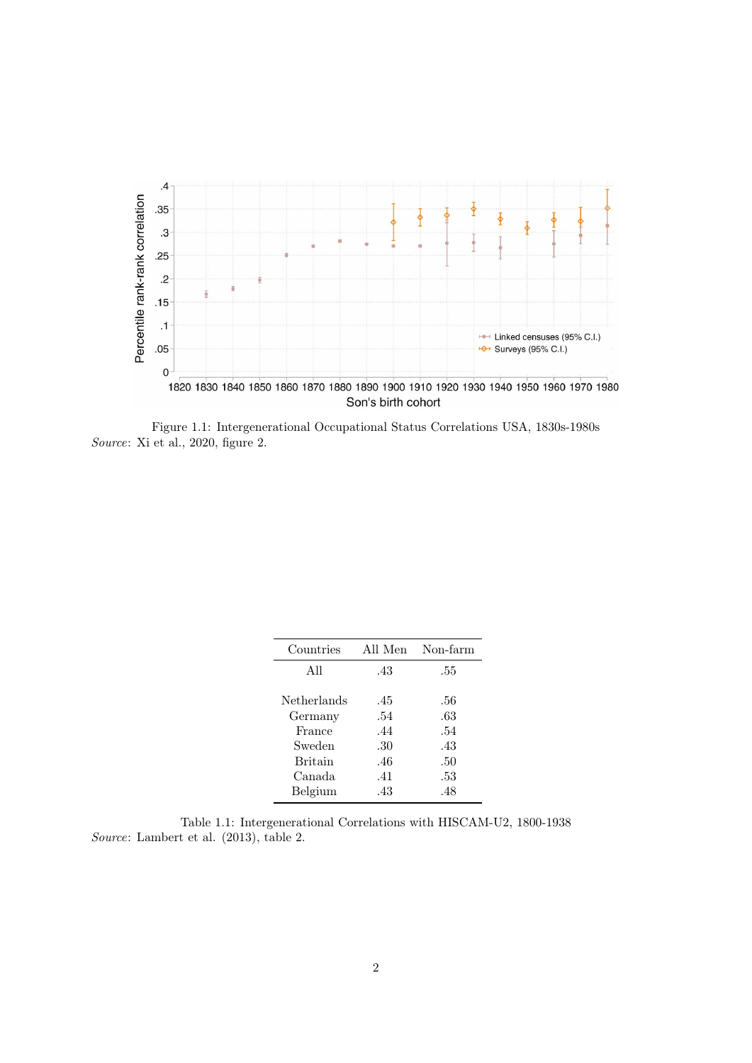Figure 1.1: Intergenerational Occupational Status Correlations USA, 1830s-1980s
*Source*: Xi et al., 2020, figure 2.

| Countries | All Men | Non-farm |
|---|---|---|
| All | .43 | .55 |
| | | |
| Netherlands | .45 | .56 |
| Germany | .54 | .63 |
| France | .44 | .54 |
| Sweden | .30 | .43 |
| Britain | .46 | .50 |
| Canada | .41 | .53 |
| Belgium | .43 | .48 |

Table 1.1: Intergenerational Correlations with HISCAM-U2, 1800-1938
*Source*: Lambert et al. (2013), table 2.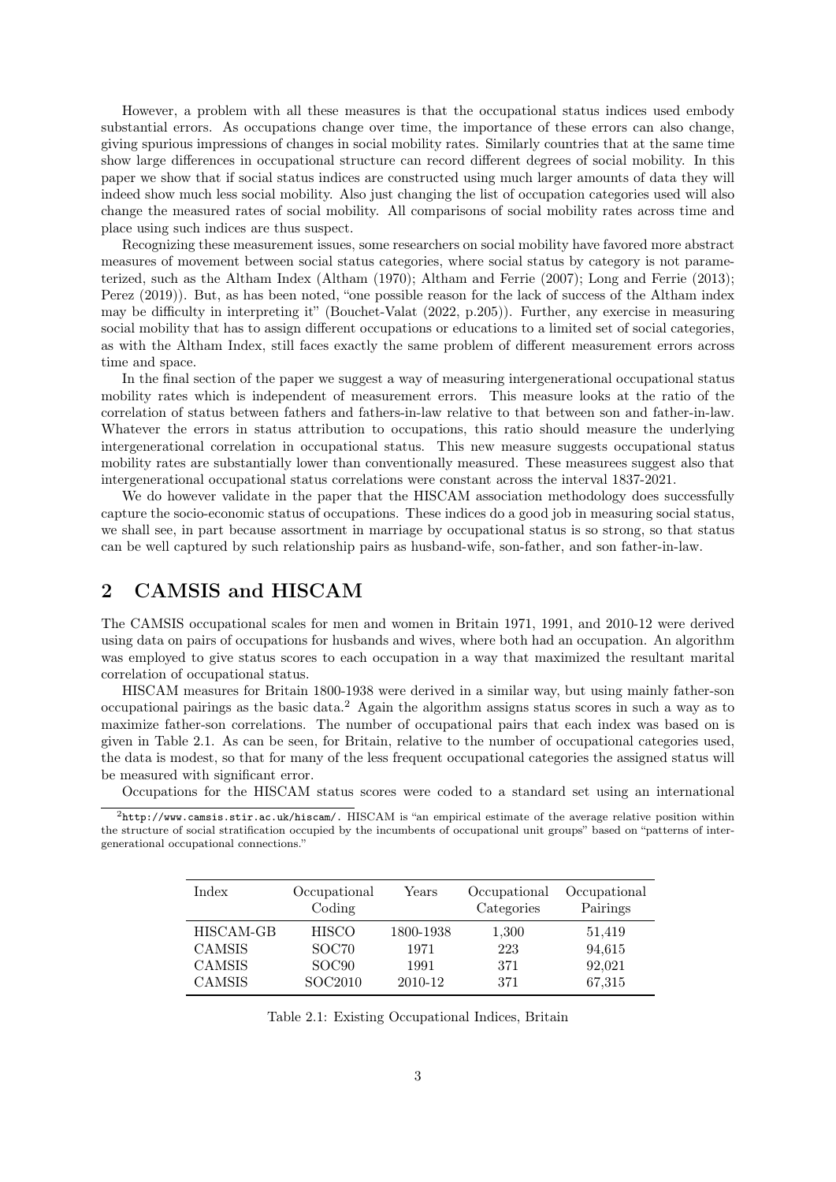However, a problem with all these measures is that the occupational status indices used embody substantial errors. As occupations change over time, the importance of these errors can also change, giving spurious impressions of changes in social mobility rates. Similarly countries that at the same time show large differences in occupational structure can record different degrees of social mobility. In this paper we show that if social status indices are constructed using much larger amounts of data they will indeed show much less social mobility. Also just changing the list of occupation categories used will also change the measured rates of social mobility. All comparisons of social mobility rates across time and place using such indices are thus suspect.

Recognizing these measurement issues, some researchers on social mobility have favored more abstract measures of movement between social status categories, where social status by category is not parameterized, such as the Altham Index (Altham (1970); Altham and Ferrie (2007); Long and Ferrie (2013); Perez (2019)). But, as has been noted, "one possible reason for the lack of success of the Altham index may be difficulty in interpreting it" (Bouchet-Valat (2022, p.205)). Further, any exercise in measuring social mobility that has to assign different occupations or educations to a limited set of social categories, as with the Altham Index, still faces exactly the same problem of different measurement errors across time and space.

In the final section of the paper we suggest a way of measuring intergenerational occupational status mobility rates which is independent of measurement errors. This measure looks at the ratio of the correlation of status between fathers and fathers-in-law relative to that between son and father-in-law. Whatever the errors in status attribution to occupations, this ratio should measure the underlying intergenerational correlation in occupational status. This new measure suggests occupational status mobility rates are substantially lower than conventionally measured. These measurees suggest also that intergenerational occupational status correlations were constant across the interval 1837-2021.

We do however validate in the paper that the HISCAM association methodology does successfully capture the socio-economic status of occupations. These indices do a good job in measuring social status, we shall see, in part because assortment in marriage by occupational status is so strong, so that status can be well captured by such relationship pairs as husband-wife, son-father, and son father-in-law.

## 2 CAMSIS and HISCAM

The CAMSIS occupational scales for men and women in Britain 1971, 1991, and 2010-12 were derived using data on pairs of occupations for husbands and wives, where both had an occupation. An algorithm was employed to give status scores to each occupation in a way that maximized the resultant marital correlation of occupational status.

HISCAM measures for Britain 1800-1938 were derived in a similar way, but using mainly father-son occupational pairings as the basic data.[2] Again the algorithm assigns status scores in such a way as to maximize father-son correlations. The number of occupational pairs that each index was based on is given in Table 2.1. As can be seen, for Britain, relative to the number of occupational categories used, the data is modest, so that for many of the less frequent occupational categories the assigned status will be measured with significant error.

Occupations for the HISCAM status scores were coded to a standard set using an international

[2] http://www.camsis.stir.ac.uk/hiscam/. HISCAM is "an empirical estimate of the average relative position within the structure of social stratification occupied by the incumbents of occupational unit groups" based on "patterns of intergenerational occupational connections."

| Index | Occupational Coding | Years | Occupational Categories | Occupational Pairings |
|---|---|---|---|---|
| HISCAM-GB | HISCO | 1800-1938 | 1,300 | 51,419 |
| CAMSIS | SOC70 | 1971 | 223 | 94,615 |
| CAMSIS | SOC90 | 1991 | 371 | 92,021 |
| CAMSIS | SOC2010 | 2010-12 | 371 | 67,315 |

Table 2.1: Existing Occupational Indices, Britain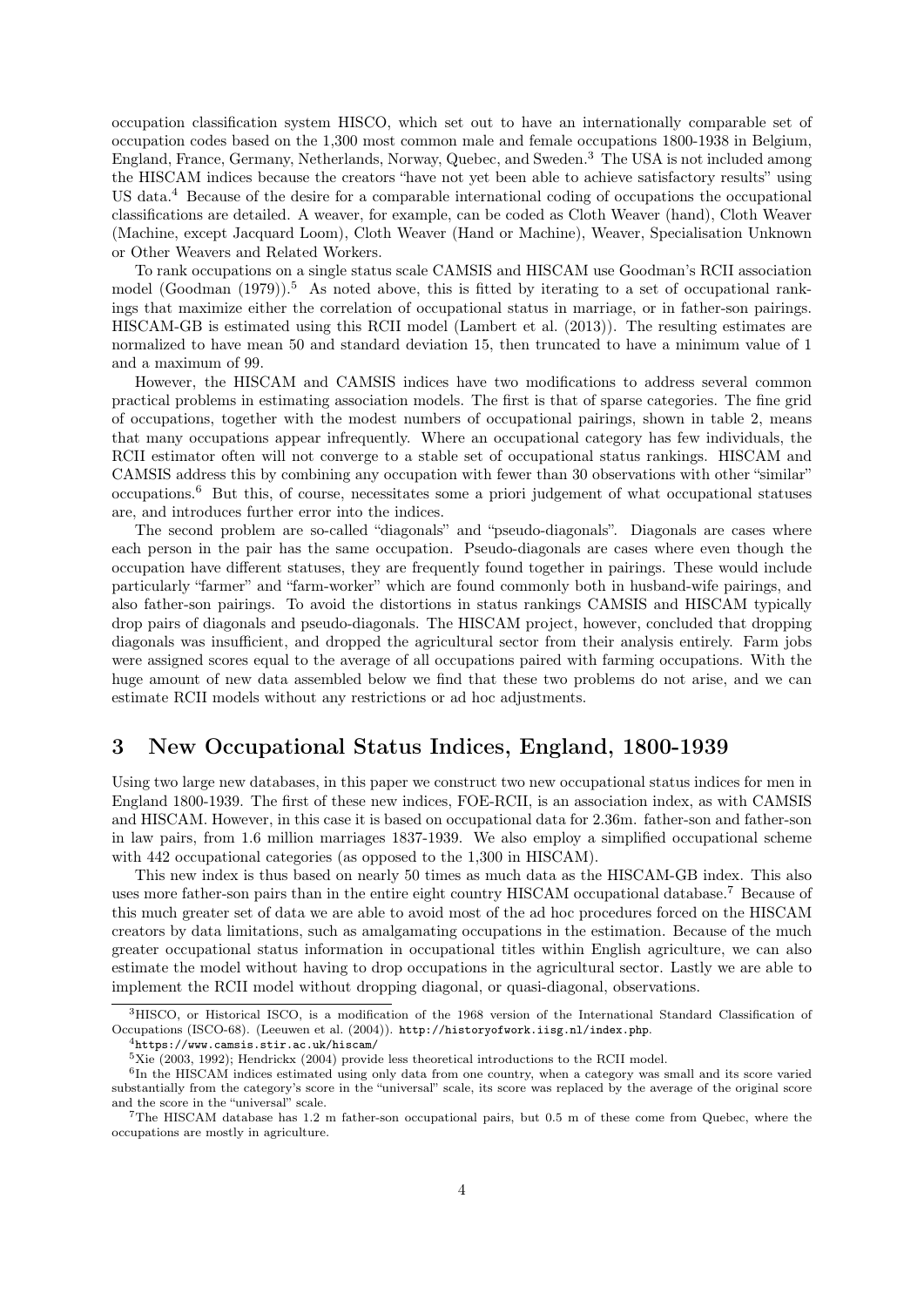occupation classification system HISCO, which set out to have an internationally comparable set of occupation codes based on the 1,300 most common male and female occupations 1800-1938 in Belgium, England, France, Germany, Netherlands, Norway, Quebec, and Sweden.[3] The USA is not included among the HISCAM indices because the creators "have not yet been able to achieve satisfactory results" using US data.[4] Because of the desire for a comparable international coding of occupations the occupational classifications are detailed. A weaver, for example, can be coded as Cloth Weaver (hand), Cloth Weaver (Machine, except Jacquard Loom), Cloth Weaver (Hand or Machine), Weaver, Specialisation Unknown or Other Weavers and Related Workers.

To rank occupations on a single status scale CAMSIS and HISCAM use Goodman's RCII association model (Goodman (1979)).[5] As noted above, this is fitted by iterating to a set of occupational rankings that maximize either the correlation of occupational status in marriage, or in father-son pairings. HISCAM-GB is estimated using this RCII model (Lambert et al. (2013)). The resulting estimates are normalized to have mean 50 and standard deviation 15, then truncated to have a minimum value of 1 and a maximum of 99.

However, the HISCAM and CAMSIS indices have two modifications to address several common practical problems in estimating association models. The first is that of sparse categories. The fine grid of occupations, together with the modest numbers of occupational pairings, shown in table 2, means that many occupations appear infrequently. Where an occupational category has few individuals, the RCII estimator often will not converge to a stable set of occupational status rankings. HISCAM and CAMSIS address this by combining any occupation with fewer than 30 observations with other "similar" occupations.[6] But this, of course, necessitates some a priori judgement of what occupational statuses are, and introduces further error into the indices.

The second problem are so-called "diagonals" and "pseudo-diagonals". Diagonals are cases where each person in the pair has the same occupation. Pseudo-diagonals are cases where even though the occupation have different statuses, they are frequently found together in pairings. These would include particularly "farmer" and "farm-worker" which are found commonly both in husband-wife pairings, and also father-son pairings. To avoid the distortions in status rankings CAMSIS and HISCAM typically drop pairs of diagonals and pseudo-diagonals. The HISCAM project, however, concluded that dropping diagonals was insufficient, and dropped the agricultural sector from their analysis entirely. Farm jobs were assigned scores equal to the average of all occupations paired with farming occupations. With the huge amount of new data assembled below we find that these two problems do not arise, and we can estimate RCII models without any restrictions or ad hoc adjustments.

## 3 New Occupational Status Indices, England, 1800-1939

Using two large new databases, in this paper we construct two new occupational status indices for men in England 1800-1939. The first of these new indices, FOE-RCII, is an association index, as with CAMSIS and HISCAM. However, in this case it is based on occupational data for 2.36m. father-son and father-son in law pairs, from 1.6 million marriages 1837-1939. We also employ a simplified occupational scheme with 442 occupational categories (as opposed to the 1,300 in HISCAM).

This new index is thus based on nearly 50 times as much data as the HISCAM-GB index. This also uses more father-son pairs than in the entire eight country HISCAM occupational database.[7] Because of this much greater set of data we are able to avoid most of the ad hoc procedures forced on the HISCAM creators by data limitations, such as amalgamating occupations in the estimation. Because of the much greater occupational status information in occupational titles within English agriculture, we can also estimate the model without having to drop occupations in the agricultural sector. Lastly we are able to implement the RCII model without dropping diagonal, or quasi-diagonal, observations.

---

[3] HISCO, or Historical ISCO, is a modification of the 1968 version of the International Standard Classification of Occupations (ISCO-68). (Leeuwen et al. (2004)). http://historyofwork.iisg.nl/index.php.

[4] https://www.camsis.stir.ac.uk/hiscam/

[5] Xie (2003, 1992); Hendrickx (2004) provide less theoretical introductions to the RCII model.

[6] In the HISCAM indices estimated using only data from one country, when a category was small and its score varied substantially from the category's score in the "universal" scale, its score was replaced by the average of the original score and the score in the "universal" scale.

[7] The HISCAM database has 1.2 m father-son occupational pairs, but 0.5 m of these come from Quebec, where the occupations are mostly in agriculture.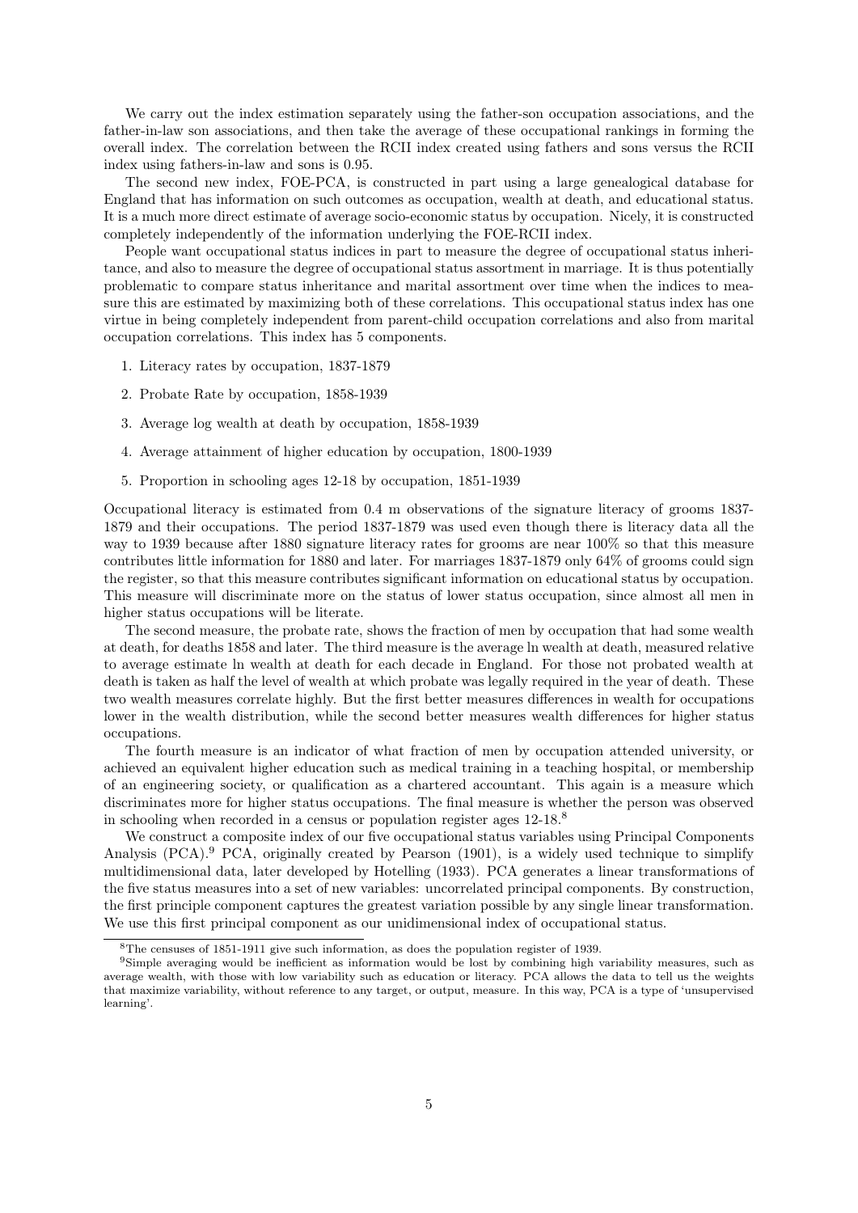We carry out the index estimation separately using the father-son occupation associations, and the father-in-law son associations, and then take the average of these occupational rankings in forming the overall index. The correlation between the RCII index created using fathers and sons versus the RCII index using fathers-in-law and sons is 0.95.

The second new index, FOE-PCA, is constructed in part using a large genealogical database for England that has information on such outcomes as occupation, wealth at death, and educational status. It is a much more direct estimate of average socio-economic status by occupation. Nicely, it is constructed completely independently of the information underlying the FOE-RCII index.

People want occupational status indices in part to measure the degree of occupational status inheritance, and also to measure the degree of occupational status assortment in marriage. It is thus potentially problematic to compare status inheritance and marital assortment over time when the indices to measure this are estimated by maximizing both of these correlations. This occupational status index has one virtue in being completely independent from parent-child occupation correlations and also from marital occupation correlations. This index has 5 components.

1. Literacy rates by occupation, 1837-1879
2. Probate Rate by occupation, 1858-1939
3. Average log wealth at death by occupation, 1858-1939
4. Average attainment of higher education by occupation, 1800-1939
5. Proportion in schooling ages 12-18 by occupation, 1851-1939

Occupational literacy is estimated from 0.4 m observations of the signature literacy of grooms 1837-1879 and their occupations. The period 1837-1879 was used even though there is literacy data all the way to 1939 because after 1880 signature literacy rates for grooms are near 100% so that this measure contributes little information for 1880 and later. For marriages 1837-1879 only 64% of grooms could sign the register, so that this measure contributes significant information on educational status by occupation. This measure will discriminate more on the status of lower status occupation, since almost all men in higher status occupations will be literate.

The second measure, the probate rate, shows the fraction of men by occupation that had some wealth at death, for deaths 1858 and later. The third measure is the average ln wealth at death, measured relative to average estimate ln wealth at death for each decade in England. For those not probated wealth at death is taken as half the level of wealth at which probate was legally required in the year of death. These two wealth measures correlate highly. But the first better measures differences in wealth for occupations lower in the wealth distribution, while the second better measures wealth differences for higher status occupations.

The fourth measure is an indicator of what fraction of men by occupation attended university, or achieved an equivalent higher education such as medical training in a teaching hospital, or membership of an engineering society, or qualification as a chartered accountant. This again is a measure which discriminates more for higher status occupations. The final measure is whether the person was observed in schooling when recorded in a census or population register ages 12-18.[8]

We construct a composite index of our five occupational status variables using Principal Components Analysis (PCA).[9] PCA, originally created by Pearson (1901), is a widely used technique to simplify multidimensional data, later developed by Hotelling (1933). PCA generates a linear transformations of the five status measures into a set of new variables: uncorrelated principal components. By construction, the first principle component captures the greatest variation possible by any single linear transformation. We use this first principal component as our unidimensional index of occupational status.

[8] The censuses of 1851-1911 give such information, as does the population register of 1939.

[9] Simple averaging would be inefficient as information would be lost by combining high variability measures, such as average wealth, with those with low variability such as education or literacy. PCA allows the data to tell us the weights that maximize variability, without reference to any target, or output, measure. In this way, PCA is a type of 'unsupervised learning'.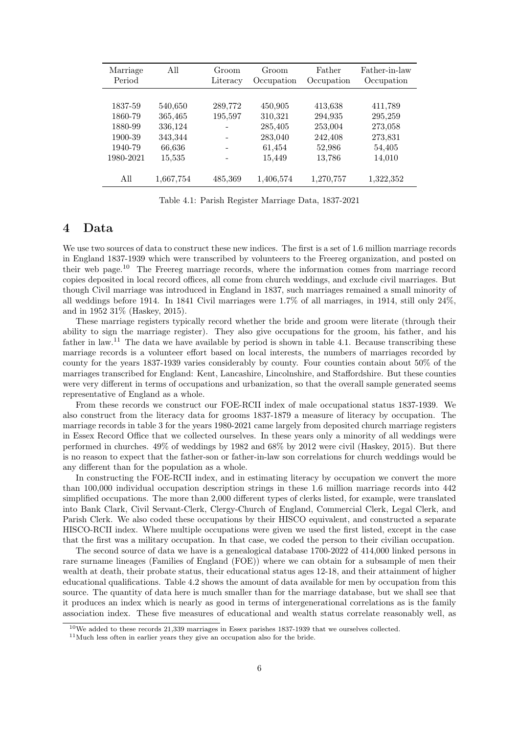| Marriage Period | All | Groom Literacy | Groom Occupation | Father Occupation | Father-in-law Occupation |
|---|---|---|---|---|---|
| 1837-59 | 540,650 | 289,772 | 450,905 | 413,638 | 411,789 |
| 1860-79 | 365,465 | 195,597 | 310,321 | 294,935 | 295,259 |
| 1880-99 | 336,124 | - | 285,405 | 253,004 | 273,058 |
| 1900-39 | 343,344 | - | 283,040 | 242,408 | 273,831 |
| 1940-79 | 66,636 | - | 61,454 | 52,986 | 54,405 |
| 1980-2021 | 15,535 | - | 15,449 | 13,786 | 14,010 |
| All | 1,667,754 | 485,369 | 1,406,574 | 1,270,757 | 1,322,352 |

Table 4.1: Parish Register Marriage Data, 1837-2021

# 4 Data

We use two sources of data to construct these new indices. The first is a set of 1.6 million marriage records in England 1837-1939 which were transcribed by volunteers to the Freereg organization, and posted on their web page.[10] The Freereg marriage records, where the information comes from marriage record copies deposited in local record offices, all come from church weddings, and exclude civil marriages. But though Civil marriage was introduced in England in 1837, such marriages remained a small minority of all weddings before 1914. In 1841 Civil marriages were 1.7% of all marriages, in 1914, still only 24%, and in 1952 31% (Haskey, 2015).

These marriage registers typically record whether the bride and groom were literate (through their ability to sign the marriage register). They also give occupations for the groom, his father, and his father in law.[11] The data we have available by period is shown in table 4.1. Because transcribing these marriage records is a volunteer effort based on local interests, the numbers of marriages recorded by county for the years 1837-1939 varies considerably by county. Four counties contain about 50% of the marriages transcribed for England: Kent, Lancashire, Lincolnshire, and Staffordshire. But these counties were very different in terms of occupations and urbanization, so that the overall sample generated seems representative of England as a whole.

From these records we construct our FOE-RCII index of male occupational status 1837-1939. We also construct from the literacy data for grooms 1837-1879 a measure of literacy by occupation. The marriage records in table 3 for the years 1980-2021 came largely from deposited church marriage registers in Essex Record Office that we collected ourselves. In these years only a minority of all weddings were performed in churches. 49% of weddings by 1982 and 68% by 2012 were civil (Haskey, 2015). But there is no reason to expect that the father-son or father-in-law son correlations for church weddings would be any different than for the population as a whole.

In constructing the FOE-RCII index, and in estimating literacy by occupation we convert the more than 100,000 individual occupation description strings in these 1.6 million marriage records into 442 simplified occupations. The more than 2,000 different types of clerks listed, for example, were translated into Bank Clark, Civil Servant-Clerk, Clergy-Church of England, Commercial Clerk, Legal Clerk, and Parish Clerk. We also coded these occupations by their HISCO equivalent, and constructed a separate HISCO-RCII index. Where multiple occupations were given we used the first listed, except in the case that the first was a military occupation. In that case, we coded the person to their civilian occupation.

The second source of data we have is a genealogical database 1700-2022 of 414,000 linked persons in rare surname lineages (Families of England (FOE)) where we can obtain for a subsample of men their wealth at death, their probate status, their educational status ages 12-18, and their attainment of higher educational qualifications. Table 4.2 shows the amount of data available for men by occupation from this source. The quantity of data here is much smaller than for the marriage database, but we shall see that it produces an index which is nearly as good in terms of intergenerational correlations as is the family association index. These five measures of educational and wealth status correlate reasonably well, as

[10] We added to these records 21,339 marriages in Essex parishes 1837-1939 that we ourselves collected.

[11] Much less often in earlier years they give an occupation also for the bride.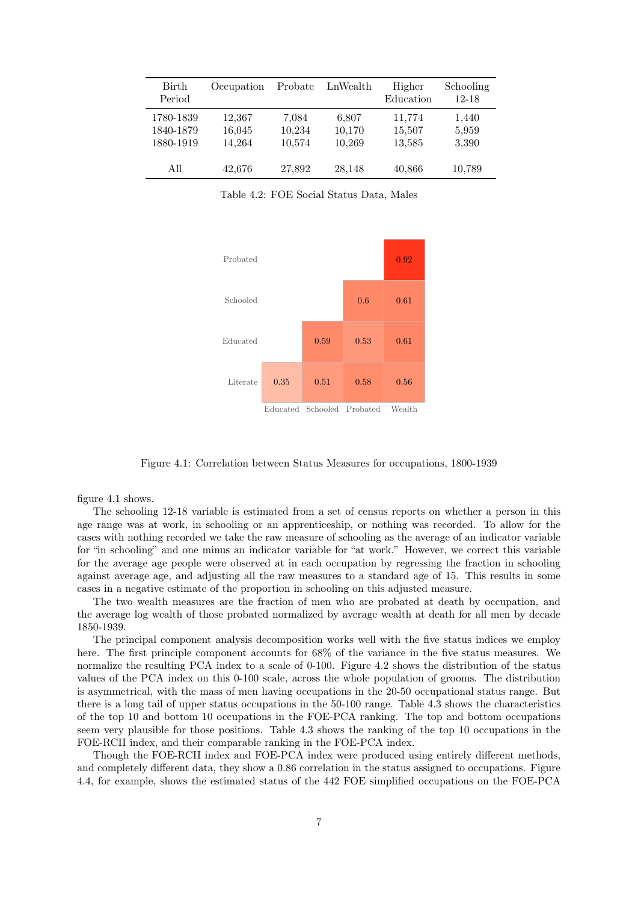| Birth Period | Occupation | Probate | LnWealth | Higher Education | Schooling 12-18 |
|---|---|---|---|---|---|
| 1780-1839 | 12,367 | 7,084 | 6,807 | 11,774 | 1,440 |
| 1840-1879 | 16,045 | 10,234 | 10,170 | 15,507 | 5,959 |
| 1880-1919 | 14,264 | 10,574 | 10,269 | 13,585 | 3,390 |
| All | 42,676 | 27,892 | 28,148 | 40,866 | 10,789 |

Table 4.2: FOE Social Status Data, Males

| | Educated | Schooled | Probated | Wealth |
|---|---|---|---|---|
| Probated | | | | 0.92 |
| Schooled | | | 0.6 | 0.61 |
| Educated | | 0.59 | 0.53 | 0.61 |
| Literate | 0.35 | 0.51 | 0.58 | 0.56 |

Figure 4.1: Correlation between Status Measures for occupations, 1800-1939

figure 4.1 shows.

The schooling 12-18 variable is estimated from a set of census reports on whether a person in this age range was at work, in schooling or an apprenticeship, or nothing was recorded. To allow for the cases with nothing recorded we take the raw measure of schooling as the average of an indicator variable for "in schooling" and one minus an indicator variable for "at work." However, we correct this variable for the average age people were observed at in each occupation by regressing the fraction in schooling against average age, and adjusting all the raw measures to a standard age of 15. This results in some cases in a negative estimate of the proportion in schooling on this adjusted measure.

The two wealth measures are the fraction of men who are probated at death by occupation, and the average log wealth of those probated normalized by average wealth at death for all men by decade 1850-1939.

The principal component analysis decomposition works well with the five status indices we employ here. The first principle component accounts for 68% of the variance in the five status measures. We normalize the resulting PCA index to a scale of 0-100. Figure 4.2 shows the distribution of the status values of the PCA index on this 0-100 scale, across the whole population of grooms. The distribution is asymmetrical, with the mass of men having occupations in the 20-50 occupational status range. But there is a long tail of upper status occupations in the 50-100 range. Table 4.3 shows the characteristics of the top 10 and bottom 10 occupations in the FOE-PCA ranking. The top and bottom occupations seem very plausible for those positions. Table 4.3 shows the ranking of the top 10 occupations in the FOE-RCII index, and their comparable ranking in the FOE-PCA index.

Though the FOE-RCII index and FOE-PCA index were produced using entirely different methods, and completely different data, they show a 0.86 correlation in the status assigned to occupations. Figure 4.4, for example, shows the estimated status of the 442 FOE simplified occupations on the FOE-PCA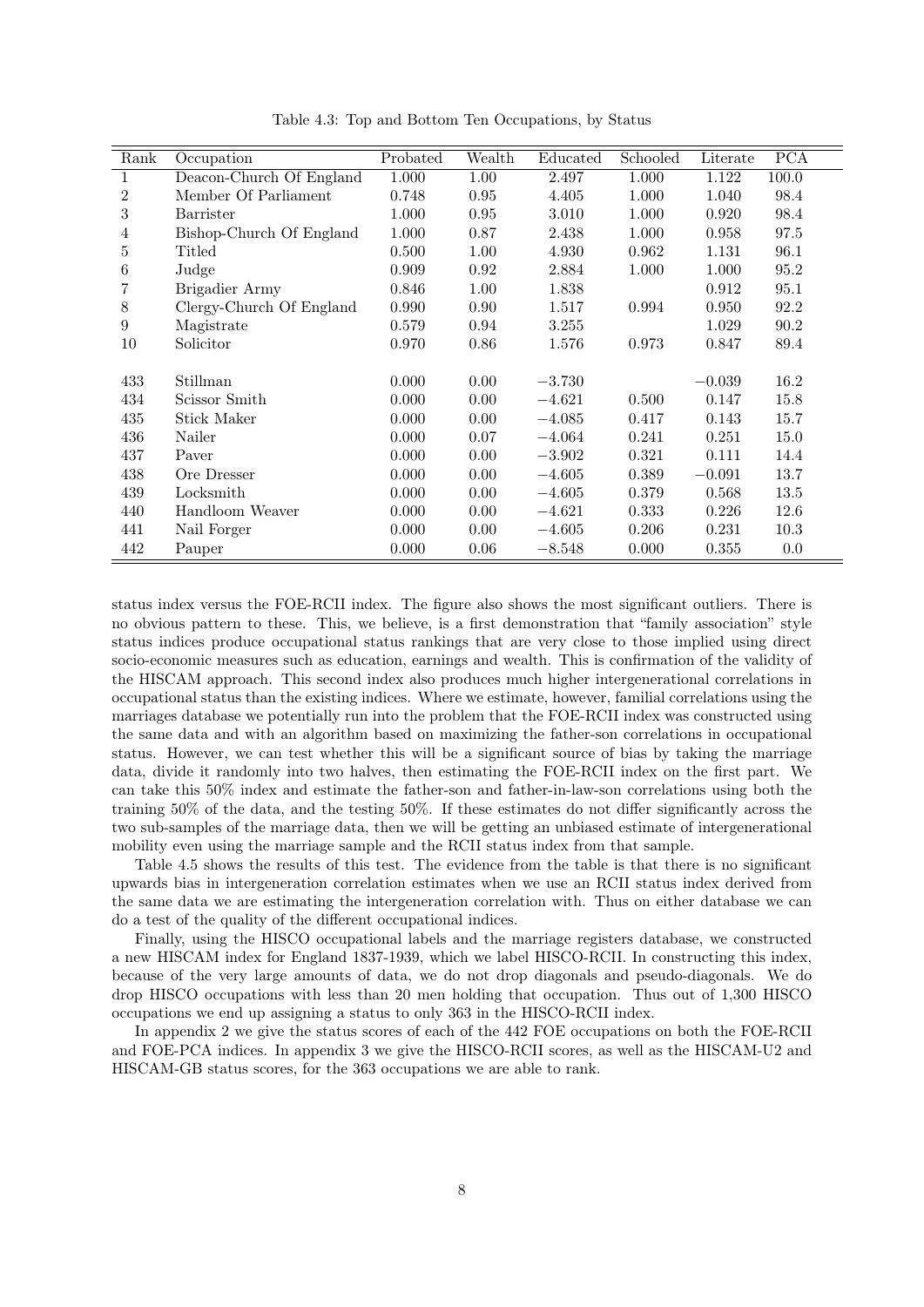Table 4.3: Top and Bottom Ten Occupations, by Status

| Rank | Occupation | Probated | Wealth | Educated | Schooled | Literate | PCA |
|---|---|---|---|---|---|---|---|
| 1 | Deacon-Church Of England | 1.000 | 1.00 | 2.497 | 1.000 | 1.122 | 100.0 |
| 2 | Member Of Parliament | 0.748 | 0.95 | 4.405 | 1.000 | 1.040 | 98.4 |
| 3 | Barrister | 1.000 | 0.95 | 3.010 | 1.000 | 0.920 | 98.4 |
| 4 | Bishop-Church Of England | 1.000 | 0.87 | 2.438 | 1.000 | 0.958 | 97.5 |
| 5 | Titled | 0.500 | 1.00 | 4.930 | 0.962 | 1.131 | 96.1 |
| 6 | Judge | 0.909 | 0.92 | 2.884 | 1.000 | 1.000 | 95.2 |
| 7 | Brigadier Army | 0.846 | 1.00 | 1.838 | | 0.912 | 95.1 |
| 8 | Clergy-Church Of England | 0.990 | 0.90 | 1.517 | 0.994 | 0.950 | 92.2 |
| 9 | Magistrate | 0.579 | 0.94 | 3.255 | | 1.029 | 90.2 |
| 10 | Solicitor | 0.970 | 0.86 | 1.576 | 0.973 | 0.847 | 89.4 |
| | | | | | | | |
| 433 | Stillman | 0.000 | 0.00 | −3.730 | | −0.039 | 16.2 |
| 434 | Scissor Smith | 0.000 | 0.00 | −4.621 | 0.500 | 0.147 | 15.8 |
| 435 | Stick Maker | 0.000 | 0.00 | −4.085 | 0.417 | 0.143 | 15.7 |
| 436 | Nailer | 0.000 | 0.07 | −4.064 | 0.241 | 0.251 | 15.0 |
| 437 | Paver | 0.000 | 0.00 | −3.902 | 0.321 | 0.111 | 14.4 |
| 438 | Ore Dresser | 0.000 | 0.00 | −4.605 | 0.389 | −0.091 | 13.7 |
| 439 | Locksmith | 0.000 | 0.00 | −4.605 | 0.379 | 0.568 | 13.5 |
| 440 | Handloom Weaver | 0.000 | 0.00 | −4.621 | 0.333 | 0.226 | 12.6 |
| 441 | Nail Forger | 0.000 | 0.00 | −4.605 | 0.206 | 0.231 | 10.3 |
| 442 | Pauper | 0.000 | 0.06 | −8.548 | 0.000 | 0.355 | 0.0 |

status index versus the FOE-RCII index. The figure also shows the most significant outliers. There is no obvious pattern to these. This, we believe, is a first demonstration that "family association" style status indices produce occupational status rankings that are very close to those implied using direct socio-economic measures such as education, earnings and wealth. This is confirmation of the validity of the HISCAM approach. This second index also produces much higher intergenerational correlations in occupational status than the existing indices. Where we estimate, however, familial correlations using the marriages database we potentially run into the problem that the FOE-RCII index was constructed using the same data and with an algorithm based on maximizing the father-son correlations in occupational status. However, we can test whether this will be a significant source of bias by taking the marriage data, divide it randomly into two halves, then estimating the FOE-RCII index on the first part. We can take this 50% index and estimate the father-son and father-in-law-son correlations using both the training 50% of the data, and the testing 50%. If these estimates do not differ significantly across the two sub-samples of the marriage data, then we will be getting an unbiased estimate of intergenerational mobility even using the marriage sample and the RCII status index from that sample.

Table 4.5 shows the results of this test. The evidence from the table is that there is no significant upwards bias in intergeneration correlation estimates when we use an RCII status index derived from the same data we are estimating the intergeneration correlation with. Thus on either database we can do a test of the quality of the different occupational indices.

Finally, using the HISCO occupational labels and the marriage registers database, we constructed a new HISCAM index for England 1837-1939, which we label HISCO-RCII. In constructing this index, because of the very large amounts of data, we do not drop diagonals and pseudo-diagonals. We do drop HISCO occupations with less than 20 men holding that occupation. Thus out of 1,300 HISCO occupations we end up assigning a status to only 363 in the HISCO-RCII index.

In appendix 2 we give the status scores of each of the 442 FOE occupations on both the FOE-RCII and FOE-PCA indices. In appendix 3 we give the HISCO-RCII scores, as well as the HISCAM-U2 and HISCAM-GB status scores, for the 363 occupations we are able to rank.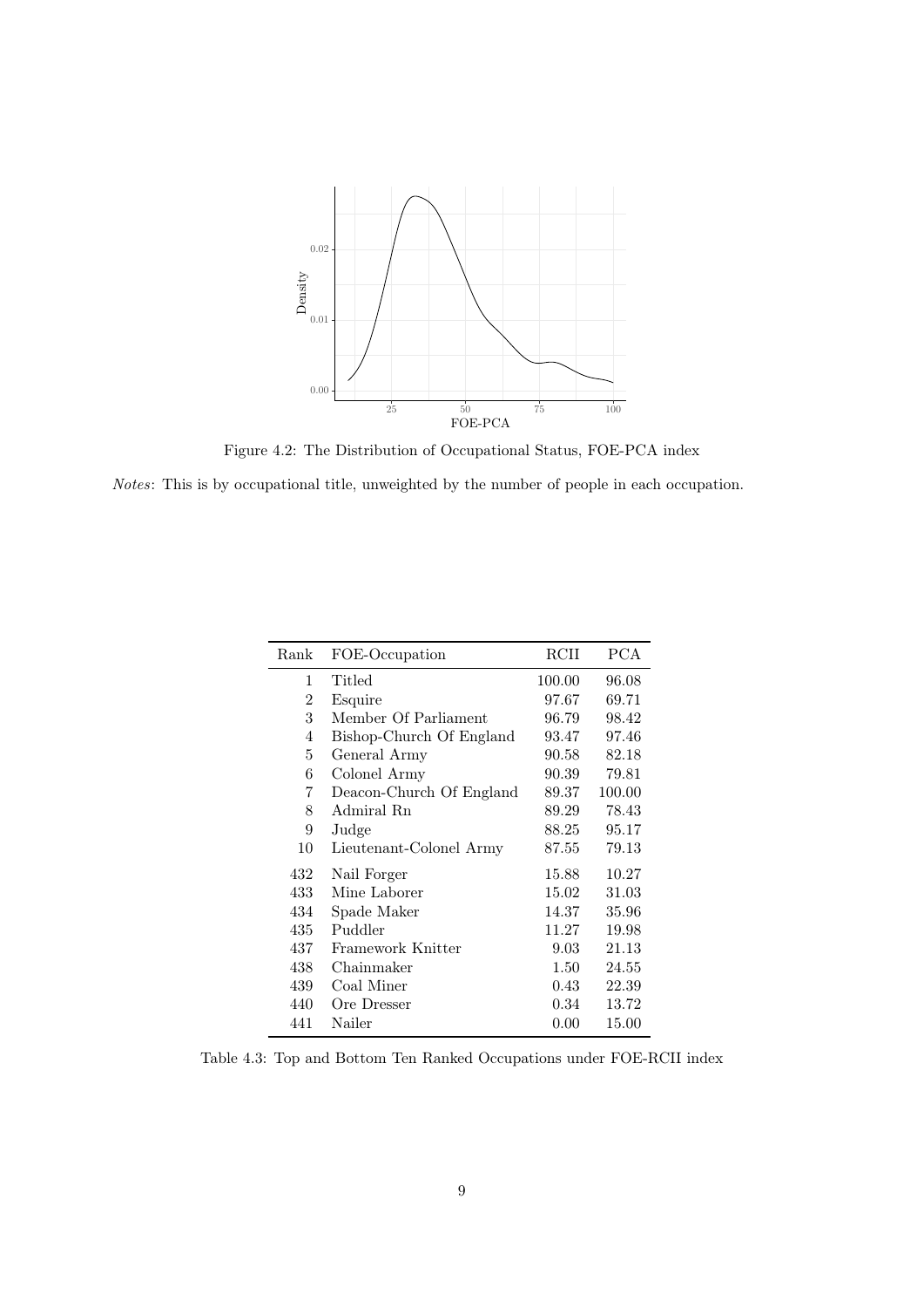Figure 4.2: The Distribution of Occupational Status, FOE-PCA index

*Notes*: This is by occupational title, unweighted by the number of people in each occupation.

| Rank | FOE-Occupation | RCII | PCA |
|---|---|---|---|
| 1 | Titled | 100.00 | 96.08 |
| 2 | Esquire | 97.67 | 69.71 |
| 3 | Member Of Parliament | 96.79 | 98.42 |
| 4 | Bishop-Church Of England | 93.47 | 97.46 |
| 5 | General Army | 90.58 | 82.18 |
| 6 | Colonel Army | 90.39 | 79.81 |
| 7 | Deacon-Church Of England | 89.37 | 100.00 |
| 8 | Admiral Rn | 89.29 | 78.43 |
| 9 | Judge | 88.25 | 95.17 |
| 10 | Lieutenant-Colonel Army | 87.55 | 79.13 |
| 432 | Nail Forger | 15.88 | 10.27 |
| 433 | Mine Laborer | 15.02 | 31.03 |
| 434 | Spade Maker | 14.37 | 35.96 |
| 435 | Puddler | 11.27 | 19.98 |
| 437 | Framework Knitter | 9.03 | 21.13 |
| 438 | Chainmaker | 1.50 | 24.55 |
| 439 | Coal Miner | 0.43 | 22.39 |
| 440 | Ore Dresser | 0.34 | 13.72 |
| 441 | Nailer | 0.00 | 15.00 |

Table 4.3: Top and Bottom Ten Ranked Occupations under FOE-RCII index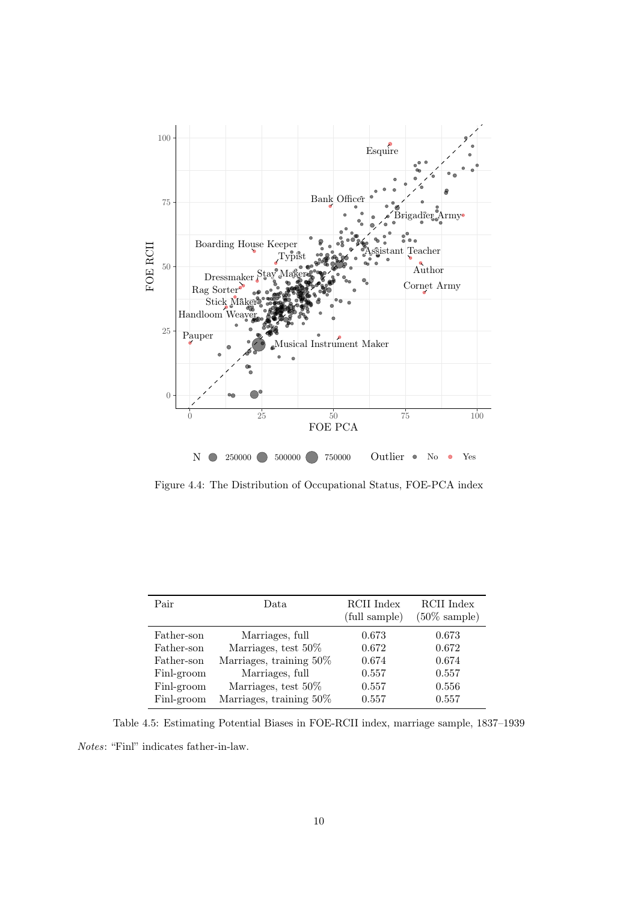Figure 4.4: The Distribution of Occupational Status, FOE-PCA index

| Pair | Data | RCII Index (full sample) | RCII Index (50% sample) |
|---|---|---|---|
| Father-son | Marriages, full | 0.673 | 0.673 |
| Father-son | Marriages, test 50% | 0.672 | 0.672 |
| Father-son | Marriages, training 50% | 0.674 | 0.674 |
| Finl-groom | Marriages, full | 0.557 | 0.557 |
| Finl-groom | Marriages, test 50% | 0.557 | 0.556 |
| Finl-groom | Marriages, training 50% | 0.557 | 0.557 |

Table 4.5: Estimating Potential Biases in FOE-RCII index, marriage sample, 1837–1939

*Notes*: "Finl" indicates father-in-law.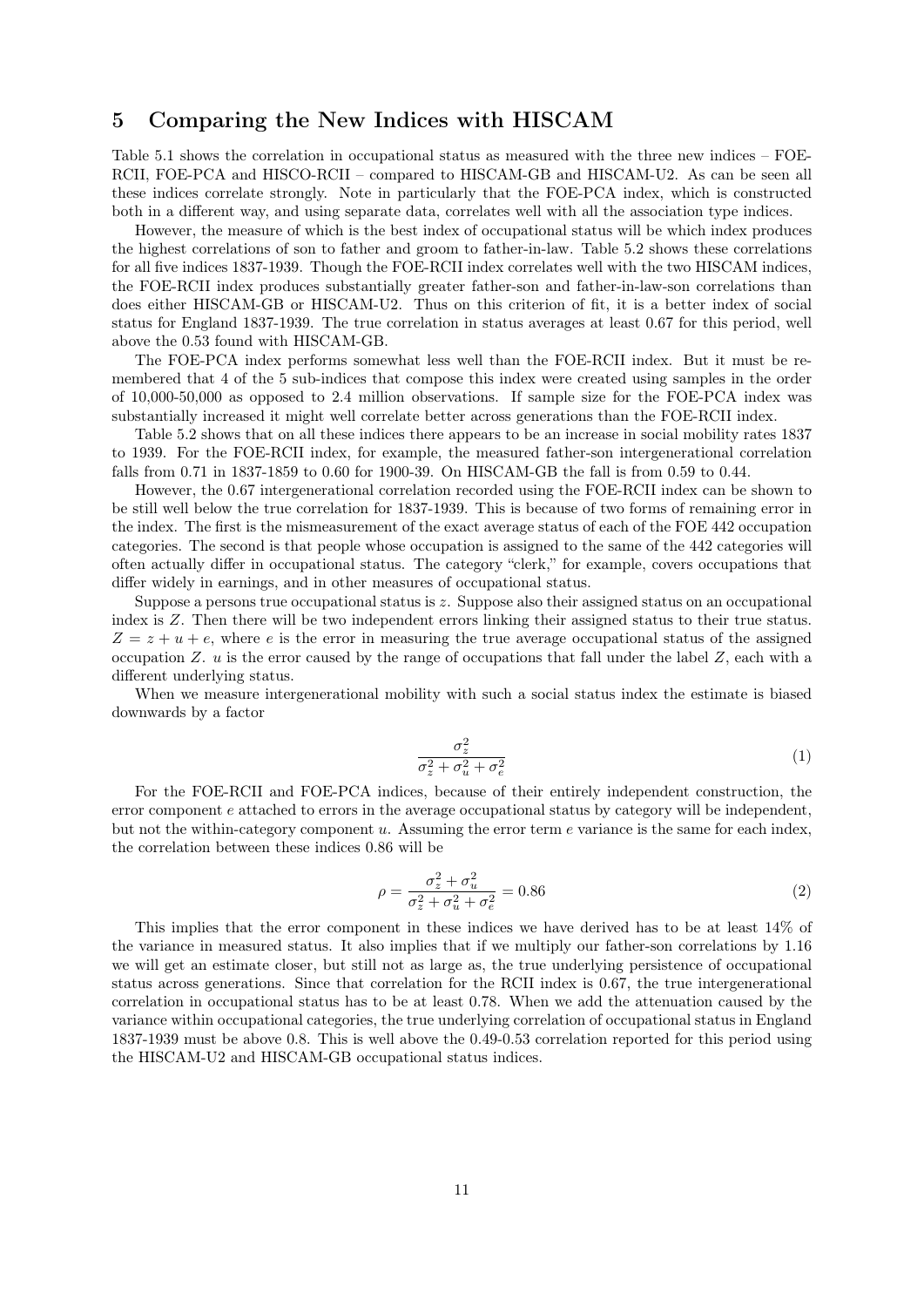## 5 Comparing the New Indices with HISCAM

Table 5.1 shows the correlation in occupational status as measured with the three new indices – FOE-RCII, FOE-PCA and HISCO-RCII – compared to HISCAM-GB and HISCAM-U2. As can be seen all these indices correlate strongly. Note in particularly that the FOE-PCA index, which is constructed both in a different way, and using separate data, correlates well with all the association type indices.

However, the measure of which is the best index of occupational status will be which index produces the highest correlations of son to father and groom to father-in-law. Table 5.2 shows these correlations for all five indices 1837-1939. Though the FOE-RCII index correlates well with the two HISCAM indices, the FOE-RCII index produces substantially greater father-son and father-in-law-son correlations than does either HISCAM-GB or HISCAM-U2. Thus on this criterion of fit, it is a better index of social status for England 1837-1939. The true correlation in status averages at least 0.67 for this period, well above the 0.53 found with HISCAM-GB.

The FOE-PCA index performs somewhat less well than the FOE-RCII index. But it must be remembered that 4 of the 5 sub-indices that compose this index were created using samples in the order of 10,000-50,000 as opposed to 2.4 million observations. If sample size for the FOE-PCA index was substantially increased it might well correlate better across generations than the FOE-RCII index.

Table 5.2 shows that on all these indices there appears to be an increase in social mobility rates 1837 to 1939. For the FOE-RCII index, for example, the measured father-son intergenerational correlation falls from 0.71 in 1837-1859 to 0.60 for 1900-39. On HISCAM-GB the fall is from 0.59 to 0.44.

However, the 0.67 intergenerational correlation recorded using the FOE-RCII index can be shown to be still well below the true correlation for 1837-1939. This is because of two forms of remaining error in the index. The first is the mismeasurement of the exact average status of each of the FOE 442 occupation categories. The second is that people whose occupation is assigned to the same of the 442 categories will often actually differ in occupational status. The category "clerk," for example, covers occupations that differ widely in earnings, and in other measures of occupational status.

Suppose a persons true occupational status is $z$. Suppose also their assigned status on an occupational index is $Z$. Then there will be two independent errors linking their assigned status to their true status. $Z = z + u + e$, where $e$ is the error in measuring the true average occupational status of the assigned occupation $Z$. $u$ is the error caused by the range of occupations that fall under the label $Z$, each with a different underlying status.

When we measure intergenerational mobility with such a social status index the estimate is biased downwards by a factor

$$\frac{\sigma_z^2}{\sigma_z^2 + \sigma_u^2 + \sigma_e^2} \tag{1}$$

For the FOE-RCII and FOE-PCA indices, because of their entirely independent construction, the error component $e$ attached to errors in the average occupational status by category will be independent, but not the within-category component $u$. Assuming the error term $e$ variance is the same for each index, the correlation between these indices 0.86 will be

$$\rho = \frac{\sigma_z^2 + \sigma_u^2}{\sigma_z^2 + \sigma_u^2 + \sigma_e^2} = 0.86 \tag{2}$$

This implies that the error component in these indices we have derived has to be at least 14% of the variance in measured status. It also implies that if we multiply our father-son correlations by 1.16 we will get an estimate closer, but still not as large as, the true underlying persistence of occupational status across generations. Since that correlation for the RCII index is 0.67, the true intergenerational correlation in occupational status has to be at least 0.78. When we add the attenuation caused by the variance within occupational categories, the true underlying correlation of occupational status in England 1837-1939 must be above 0.8. This is well above the 0.49-0.53 correlation reported for this period using the HISCAM-U2 and HISCAM-GB occupational status indices.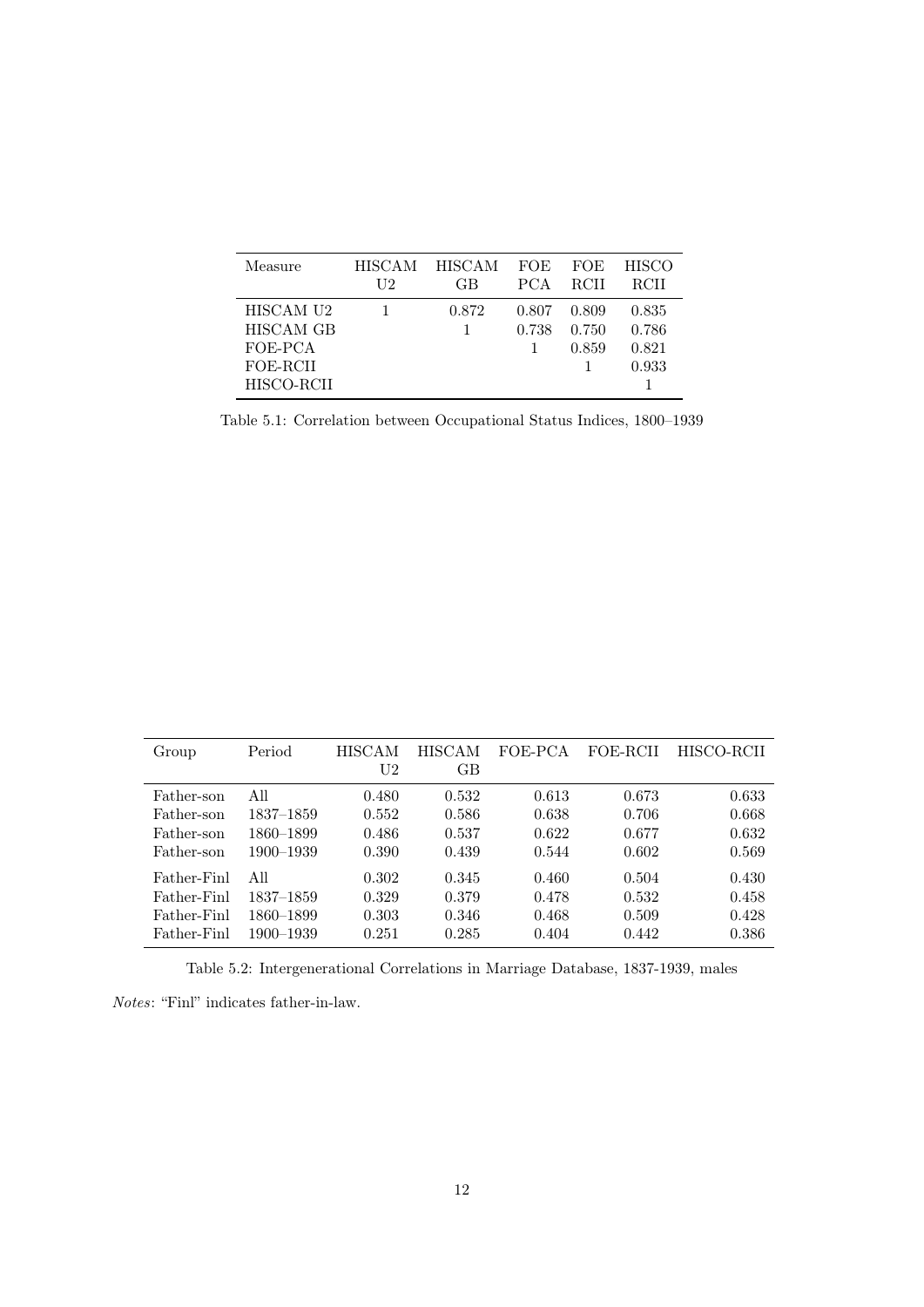| Measure | HISCAM U2 | HISCAM GB | FOE PCA | FOE RCII | HISCO RCII |
|---|---|---|---|---|---|
| HISCAM U2 | 1 | 0.872 | 0.807 | 0.809 | 0.835 |
| HISCAM GB | | 1 | 0.738 | 0.750 | 0.786 |
| FOE-PCA | | | 1 | 0.859 | 0.821 |
| FOE-RCII | | | | 1 | 0.933 |
| HISCO-RCII | | | | | 1 |

Table 5.1: Correlation between Occupational Status Indices, 1800–1939

| Group | Period | HISCAM U2 | HISCAM GB | FOE-PCA | FOE-RCII | HISCO-RCII |
|---|---|---|---|---|---|---|
| Father-son | All | 0.480 | 0.532 | 0.613 | 0.673 | 0.633 |
| Father-son | 1837–1859 | 0.552 | 0.586 | 0.638 | 0.706 | 0.668 |
| Father-son | 1860–1899 | 0.486 | 0.537 | 0.622 | 0.677 | 0.632 |
| Father-son | 1900–1939 | 0.390 | 0.439 | 0.544 | 0.602 | 0.569 |
| Father-Finl | All | 0.302 | 0.345 | 0.460 | 0.504 | 0.430 |
| Father-Finl | 1837–1859 | 0.329 | 0.379 | 0.478 | 0.532 | 0.458 |
| Father-Finl | 1860–1899 | 0.303 | 0.346 | 0.468 | 0.509 | 0.428 |
| Father-Finl | 1900–1939 | 0.251 | 0.285 | 0.404 | 0.442 | 0.386 |

Table 5.2: Intergenerational Correlations in Marriage Database, 1837-1939, males

*Notes*: "Finl" indicates father-in-law.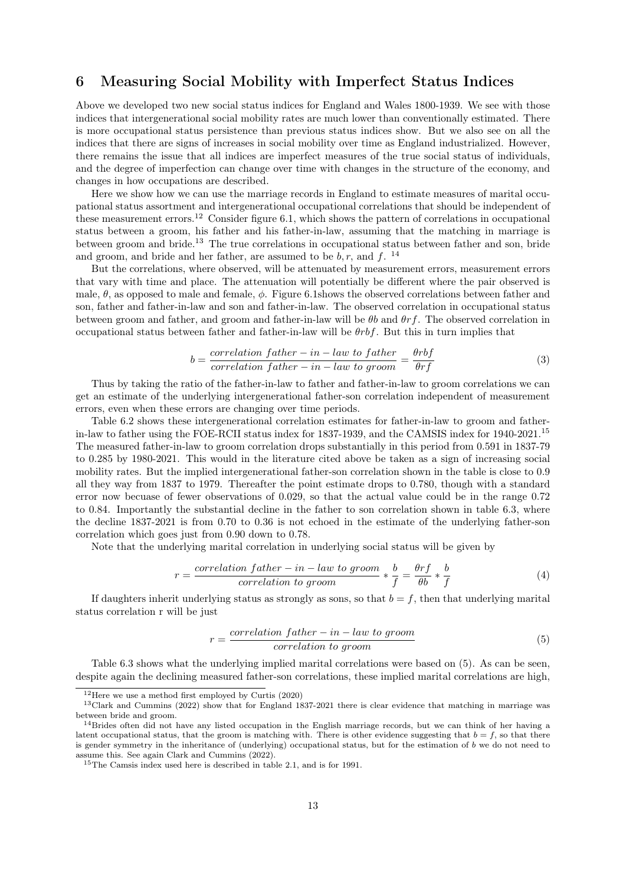## 6 Measuring Social Mobility with Imperfect Status Indices

Above we developed two new social status indices for England and Wales 1800-1939. We see with those indices that intergenerational social mobility rates are much lower than conventionally estimated. There is more occupational status persistence than previous status indices show. But we also see on all the indices that there are signs of increases in social mobility over time as England industrialized. However, there remains the issue that all indices are imperfect measures of the true social status of individuals, and the degree of imperfection can change over time with changes in the structure of the economy, and changes in how occupations are described.

Here we show how we can use the marriage records in England to estimate measures of marital occupational status assortment and intergenerational occupational correlations that should be independent of these measurement errors.[12] Consider figure 6.1, which shows the pattern of correlations in occupational status between a groom, his father and his father-in-law, assuming that the matching in marriage is between groom and bride.[13] The true correlations in occupational status between father and son, bride and groom, and bride and her father, are assumed to be $b, r$, and $f$. [14]

But the correlations, where observed, will be attenuated by measurement errors, measurement errors that vary with time and place. The attenuation will potentially be different where the pair observed is male, $\theta$, as opposed to male and female, $\phi$. Figure 6.1shows the observed correlations between father and son, father and father-in-law and son and father-in-law. The observed correlation in occupational status between groom and father, and groom and father-in-law will be $\theta b$ and $\theta rf$. The observed correlation in occupational status between father and father-in-law will be $\theta rbf$. But this in turn implies that

$$b = \frac{correlation\ father-in-law\ to\ father}{correlation\ father-in-law\ to\ groom} = \frac{\theta rbf}{\theta rf} \tag{3}$$

Thus by taking the ratio of the father-in-law to father and father-in-law to groom correlations we can get an estimate of the underlying intergenerational father-son correlation independent of measurement errors, even when these errors are changing over time periods.

Table 6.2 shows these intergenerational correlation estimates for father-in-law to groom and father-in-law to father using the FOE-RCII status index for 1837-1939, and the CAMSIS index for 1940-2021.[15] The measured father-in-law to groom correlation drops substantially in this period from 0.591 in 1837-79 to 0.285 by 1980-2021. This would in the literature cited above be taken as a sign of increasing social mobility rates. But the implied intergenerational father-son correlation shown in the table is close to 0.9 all they way from 1837 to 1979. Thereafter the point estimate drops to 0.780, though with a standard error now becuase of fewer observations of 0.029, so that the actual value could be in the range 0.72 to 0.84. Importantly the substantial decline in the father to son correlation shown in table 6.3, where the decline 1837-2021 is from 0.70 to 0.36 is not echoed in the estimate of the underlying father-son correlation which goes just from 0.90 down to 0.78.

Note that the underlying marital correlation in underlying social status will be given by

$$r = \frac{correlation\ father-in-law\ to\ groom}{correlation\ to\ groom} * \frac{b}{f} = \frac{\theta rf}{\theta b} * \frac{b}{f} \tag{4}$$

If daughters inherit underlying status as strongly as sons, so that $b = f$, then that underlying marital status correlation r will be just

$$r = \frac{correlation\ father-in-law\ to\ groom}{correlation\ to\ groom} \tag{5}$$

Table 6.3 shows what the underlying implied marital correlations were based on (5). As can be seen, despite again the declining measured father-son correlations, these implied marital correlations are high,

[12] Here we use a method first employed by Curtis (2020)

[13] Clark and Cummins (2022) show that for England 1837-2021 there is clear evidence that matching in marriage was between bride and groom.

[14] Brides often did not have any listed occupation in the English marriage records, but we can think of her having a latent occupational status, that the groom is matching with. There is other evidence suggesting that $b = f$, so that there is gender symmetry in the inheritance of (underlying) occupational status, but for the estimation of $b$ we do not need to assume this. See again Clark and Cummins (2022).

[15] The Camsis index used here is described in table 2.1, and is for 1991.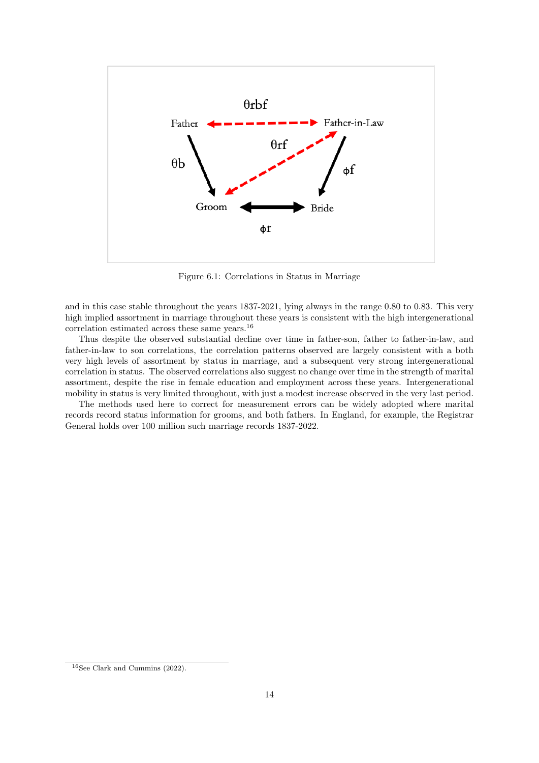Figure 6.1: Correlations in Status in Marriage

and in this case stable throughout the years 1837-2021, lying always in the range 0.80 to 0.83. This very high implied assortment in marriage throughout these years is consistent with the high intergenerational correlation estimated across these same years.[16]

Thus despite the observed substantial decline over time in father-son, father to father-in-law, and father-in-law to son correlations, the correlation patterns observed are largely consistent with a both very high levels of assortment by status in marriage, and a subsequent very strong intergenerational correlation in status. The observed correlations also suggest no change over time in the strength of marital assortment, despite the rise in female education and employment across these years. Intergenerational mobility in status is very limited throughout, with just a modest increase observed in the very last period.

The methods used here to correct for measurement errors can be widely adopted where marital records record status information for grooms, and both fathers. In England, for example, the Registrar General holds over 100 million such marriage records 1837-2022.

[16] See Clark and Cummins (2022).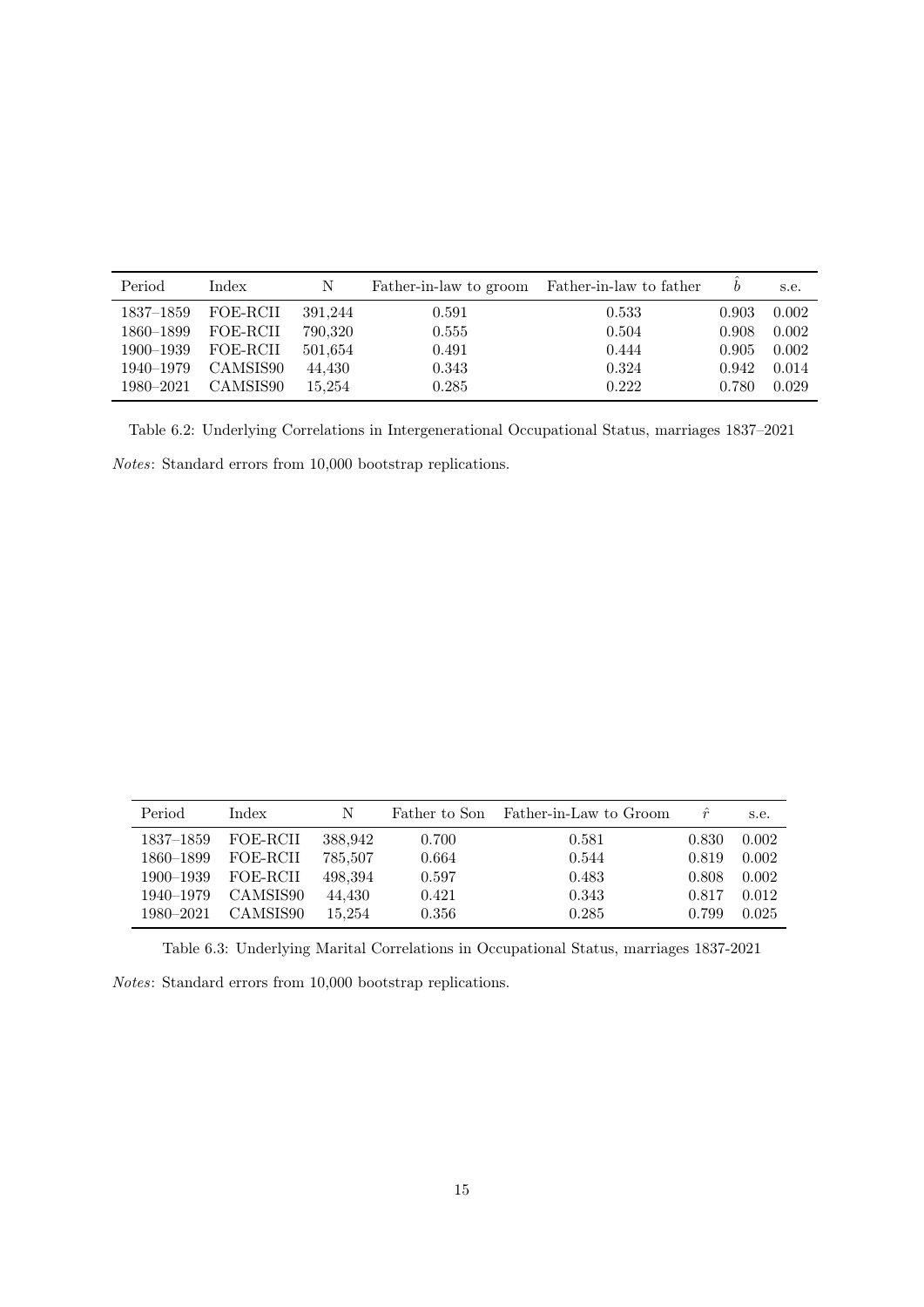| Period | Index | N | Father-in-law to groom | Father-in-law to father | $\hat{b}$ | s.e. |
|---|---|---|---|---|---|---|
| 1837–1859 | FOE-RCII | 391,244 | 0.591 | 0.533 | 0.903 | 0.002 |
| 1860–1899 | FOE-RCII | 790,320 | 0.555 | 0.504 | 0.908 | 0.002 |
| 1900–1939 | FOE-RCII | 501,654 | 0.491 | 0.444 | 0.905 | 0.002 |
| 1940–1979 | CAMSIS90 | 44,430 | 0.343 | 0.324 | 0.942 | 0.014 |
| 1980–2021 | CAMSIS90 | 15,254 | 0.285 | 0.222 | 0.780 | 0.029 |

Table 6.2: Underlying Correlations in Intergenerational Occupational Status, marriages 1837–2021

*Notes*: Standard errors from 10,000 bootstrap replications.

| Period | Index | N | Father to Son | Father-in-Law to Groom | $\hat{r}$ | s.e. |
|---|---|---|---|---|---|---|
| 1837–1859 | FOE-RCII | 388,942 | 0.700 | 0.581 | 0.830 | 0.002 |
| 1860–1899 | FOE-RCII | 785,507 | 0.664 | 0.544 | 0.819 | 0.002 |
| 1900–1939 | FOE-RCII | 498,394 | 0.597 | 0.483 | 0.808 | 0.002 |
| 1940–1979 | CAMSIS90 | 44,430 | 0.421 | 0.343 | 0.817 | 0.012 |
| 1980–2021 | CAMSIS90 | 15,254 | 0.356 | 0.285 | 0.799 | 0.025 |

Table 6.3: Underlying Marital Correlations in Occupational Status, marriages 1837-2021

*Notes*: Standard errors from 10,000 bootstrap replications.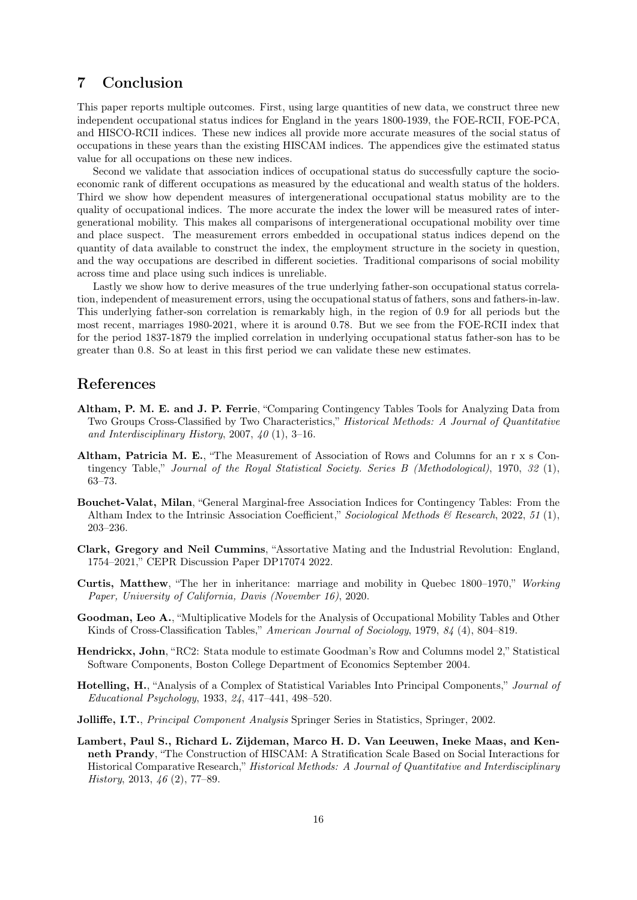## 7 Conclusion

This paper reports multiple outcomes. First, using large quantities of new data, we construct three new independent occupational status indices for England in the years 1800-1939, the FOE-RCII, FOE-PCA, and HISCO-RCII indices. These new indices all provide more accurate measures of the social status of occupations in these years than the existing HISCAM indices. The appendices give the estimated status value for all occupations on these new indices.

Second we validate that association indices of occupational status do successfully capture the socio-economic rank of different occupations as measured by the educational and wealth status of the holders. Third we show how dependent measures of intergenerational occupational status mobility are to the quality of occupational indices. The more accurate the index the lower will be measured rates of intergenerational mobility. This makes all comparisons of intergenerational occupational mobility over time and place suspect. The measurement errors embedded in occupational status indices depend on the quantity of data available to construct the index, the employment structure in the society in question, and the way occupations are described in different societies. Traditional comparisons of social mobility across time and place using such indices is unreliable.

Lastly we show how to derive measures of the true underlying father-son occupational status correlation, independent of measurement errors, using the occupational status of fathers, sons and fathers-in-law. This underlying father-son correlation is remarkably high, in the region of 0.9 for all periods but the most recent, marriages 1980-2021, where it is around 0.78. But we see from the FOE-RCII index that for the period 1837-1879 the implied correlation in underlying occupational status father-son has to be greater than 0.8. So at least in this first period we can validate these new estimates.

## References

**Altham, P. M. E. and J. P. Ferrie**, "Comparing Contingency Tables Tools for Analyzing Data from Two Groups Cross-Classified by Two Characteristics," *Historical Methods: A Journal of Quantitative and Interdisciplinary History*, 2007, *40* (1), 3–16.

**Altham, Patricia M. E.**, "The Measurement of Association of Rows and Columns for an r x s Contingency Table," *Journal of the Royal Statistical Society. Series B (Methodological)*, 1970, *32* (1), 63–73.

**Bouchet-Valat, Milan**, "General Marginal-free Association Indices for Contingency Tables: From the Altham Index to the Intrinsic Association Coefficient," *Sociological Methods & Research*, 2022, *51* (1), 203–236.

**Clark, Gregory and Neil Cummins**, "Assortative Mating and the Industrial Revolution: England, 1754–2021," CEPR Discussion Paper DP17074 2022.

**Curtis, Matthew**, "The her in inheritance: marriage and mobility in Quebec 1800–1970," *Working Paper, University of California, Davis (November 16)*, 2020.

**Goodman, Leo A.**, "Multiplicative Models for the Analysis of Occupational Mobility Tables and Other Kinds of Cross-Classification Tables," *American Journal of Sociology*, 1979, *84* (4), 804–819.

**Hendrickx, John**, "RC2: Stata module to estimate Goodman's Row and Columns model 2," Statistical Software Components, Boston College Department of Economics September 2004.

**Hotelling, H.**, "Analysis of a Complex of Statistical Variables Into Principal Components," *Journal of Educational Psychology*, 1933, *24*, 417–441, 498–520.

**Jolliffe, I.T.**, *Principal Component Analysis* Springer Series in Statistics, Springer, 2002.

**Lambert, Paul S., Richard L. Zijdeman, Marco H. D. Van Leeuwen, Ineke Maas, and Kenneth Prandy**, "The Construction of HISCAM: A Stratification Scale Based on Social Interactions for Historical Comparative Research," *Historical Methods: A Journal of Quantitative and Interdisciplinary History*, 2013, *46* (2), 77–89.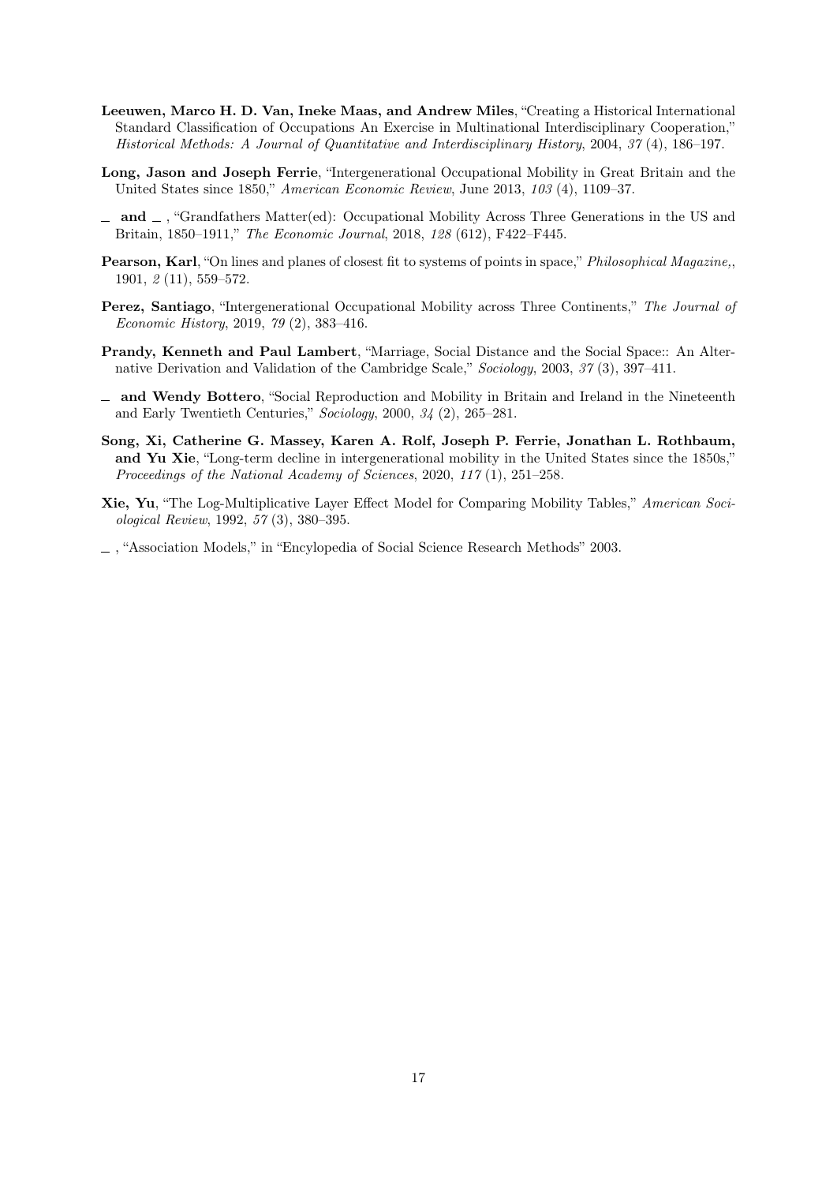**Leeuwen, Marco H. D. Van, Ineke Maas, and Andrew Miles**, "Creating a Historical International Standard Classification of Occupations An Exercise in Multinational Interdisciplinary Cooperation," *Historical Methods: A Journal of Quantitative and Interdisciplinary History*, 2004, *37* (4), 186–197.

**Long, Jason and Joseph Ferrie**, "Intergenerational Occupational Mobility in Great Britain and the United States since 1850," *American Economic Review*, June 2013, *103* (4), 1109–37.

__ **and** __ , "Grandfathers Matter(ed): Occupational Mobility Across Three Generations in the US and Britain, 1850–1911," *The Economic Journal*, 2018, *128* (612), F422–F445.

**Pearson, Karl**, "On lines and planes of closest fit to systems of points in space," *Philosophical Magazine,*, 1901, *2* (11), 559–572.

**Perez, Santiago**, "Intergenerational Occupational Mobility across Three Continents," *The Journal of Economic History*, 2019, *79* (2), 383–416.

**Prandy, Kenneth and Paul Lambert**, "Marriage, Social Distance and the Social Space:: An Alternative Derivation and Validation of the Cambridge Scale," *Sociology*, 2003, *37* (3), 397–411.

__ **and Wendy Bottero**, "Social Reproduction and Mobility in Britain and Ireland in the Nineteenth and Early Twentieth Centuries," *Sociology*, 2000, *34* (2), 265–281.

**Song, Xi, Catherine G. Massey, Karen A. Rolf, Joseph P. Ferrie, Jonathan L. Rothbaum, and Yu Xie**, "Long-term decline in intergenerational mobility in the United States since the 1850s," *Proceedings of the National Academy of Sciences*, 2020, *117* (1), 251–258.

**Xie, Yu**, "The Log-Multiplicative Layer Effect Model for Comparing Mobility Tables," *American Sociological Review*, 1992, *57* (3), 380–395.

__ , "Association Models," in "Encylopedia of Social Science Research Methods" 2003.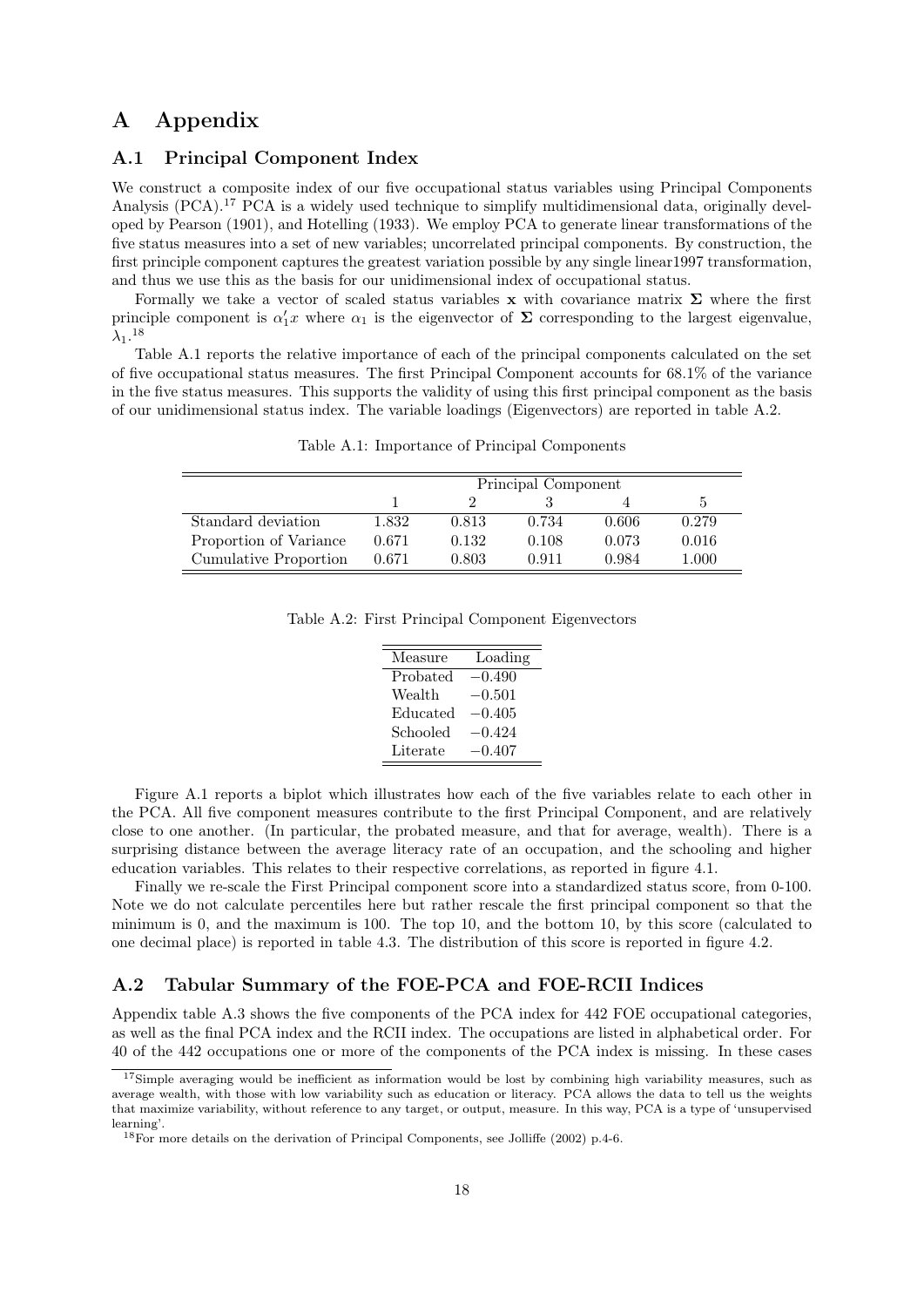# A Appendix

## A.1 Principal Component Index

We construct a composite index of our five occupational status variables using Principal Components Analysis (PCA).[17] PCA is a widely used technique to simplify multidimensional data, originally developed by Pearson (1901), and Hotelling (1933). We employ PCA to generate linear transformations of the five status measures into a set of new variables; uncorrelated principal components. By construction, the first principle component captures the greatest variation possible by any single linear1997 transformation, and thus we use this as the basis for our unidimensional index of occupational status.

Formally we take a vector of scaled status variables $\mathbf{x}$ with covariance matrix $\mathbf{\Sigma}$ where the first principle component is $\alpha_1' x$ where $\alpha_1$ is the eigenvector of $\mathbf{\Sigma}$ corresponding to the largest eigenvalue, $\lambda_1$.[18]

Table A.1 reports the relative importance of each of the principal components calculated on the set of five occupational status measures. The first Principal Component accounts for 68.1% of the variance in the five status measures. This supports the validity of using this first principal component as the basis of our unidimensional status index. The variable loadings (Eigenvectors) are reported in table A.2.

Table A.1: Importance of Principal Components

| | Principal Component | | | | |
|---|---|---|---|---|---|
| | 1 | 2 | 3 | 4 | 5 |
| Standard deviation | 1.832 | 0.813 | 0.734 | 0.606 | 0.279 |
| Proportion of Variance | 0.671 | 0.132 | 0.108 | 0.073 | 0.016 |
| Cumulative Proportion | 0.671 | 0.803 | 0.911 | 0.984 | 1.000 |

Table A.2: First Principal Component Eigenvectors

| Measure | Loading |
|---|---|
| Probated | −0.490 |
| Wealth | −0.501 |
| Educated | −0.405 |
| Schooled | −0.424 |
| Literate | −0.407 |

Figure A.1 reports a biplot which illustrates how each of the five variables relate to each other in the PCA. All five component measures contribute to the first Principal Component, and are relatively close to one another. (In particular, the probated measure, and that for average, wealth). There is a surprising distance between the average literacy rate of an occupation, and the schooling and higher education variables. This relates to their respective correlations, as reported in figure 4.1.

Finally we re-scale the First Principal component score into a standardized status score, from 0-100. Note we do not calculate percentiles here but rather rescale the first principal component so that the minimum is 0, and the maximum is 100. The top 10, and the bottom 10, by this score (calculated to one decimal place) is reported in table 4.3. The distribution of this score is reported in figure 4.2.

## A.2 Tabular Summary of the FOE-PCA and FOE-RCII Indices

Appendix table A.3 shows the five components of the PCA index for 442 FOE occupational categories, as well as the final PCA index and the RCII index. The occupations are listed in alphabetical order. For 40 of the 442 occupations one or more of the components of the PCA index is missing. In these cases

[17] Simple averaging would be inefficient as information would be lost by combining high variability measures, such as average wealth, with those with low variability such as education or literacy. PCA allows the data to tell us the weights that maximize variability, without reference to any target, or output, measure. In this way, PCA is a type of 'unsupervised learning'.

[18] For more details on the derivation of Principal Components, see Jolliffe (2002) p.4-6.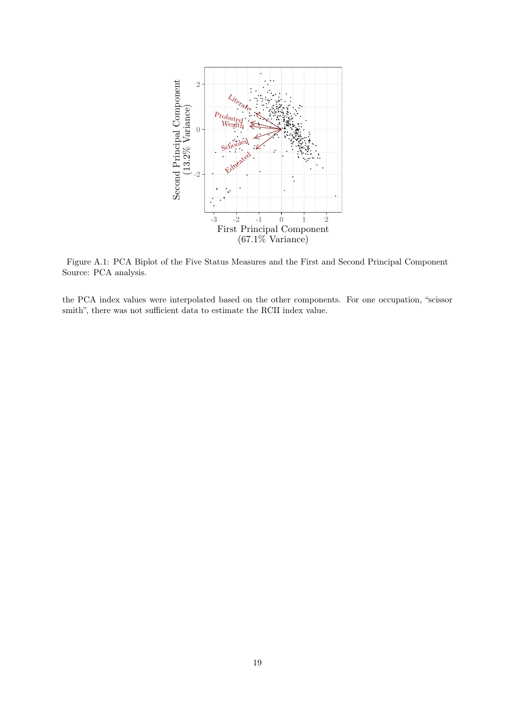Figure A.1: PCA Biplot of the Five Status Measures and the First and Second Principal Component
Source: PCA analysis.

the PCA index values were interpolated based on the other components. For one occupation, "scissor smith", there was not sufficient data to estimate the RCII index value.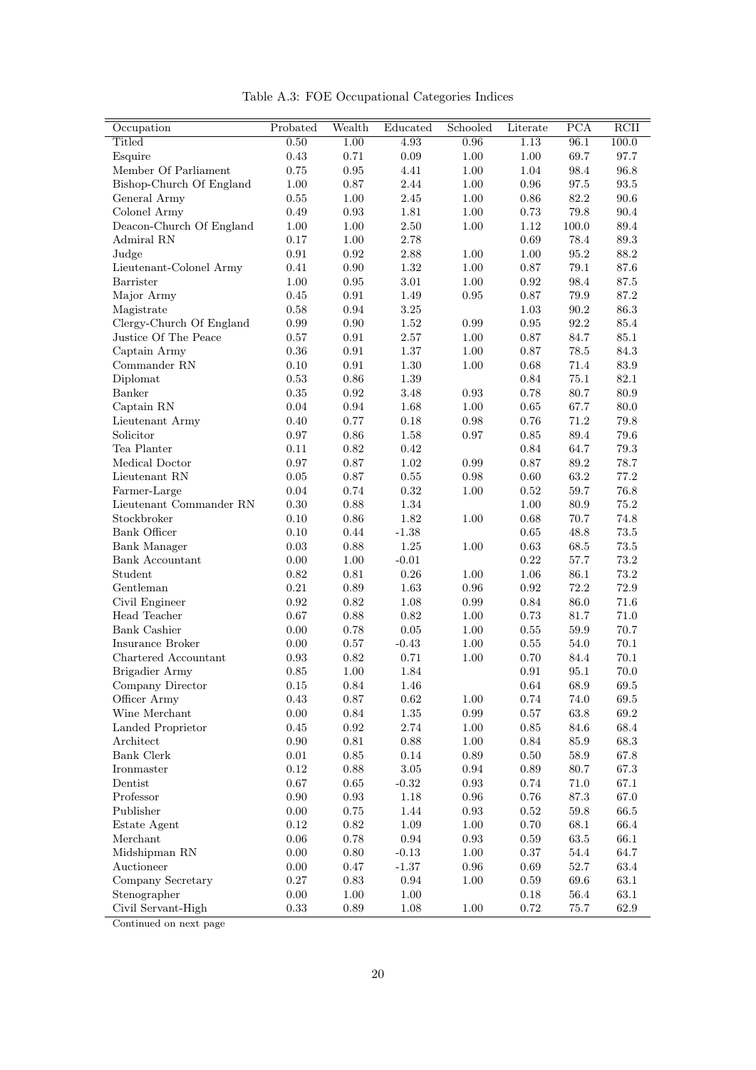Table A.3: FOE Occupational Categories Indices

| Occupation | Probated | Wealth | Educated | Schooled | Literate | PCA | RCII |
|---|---|---|---|---|---|---|---|
| Titled | 0.50 | 1.00 | 4.93 | 0.96 | 1.13 | 96.1 | 100.0 |
| Esquire | 0.43 | 0.71 | 0.09 | 1.00 | 1.00 | 69.7 | 97.7 |
| Member Of Parliament | 0.75 | 0.95 | 4.41 | 1.00 | 1.04 | 98.4 | 96.8 |
| Bishop-Church Of England | 1.00 | 0.87 | 2.44 | 1.00 | 0.96 | 97.5 | 93.5 |
| General Army | 0.55 | 1.00 | 2.45 | 1.00 | 0.86 | 82.2 | 90.6 |
| Colonel Army | 0.49 | 0.93 | 1.81 | 1.00 | 0.73 | 79.8 | 90.4 |
| Deacon-Church Of England | 1.00 | 1.00 | 2.50 | 1.00 | 1.12 | 100.0 | 89.4 |
| Admiral RN | 0.17 | 1.00 | 2.78 | | 0.69 | 78.4 | 89.3 |
| Judge | 0.91 | 0.92 | 2.88 | 1.00 | 1.00 | 95.2 | 88.2 |
| Lieutenant-Colonel Army | 0.41 | 0.90 | 1.32 | 1.00 | 0.87 | 79.1 | 87.6 |
| Barrister | 1.00 | 0.95 | 3.01 | 1.00 | 0.92 | 98.4 | 87.5 |
| Major Army | 0.45 | 0.91 | 1.49 | 0.95 | 0.87 | 79.9 | 87.2 |
| Magistrate | 0.58 | 0.94 | 3.25 | | 1.03 | 90.2 | 86.3 |
| Clergy-Church Of England | 0.99 | 0.90 | 1.52 | 0.99 | 0.95 | 92.2 | 85.4 |
| Justice Of The Peace | 0.57 | 0.91 | 2.57 | 1.00 | 0.87 | 84.7 | 85.1 |
| Captain Army | 0.36 | 0.91 | 1.37 | 1.00 | 0.87 | 78.5 | 84.3 |
| Commander RN | 0.10 | 0.91 | 1.30 | 1.00 | 0.68 | 71.4 | 83.9 |
| Diplomat | 0.53 | 0.86 | 1.39 | | 0.84 | 75.1 | 82.1 |
| Banker | 0.35 | 0.92 | 3.48 | 0.93 | 0.78 | 80.7 | 80.9 |
| Captain RN | 0.04 | 0.94 | 1.68 | 1.00 | 0.65 | 67.7 | 80.0 |
| Lieutenant Army | 0.40 | 0.77 | 0.18 | 0.98 | 0.76 | 71.2 | 79.8 |
| Solicitor | 0.97 | 0.86 | 1.58 | 0.97 | 0.85 | 89.4 | 79.6 |
| Tea Planter | 0.11 | 0.82 | 0.42 | | 0.84 | 64.7 | 79.3 |
| Medical Doctor | 0.97 | 0.87 | 1.02 | 0.99 | 0.87 | 89.2 | 78.7 |
| Lieutenant RN | 0.05 | 0.87 | 0.55 | 0.98 | 0.60 | 63.2 | 77.2 |
| Farmer-Large | 0.04 | 0.74 | 0.32 | 1.00 | 0.52 | 59.7 | 76.8 |
| Lieutenant Commander RN | 0.30 | 0.88 | 1.34 | | 1.00 | 80.9 | 75.2 |
| Stockbroker | 0.10 | 0.86 | 1.82 | 1.00 | 0.68 | 70.7 | 74.8 |
| Bank Officer | 0.10 | 0.44 | -1.38 | | 0.65 | 48.8 | 73.5 |
| Bank Manager | 0.03 | 0.88 | 1.25 | 1.00 | 0.63 | 68.5 | 73.5 |
| Bank Accountant | 0.00 | 1.00 | -0.01 | | 0.22 | 57.7 | 73.2 |
| Student | 0.82 | 0.81 | 0.26 | 1.00 | 1.06 | 86.1 | 73.2 |
| Gentleman | 0.21 | 0.89 | 1.63 | 0.96 | 0.92 | 72.2 | 72.9 |
| Civil Engineer | 0.92 | 0.82 | 1.08 | 0.99 | 0.84 | 86.0 | 71.6 |
| Head Teacher | 0.67 | 0.88 | 0.82 | 1.00 | 0.73 | 81.7 | 71.0 |
| Bank Cashier | 0.00 | 0.78 | 0.05 | 1.00 | 0.55 | 59.9 | 70.7 |
| Insurance Broker | 0.00 | 0.57 | -0.43 | 1.00 | 0.55 | 54.0 | 70.1 |
| Chartered Accountant | 0.93 | 0.82 | 0.71 | 1.00 | 0.70 | 84.4 | 70.1 |
| Brigadier Army | 0.85 | 1.00 | 1.84 | | 0.91 | 95.1 | 70.0 |
| Company Director | 0.15 | 0.84 | 1.46 | | 0.64 | 68.9 | 69.5 |
| Officer Army | 0.43 | 0.87 | 0.62 | 1.00 | 0.74 | 74.0 | 69.5 |
| Wine Merchant | 0.00 | 0.84 | 1.35 | 0.99 | 0.57 | 63.8 | 69.2 |
| Landed Proprietor | 0.45 | 0.92 | 2.74 | 1.00 | 0.85 | 84.6 | 68.4 |
| Architect | 0.90 | 0.81 | 0.88 | 1.00 | 0.84 | 85.9 | 68.3 |
| Bank Clerk | 0.01 | 0.85 | 0.14 | 0.89 | 0.50 | 58.9 | 67.8 |
| Ironmaster | 0.12 | 0.88 | 3.05 | 0.94 | 0.89 | 80.7 | 67.3 |
| Dentist | 0.67 | 0.65 | -0.32 | 0.93 | 0.74 | 71.0 | 67.1 |
| Professor | 0.90 | 0.93 | 1.18 | 0.96 | 0.76 | 87.3 | 67.0 |
| Publisher | 0.00 | 0.75 | 1.44 | 0.93 | 0.52 | 59.8 | 66.5 |
| Estate Agent | 0.12 | 0.82 | 1.09 | 1.00 | 0.70 | 68.1 | 66.4 |
| Merchant | 0.06 | 0.78 | 0.94 | 0.93 | 0.59 | 63.5 | 66.1 |
| Midshipman RN | 0.00 | 0.80 | -0.13 | 1.00 | 0.37 | 54.4 | 64.7 |
| Auctioneer | 0.00 | 0.47 | -1.37 | 0.96 | 0.69 | 52.7 | 63.4 |
| Company Secretary | 0.27 | 0.83 | 0.94 | 1.00 | 0.59 | 69.6 | 63.1 |
| Stenographer | 0.00 | 1.00 | 1.00 | | 0.18 | 56.4 | 63.1 |
| Civil Servant-High | 0.33 | 0.89 | 1.08 | 1.00 | 0.72 | 75.7 | 62.9 |

Continued on next page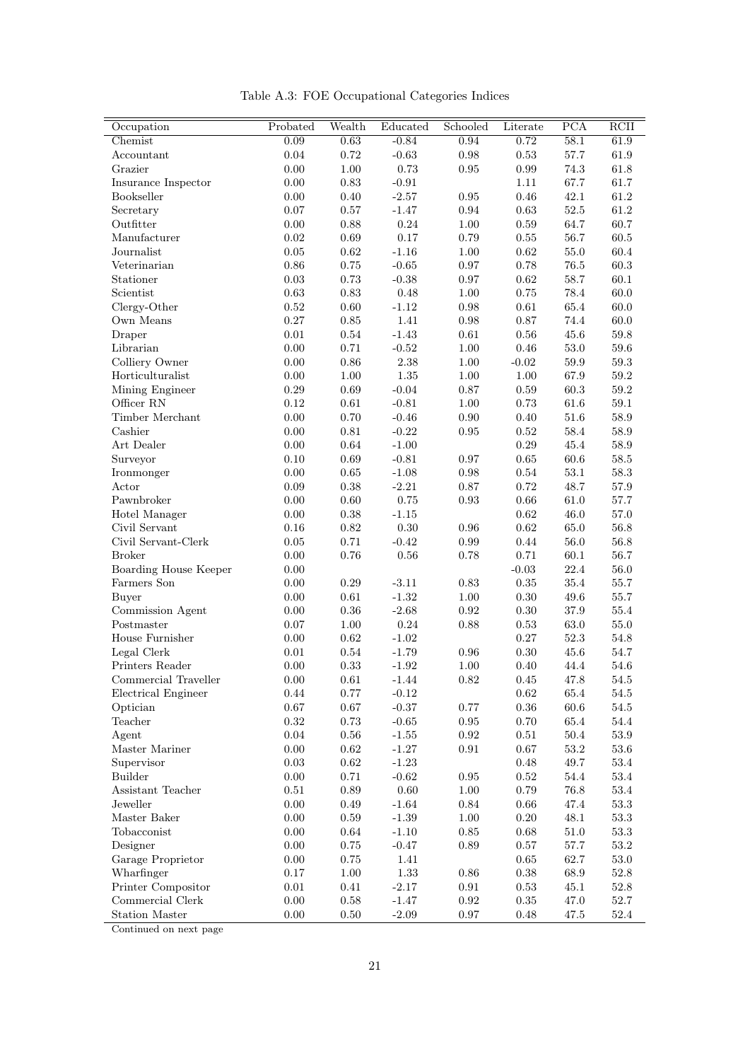Table A.3: FOE Occupational Categories Indices

| Occupation | Probated | Wealth | Educated | Schooled | Literate | PCA | RCII |
|---|---|---|---|---|---|---|---|
| Chemist | 0.09 | 0.63 | -0.84 | 0.94 | 0.72 | 58.1 | 61.9 |
| Accountant | 0.04 | 0.72 | -0.63 | 0.98 | 0.53 | 57.7 | 61.9 |
| Grazier | 0.00 | 1.00 | 0.73 | 0.95 | 0.99 | 74.3 | 61.8 |
| Insurance Inspector | 0.00 | 0.83 | -0.91 | | 1.11 | 67.7 | 61.7 |
| Bookseller | 0.00 | 0.40 | -2.57 | 0.95 | 0.46 | 42.1 | 61.2 |
| Secretary | 0.07 | 0.57 | -1.47 | 0.94 | 0.63 | 52.5 | 61.2 |
| Outfitter | 0.00 | 0.88 | 0.24 | 1.00 | 0.59 | 64.7 | 60.7 |
| Manufacturer | 0.02 | 0.69 | 0.17 | 0.79 | 0.55 | 56.7 | 60.5 |
| Journalist | 0.05 | 0.62 | -1.16 | 1.00 | 0.62 | 55.0 | 60.4 |
| Veterinarian | 0.86 | 0.75 | -0.65 | 0.97 | 0.78 | 76.5 | 60.3 |
| Stationer | 0.03 | 0.73 | -0.38 | 0.97 | 0.62 | 58.7 | 60.1 |
| Scientist | 0.63 | 0.83 | 0.48 | 1.00 | 0.75 | 78.4 | 60.0 |
| Clergy-Other | 0.52 | 0.60 | -1.12 | 0.98 | 0.61 | 65.4 | 60.0 |
| Own Means | 0.27 | 0.85 | 1.41 | 0.98 | 0.87 | 74.4 | 60.0 |
| Draper | 0.01 | 0.54 | -1.43 | 0.61 | 0.56 | 45.6 | 59.8 |
| Librarian | 0.00 | 0.71 | -0.52 | 1.00 | 0.46 | 53.0 | 59.6 |
| Colliery Owner | 0.00 | 0.86 | 2.38 | 1.00 | -0.02 | 59.9 | 59.3 |
| Horticulturalist | 0.00 | 1.00 | 1.35 | 1.00 | 1.00 | 67.9 | 59.2 |
| Mining Engineer | 0.29 | 0.69 | -0.04 | 0.87 | 0.59 | 60.3 | 59.2 |
| Officer RN | 0.12 | 0.61 | -0.81 | 1.00 | 0.73 | 61.6 | 59.1 |
| Timber Merchant | 0.00 | 0.70 | -0.46 | 0.90 | 0.40 | 51.6 | 58.9 |
| Cashier | 0.00 | 0.81 | -0.22 | 0.95 | 0.52 | 58.4 | 58.9 |
| Art Dealer | 0.00 | 0.64 | -1.00 | | 0.29 | 45.4 | 58.9 |
| Surveyor | 0.10 | 0.69 | -0.81 | 0.97 | 0.65 | 60.6 | 58.5 |
| Ironmonger | 0.00 | 0.65 | -1.08 | 0.98 | 0.54 | 53.1 | 58.3 |
| Actor | 0.09 | 0.38 | -2.21 | 0.87 | 0.72 | 48.7 | 57.9 |
| Pawnbroker | 0.00 | 0.60 | 0.75 | 0.93 | 0.66 | 61.0 | 57.7 |
| Hotel Manager | 0.00 | 0.38 | -1.15 | | 0.62 | 46.0 | 57.0 |
| Civil Servant | 0.16 | 0.82 | 0.30 | 0.96 | 0.62 | 65.0 | 56.8 |
| Civil Servant-Clerk | 0.05 | 0.71 | -0.42 | 0.99 | 0.44 | 56.0 | 56.8 |
| Broker | 0.00 | 0.76 | 0.56 | 0.78 | 0.71 | 60.1 | 56.7 |
| Boarding House Keeper | 0.00 | | | | -0.03 | 22.4 | 56.0 |
| Farmers Son | 0.00 | 0.29 | -3.11 | 0.83 | 0.35 | 35.4 | 55.7 |
| Buyer | 0.00 | 0.61 | -1.32 | 1.00 | 0.30 | 49.6 | 55.7 |
| Commission Agent | 0.00 | 0.36 | -2.68 | 0.92 | 0.30 | 37.9 | 55.4 |
| Postmaster | 0.07 | 1.00 | 0.24 | 0.88 | 0.53 | 63.0 | 55.0 |
| House Furnisher | 0.00 | 0.62 | -1.02 | | 0.27 | 52.3 | 54.8 |
| Legal Clerk | 0.01 | 0.54 | -1.79 | 0.96 | 0.30 | 45.6 | 54.7 |
| Printers Reader | 0.00 | 0.33 | -1.92 | 1.00 | 0.40 | 44.4 | 54.6 |
| Commercial Traveller | 0.00 | 0.61 | -1.44 | 0.82 | 0.45 | 47.8 | 54.5 |
| Electrical Engineer | 0.44 | 0.77 | -0.12 | | 0.62 | 65.4 | 54.5 |
| Optician | 0.67 | 0.67 | -0.37 | 0.77 | 0.36 | 60.6 | 54.5 |
| Teacher | 0.32 | 0.73 | -0.65 | 0.95 | 0.70 | 65.4 | 54.4 |
| Agent | 0.04 | 0.56 | -1.55 | 0.92 | 0.51 | 50.4 | 53.9 |
| Master Mariner | 0.00 | 0.62 | -1.27 | 0.91 | 0.67 | 53.2 | 53.6 |
| Supervisor | 0.03 | 0.62 | -1.23 | | 0.48 | 49.7 | 53.4 |
| Builder | 0.00 | 0.71 | -0.62 | 0.95 | 0.52 | 54.4 | 53.4 |
| Assistant Teacher | 0.51 | 0.89 | 0.60 | 1.00 | 0.79 | 76.8 | 53.4 |
| Jeweller | 0.00 | 0.49 | -1.64 | 0.84 | 0.66 | 47.4 | 53.3 |
| Master Baker | 0.00 | 0.59 | -1.39 | 1.00 | 0.20 | 48.1 | 53.3 |
| Tobacconist | 0.00 | 0.64 | -1.10 | 0.85 | 0.68 | 51.0 | 53.3 |
| Designer | 0.00 | 0.75 | -0.47 | 0.89 | 0.57 | 57.7 | 53.2 |
| Garage Proprietor | 0.00 | 0.75 | 1.41 | | 0.65 | 62.7 | 53.0 |
| Wharfinger | 0.17 | 1.00 | 1.33 | 0.86 | 0.38 | 68.9 | 52.8 |
| Printer Compositor | 0.01 | 0.41 | -2.17 | 0.91 | 0.53 | 45.1 | 52.8 |
| Commercial Clerk | 0.00 | 0.58 | -1.47 | 0.92 | 0.35 | 47.0 | 52.7 |
| Station Master | 0.00 | 0.50 | -2.09 | 0.97 | 0.48 | 47.5 | 52.4 |

Continued on next page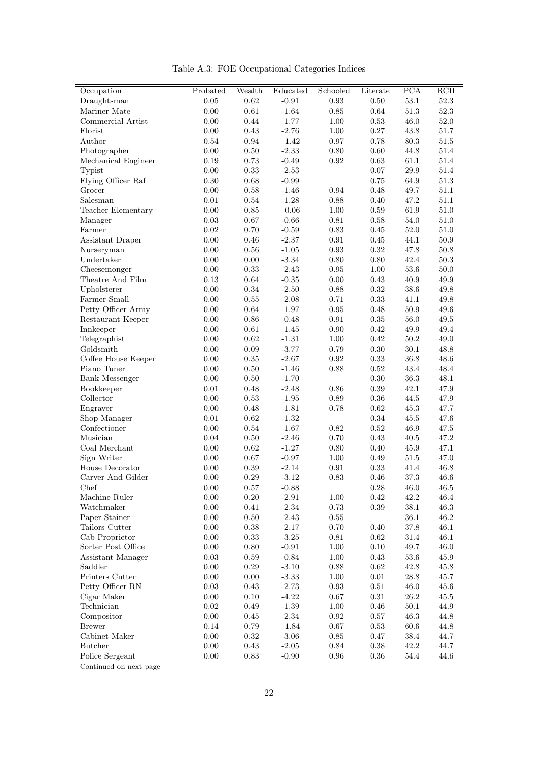Table A.3: FOE Occupational Categories Indices

| Occupation | Probated | Wealth | Educated | Schooled | Literate | PCA | RCII |
|---|---|---|---|---|---|---|---|
| Draughtsman | 0.05 | 0.62 | -0.91 | 0.93 | 0.50 | 53.1 | 52.3 |
| Mariner Mate | 0.00 | 0.61 | -1.64 | 0.85 | 0.64 | 51.3 | 52.3 |
| Commercial Artist | 0.00 | 0.44 | -1.77 | 1.00 | 0.53 | 46.0 | 52.0 |
| Florist | 0.00 | 0.43 | -2.76 | 1.00 | 0.27 | 43.8 | 51.7 |
| Author | 0.54 | 0.94 | 1.42 | 0.97 | 0.78 | 80.3 | 51.5 |
| Photographer | 0.00 | 0.50 | -2.33 | 0.80 | 0.60 | 44.8 | 51.4 |
| Mechanical Engineer | 0.19 | 0.73 | -0.49 | 0.92 | 0.63 | 61.1 | 51.4 |
| Typist | 0.00 | 0.33 | -2.53 | | 0.07 | 29.9 | 51.4 |
| Flying Officer Raf | 0.30 | 0.68 | -0.99 | | 0.75 | 64.9 | 51.3 |
| Grocer | 0.00 | 0.58 | -1.46 | 0.94 | 0.48 | 49.7 | 51.1 |
| Salesman | 0.01 | 0.54 | -1.28 | 0.88 | 0.40 | 47.2 | 51.1 |
| Teacher Elementary | 0.00 | 0.85 | 0.06 | 1.00 | 0.59 | 61.9 | 51.0 |
| Manager | 0.03 | 0.67 | -0.66 | 0.81 | 0.58 | 54.0 | 51.0 |
| Farmer | 0.02 | 0.70 | -0.59 | 0.83 | 0.45 | 52.0 | 51.0 |
| Assistant Draper | 0.00 | 0.46 | -2.37 | 0.91 | 0.45 | 44.1 | 50.9 |
| Nurseryman | 0.00 | 0.56 | -1.05 | 0.93 | 0.32 | 47.8 | 50.8 |
| Undertaker | 0.00 | 0.00 | -3.34 | 0.80 | 0.80 | 42.4 | 50.3 |
| Cheesemonger | 0.00 | 0.33 | -2.43 | 0.95 | 1.00 | 53.6 | 50.0 |
| Theatre And Film | 0.13 | 0.64 | -0.35 | 0.00 | 0.43 | 40.9 | 49.9 |
| Upholsterer | 0.00 | 0.34 | -2.50 | 0.88 | 0.32 | 38.6 | 49.8 |
| Farmer-Small | 0.00 | 0.55 | -2.08 | 0.71 | 0.33 | 41.1 | 49.8 |
| Petty Officer Army | 0.00 | 0.64 | -1.97 | 0.95 | 0.48 | 50.9 | 49.6 |
| Restaurant Keeper | 0.00 | 0.86 | -0.48 | 0.91 | 0.35 | 56.0 | 49.5 |
| Innkeeper | 0.00 | 0.61 | -1.45 | 0.90 | 0.42 | 49.9 | 49.4 |
| Telegraphist | 0.00 | 0.62 | -1.31 | 1.00 | 0.42 | 50.2 | 49.0 |
| Goldsmith | 0.00 | 0.09 | -3.77 | 0.79 | 0.30 | 30.1 | 48.8 |
| Coffee House Keeper | 0.00 | 0.35 | -2.67 | 0.92 | 0.33 | 36.8 | 48.6 |
| Piano Tuner | 0.00 | 0.50 | -1.46 | 0.88 | 0.52 | 43.4 | 48.4 |
| Bank Messenger | 0.00 | 0.50 | -1.70 | | 0.30 | 36.3 | 48.1 |
| Bookkeeper | 0.01 | 0.48 | -2.48 | 0.86 | 0.39 | 42.1 | 47.9 |
| Collector | 0.00 | 0.53 | -1.95 | 0.89 | 0.36 | 44.5 | 47.9 |
| Engraver | 0.00 | 0.48 | -1.81 | 0.78 | 0.62 | 45.3 | 47.7 |
| Shop Manager | 0.01 | 0.62 | -1.32 | | 0.34 | 45.5 | 47.6 |
| Confectioner | 0.00 | 0.54 | -1.67 | 0.82 | 0.52 | 46.9 | 47.5 |
| Musician | 0.04 | 0.50 | -2.46 | 0.70 | 0.43 | 40.5 | 47.2 |
| Coal Merchant | 0.00 | 0.62 | -1.27 | 0.80 | 0.40 | 45.9 | 47.1 |
| Sign Writer | 0.00 | 0.67 | -0.97 | 1.00 | 0.49 | 51.5 | 47.0 |
| House Decorator | 0.00 | 0.39 | -2.14 | 0.91 | 0.33 | 41.4 | 46.8 |
| Carver And Gilder | 0.00 | 0.29 | -3.12 | 0.83 | 0.46 | 37.3 | 46.6 |
| Chef | 0.00 | 0.57 | -0.88 | | 0.28 | 46.0 | 46.5 |
| Machine Ruler | 0.00 | 0.20 | -2.91 | 1.00 | 0.42 | 42.2 | 46.4 |
| Watchmaker | 0.00 | 0.41 | -2.34 | 0.73 | 0.39 | 38.1 | 46.3 |
| Paper Stainer | 0.00 | 0.50 | -2.43 | 0.55 | | 36.1 | 46.2 |
| Tailors Cutter | 0.00 | 0.38 | -2.17 | 0.70 | 0.40 | 37.8 | 46.1 |
| Cab Proprietor | 0.00 | 0.33 | -3.25 | 0.81 | 0.62 | 31.4 | 46.1 |
| Sorter Post Office | 0.00 | 0.80 | -0.91 | 1.00 | 0.10 | 49.7 | 46.0 |
| Assistant Manager | 0.03 | 0.59 | -0.84 | 1.00 | 0.43 | 53.6 | 45.9 |
| Saddler | 0.00 | 0.29 | -3.10 | 0.88 | 0.62 | 42.8 | 45.8 |
| Printers Cutter | 0.00 | 0.00 | -3.33 | 1.00 | 0.01 | 28.8 | 45.7 |
| Petty Officer RN | 0.03 | 0.43 | -2.73 | 0.93 | 0.51 | 46.0 | 45.6 |
| Cigar Maker | 0.00 | 0.10 | -4.22 | 0.67 | 0.31 | 26.2 | 45.5 |
| Technician | 0.02 | 0.49 | -1.39 | 1.00 | 0.46 | 50.1 | 44.9 |
| Compositor | 0.00 | 0.45 | -2.34 | 0.92 | 0.57 | 46.3 | 44.8 |
| Brewer | 0.14 | 0.79 | 1.84 | 0.67 | 0.53 | 60.6 | 44.8 |
| Cabinet Maker | 0.00 | 0.32 | -3.06 | 0.85 | 0.47 | 38.4 | 44.7 |
| Butcher | 0.00 | 0.43 | -2.05 | 0.84 | 0.38 | 42.2 | 44.7 |
| Police Sergeant | 0.00 | 0.83 | -0.90 | 0.96 | 0.36 | 54.4 | 44.6 |

Continued on next page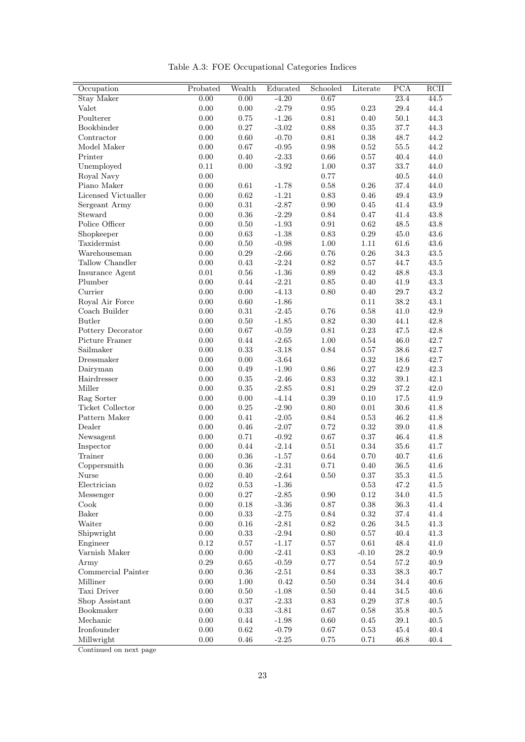Table A.3: FOE Occupational Categories Indices

| Occupation | Probated | Wealth | Educated | Schooled | Literate | PCA | RCII |
|---|---|---|---|---|---|---|---|
| Stay Maker | 0.00 | 0.00 | -4.20 | 0.67 | | 23.4 | 44.5 |
| Valet | 0.00 | 0.00 | -2.79 | 0.95 | 0.23 | 29.4 | 44.4 |
| Poulterer | 0.00 | 0.75 | -1.26 | 0.81 | 0.40 | 50.1 | 44.3 |
| Bookbinder | 0.00 | 0.27 | -3.02 | 0.88 | 0.35 | 37.7 | 44.3 |
| Contractor | 0.00 | 0.60 | -0.70 | 0.81 | 0.38 | 48.7 | 44.2 |
| Model Maker | 0.00 | 0.67 | -0.95 | 0.98 | 0.52 | 55.5 | 44.2 |
| Printer | 0.00 | 0.40 | -2.33 | 0.66 | 0.57 | 40.4 | 44.0 |
| Unemployed | 0.11 | 0.00 | -3.92 | 1.00 | 0.37 | 33.7 | 44.0 |
| Royal Navy | 0.00 | | | 0.77 | | 40.5 | 44.0 |
| Piano Maker | 0.00 | 0.61 | -1.78 | 0.58 | 0.26 | 37.4 | 44.0 |
| Licensed Victualler | 0.00 | 0.62 | -1.21 | 0.83 | 0.46 | 49.4 | 43.9 |
| Sergeant Army | 0.00 | 0.31 | -2.87 | 0.90 | 0.45 | 41.4 | 43.9 |
| Steward | 0.00 | 0.36 | -2.29 | 0.84 | 0.47 | 41.4 | 43.8 |
| Police Officer | 0.00 | 0.50 | -1.93 | 0.91 | 0.62 | 48.5 | 43.8 |
| Shopkeeper | 0.00 | 0.63 | -1.38 | 0.83 | 0.29 | 45.0 | 43.6 |
| Taxidermist | 0.00 | 0.50 | -0.98 | 1.00 | 1.11 | 61.6 | 43.6 |
| Warehouseman | 0.00 | 0.29 | -2.66 | 0.76 | 0.26 | 34.3 | 43.5 |
| Tallow Chandler | 0.00 | 0.43 | -2.24 | 0.82 | 0.57 | 44.7 | 43.5 |
| Insurance Agent | 0.01 | 0.56 | -1.36 | 0.89 | 0.42 | 48.8 | 43.3 |
| Plumber | 0.00 | 0.44 | -2.21 | 0.85 | 0.40 | 41.9 | 43.3 |
| Currier | 0.00 | 0.00 | -4.13 | 0.80 | 0.40 | 29.7 | 43.2 |
| Royal Air Force | 0.00 | 0.60 | -1.86 | | 0.11 | 38.2 | 43.1 |
| Coach Builder | 0.00 | 0.31 | -2.45 | 0.76 | 0.58 | 41.0 | 42.9 |
| Butler | 0.00 | 0.50 | -1.85 | 0.82 | 0.30 | 44.1 | 42.8 |
| Pottery Decorator | 0.00 | 0.67 | -0.59 | 0.81 | 0.23 | 47.5 | 42.8 |
| Picture Framer | 0.00 | 0.44 | -2.65 | 1.00 | 0.54 | 46.0 | 42.7 |
| Sailmaker | 0.00 | 0.33 | -3.18 | 0.84 | 0.57 | 38.6 | 42.7 |
| Dressmaker | 0.00 | 0.00 | -3.64 | | 0.32 | 18.6 | 42.7 |
| Dairyman | 0.00 | 0.49 | -1.90 | 0.86 | 0.27 | 42.9 | 42.3 |
| Hairdresser | 0.00 | 0.35 | -2.46 | 0.83 | 0.32 | 39.1 | 42.1 |
| Miller | 0.00 | 0.35 | -2.85 | 0.81 | 0.29 | 37.2 | 42.0 |
| Rag Sorter | 0.00 | 0.00 | -4.14 | 0.39 | 0.10 | 17.5 | 41.9 |
| Ticket Collector | 0.00 | 0.25 | -2.90 | 0.80 | 0.01 | 30.6 | 41.8 |
| Pattern Maker | 0.00 | 0.41 | -2.05 | 0.84 | 0.53 | 46.2 | 41.8 |
| Dealer | 0.00 | 0.46 | -2.07 | 0.72 | 0.32 | 39.0 | 41.8 |
| Newsagent | 0.00 | 0.71 | -0.92 | 0.67 | 0.37 | 46.4 | 41.8 |
| Inspector | 0.00 | 0.44 | -2.14 | 0.51 | 0.34 | 35.6 | 41.7 |
| Trainer | 0.00 | 0.36 | -1.57 | 0.64 | 0.70 | 40.7 | 41.6 |
| Coppersmith | 0.00 | 0.36 | -2.31 | 0.71 | 0.40 | 36.5 | 41.6 |
| Nurse | 0.00 | 0.40 | -2.64 | 0.50 | 0.37 | 35.3 | 41.5 |
| Electrician | 0.02 | 0.53 | -1.36 | | 0.53 | 47.2 | 41.5 |
| Messenger | 0.00 | 0.27 | -2.85 | 0.90 | 0.12 | 34.0 | 41.5 |
| Cook | 0.00 | 0.18 | -3.36 | 0.87 | 0.38 | 36.3 | 41.4 |
| Baker | 0.00 | 0.33 | -2.75 | 0.84 | 0.32 | 37.4 | 41.4 |
| Waiter | 0.00 | 0.16 | -2.81 | 0.82 | 0.26 | 34.5 | 41.3 |
| Shipwright | 0.00 | 0.33 | -2.94 | 0.80 | 0.57 | 40.4 | 41.3 |
| Engineer | 0.12 | 0.57 | -1.17 | 0.57 | 0.61 | 48.4 | 41.0 |
| Varnish Maker | 0.00 | 0.00 | -2.41 | 0.83 | -0.10 | 28.2 | 40.9 |
| Army | 0.29 | 0.65 | -0.59 | 0.77 | 0.54 | 57.2 | 40.9 |
| Commercial Painter | 0.00 | 0.36 | -2.51 | 0.84 | 0.33 | 38.3 | 40.7 |
| Milliner | 0.00 | 1.00 | 0.42 | 0.50 | 0.34 | 34.4 | 40.6 |
| Taxi Driver | 0.00 | 0.50 | -1.08 | 0.50 | 0.44 | 34.5 | 40.6 |
| Shop Assistant | 0.00 | 0.37 | -2.33 | 0.83 | 0.29 | 37.8 | 40.5 |
| Bookmaker | 0.00 | 0.33 | -3.81 | 0.67 | 0.58 | 35.8 | 40.5 |
| Mechanic | 0.00 | 0.44 | -1.98 | 0.60 | 0.45 | 39.1 | 40.5 |
| Ironfounder | 0.00 | 0.62 | -0.79 | 0.67 | 0.53 | 45.4 | 40.4 |
| Millwright | 0.00 | 0.46 | -2.25 | 0.75 | 0.71 | 46.8 | 40.4 |

Continued on next page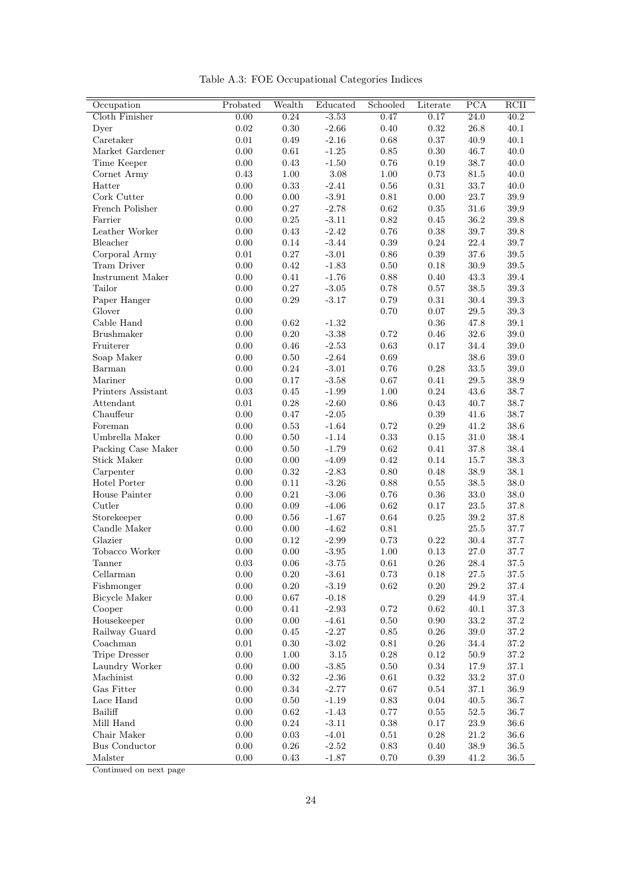Table A.3: FOE Occupational Categories Indices

| Occupation | Probated | Wealth | Educated | Schooled | Literate | PCA | RCII |
|---|---|---|---|---|---|---|---|
| Cloth Finisher | 0.00 | 0.24 | -3.53 | 0.47 | 0.17 | 24.0 | 40.2 |
| Dyer | 0.02 | 0.30 | -2.66 | 0.40 | 0.32 | 26.8 | 40.1 |
| Caretaker | 0.01 | 0.49 | -2.16 | 0.68 | 0.37 | 40.9 | 40.1 |
| Market Gardener | 0.00 | 0.61 | -1.25 | 0.85 | 0.30 | 46.7 | 40.0 |
| Time Keeper | 0.00 | 0.43 | -1.50 | 0.76 | 0.19 | 38.7 | 40.0 |
| Cornet Army | 0.43 | 1.00 | 3.08 | 1.00 | 0.73 | 81.5 | 40.0 |
| Hatter | 0.00 | 0.33 | -2.41 | 0.56 | 0.31 | 33.7 | 40.0 |
| Cork Cutter | 0.00 | 0.00 | -3.91 | 0.81 | 0.00 | 23.7 | 39.9 |
| French Polisher | 0.00 | 0.27 | -2.78 | 0.62 | 0.35 | 31.6 | 39.9 |
| Farrier | 0.00 | 0.25 | -3.11 | 0.82 | 0.45 | 36.2 | 39.8 |
| Leather Worker | 0.00 | 0.43 | -2.42 | 0.76 | 0.38 | 39.7 | 39.8 |
| Bleacher | 0.00 | 0.14 | -3.44 | 0.39 | 0.24 | 22.4 | 39.7 |
| Corporal Army | 0.01 | 0.27 | -3.01 | 0.86 | 0.39 | 37.6 | 39.5 |
| Tram Driver | 0.00 | 0.42 | -1.83 | 0.50 | 0.18 | 30.9 | 39.5 |
| Instrument Maker | 0.00 | 0.41 | -1.76 | 0.88 | 0.40 | 43.3 | 39.4 |
| Tailor | 0.00 | 0.27 | -3.05 | 0.78 | 0.57 | 38.5 | 39.3 |
| Paper Hanger | 0.00 | 0.29 | -3.17 | 0.79 | 0.31 | 30.4 | 39.3 |
| Glover | 0.00 | | | 0.70 | 0.07 | 29.5 | 39.3 |
| Cable Hand | 0.00 | 0.62 | -1.32 | | 0.36 | 47.8 | 39.1 |
| Brushmaker | 0.00 | 0.20 | -3.38 | 0.72 | 0.46 | 32.6 | 39.0 |
| Fruiterer | 0.00 | 0.46 | -2.53 | 0.63 | 0.17 | 34.4 | 39.0 |
| Soap Maker | 0.00 | 0.50 | -2.64 | 0.69 | | 38.6 | 39.0 |
| Barman | 0.00 | 0.24 | -3.01 | 0.76 | 0.28 | 33.5 | 39.0 |
| Mariner | 0.00 | 0.17 | -3.58 | 0.67 | 0.41 | 29.5 | 38.9 |
| Printers Assistant | 0.03 | 0.45 | -1.99 | 1.00 | 0.24 | 43.6 | 38.7 |
| Attendant | 0.01 | 0.28 | -2.60 | 0.86 | 0.43 | 40.7 | 38.7 |
| Chauffeur | 0.00 | 0.47 | -2.05 | | 0.39 | 41.6 | 38.7 |
| Foreman | 0.00 | 0.53 | -1.64 | 0.72 | 0.29 | 41.2 | 38.6 |
| Umbrella Maker | 0.00 | 0.50 | -1.14 | 0.33 | 0.15 | 31.0 | 38.4 |
| Packing Case Maker | 0.00 | 0.50 | -1.79 | 0.62 | 0.41 | 37.8 | 38.4 |
| Stick Maker | 0.00 | 0.00 | -4.09 | 0.42 | 0.14 | 15.7 | 38.3 |
| Carpenter | 0.00 | 0.32 | -2.83 | 0.80 | 0.48 | 38.9 | 38.1 |
| Hotel Porter | 0.00 | 0.11 | -3.26 | 0.88 | 0.55 | 38.5 | 38.0 |
| House Painter | 0.00 | 0.21 | -3.06 | 0.76 | 0.36 | 33.0 | 38.0 |
| Cutler | 0.00 | 0.09 | -4.06 | 0.62 | 0.17 | 23.5 | 37.8 |
| Storekeeper | 0.00 | 0.56 | -1.67 | 0.64 | 0.25 | 39.2 | 37.8 |
| Candle Maker | 0.00 | 0.00 | -4.62 | 0.81 | | 25.5 | 37.7 |
| Glazier | 0.00 | 0.12 | -2.99 | 0.73 | 0.22 | 30.4 | 37.7 |
| Tobacco Worker | 0.00 | 0.00 | -3.95 | 1.00 | 0.13 | 27.0 | 37.7 |
| Tanner | 0.03 | 0.06 | -3.75 | 0.61 | 0.26 | 28.4 | 37.5 |
| Cellarman | 0.00 | 0.20 | -3.61 | 0.73 | 0.18 | 27.5 | 37.5 |
| Fishmonger | 0.00 | 0.20 | -3.19 | 0.62 | 0.20 | 29.2 | 37.4 |
| Bicycle Maker | 0.00 | 0.67 | -0.18 | | 0.29 | 44.9 | 37.4 |
| Cooper | 0.00 | 0.41 | -2.93 | 0.72 | 0.62 | 40.1 | 37.3 |
| Housekeeper | 0.00 | 0.00 | -4.61 | 0.50 | 0.90 | 33.2 | 37.2 |
| Railway Guard | 0.00 | 0.45 | -2.27 | 0.85 | 0.26 | 39.0 | 37.2 |
| Coachman | 0.01 | 0.30 | -3.02 | 0.81 | 0.26 | 34.4 | 37.2 |
| Tripe Dresser | 0.00 | 1.00 | 3.15 | 0.28 | 0.12 | 50.9 | 37.2 |
| Laundry Worker | 0.00 | 0.00 | -3.85 | 0.50 | 0.34 | 17.9 | 37.1 |
| Machinist | 0.00 | 0.32 | -2.36 | 0.61 | 0.32 | 33.2 | 37.0 |
| Gas Fitter | 0.00 | 0.34 | -2.77 | 0.67 | 0.54 | 37.1 | 36.9 |
| Lace Hand | 0.00 | 0.50 | -1.19 | 0.83 | 0.04 | 40.5 | 36.7 |
| Bailiff | 0.00 | 0.62 | -1.43 | 0.77 | 0.55 | 52.5 | 36.7 |
| Mill Hand | 0.00 | 0.24 | -3.11 | 0.38 | 0.17 | 23.9 | 36.6 |
| Chair Maker | 0.00 | 0.03 | -4.01 | 0.51 | 0.28 | 21.2 | 36.6 |
| Bus Conductor | 0.00 | 0.26 | -2.52 | 0.83 | 0.40 | 38.9 | 36.5 |
| Malster | 0.00 | 0.43 | -1.87 | 0.70 | 0.39 | 41.2 | 36.5 |

Continued on next page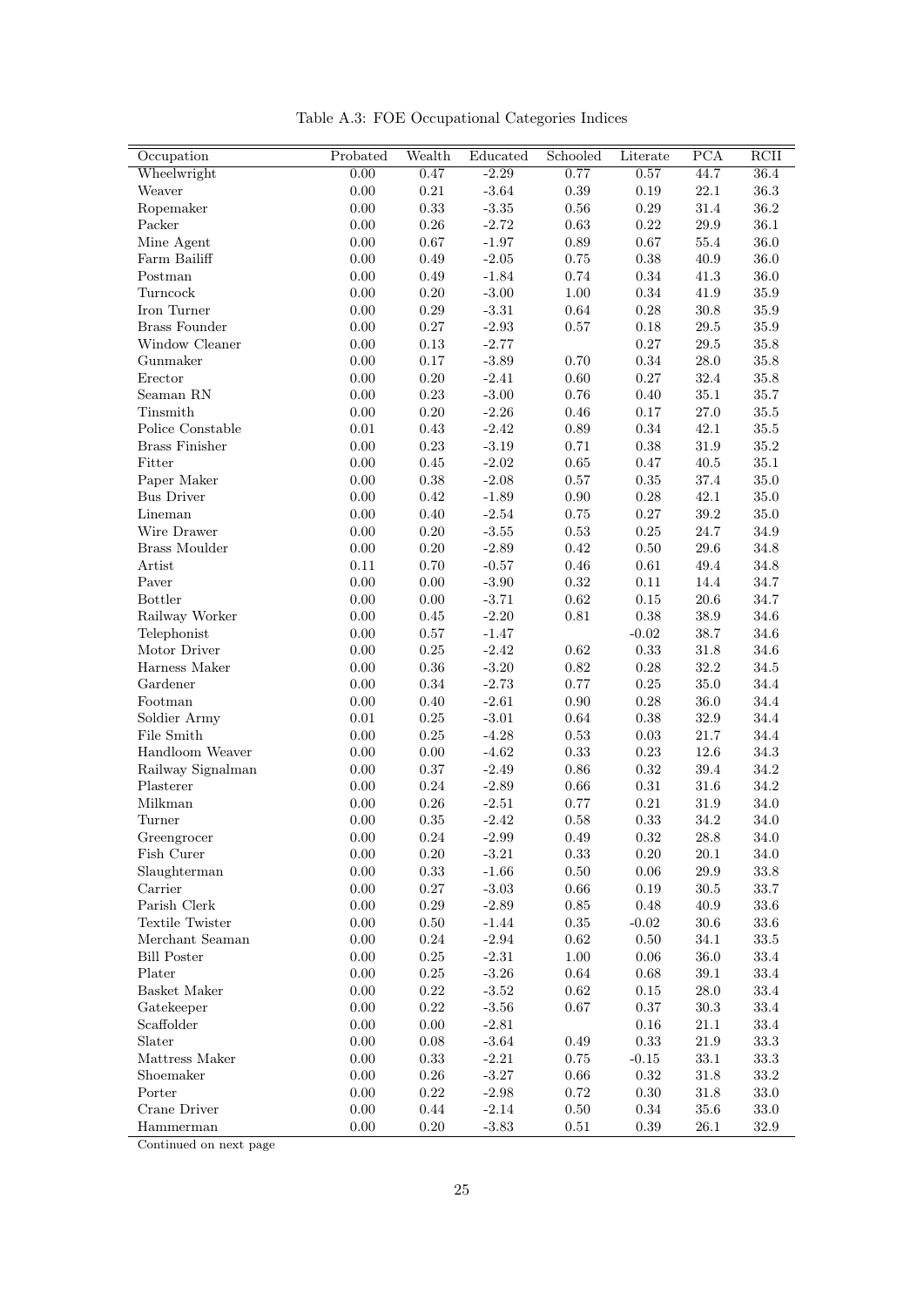Table A.3: FOE Occupational Categories Indices

| Occupation | Probated | Wealth | Educated | Schooled | Literate | PCA | RCII |
|---|---|---|---|---|---|---|---|
| Wheelwright | 0.00 | 0.47 | -2.29 | 0.77 | 0.57 | 44.7 | 36.4 |
| Weaver | 0.00 | 0.21 | -3.64 | 0.39 | 0.19 | 22.1 | 36.3 |
| Ropemaker | 0.00 | 0.33 | -3.35 | 0.56 | 0.29 | 31.4 | 36.2 |
| Packer | 0.00 | 0.26 | -2.72 | 0.63 | 0.22 | 29.9 | 36.1 |
| Mine Agent | 0.00 | 0.67 | -1.97 | 0.89 | 0.67 | 55.4 | 36.0 |
| Farm Bailiff | 0.00 | 0.49 | -2.05 | 0.75 | 0.38 | 40.9 | 36.0 |
| Postman | 0.00 | 0.49 | -1.84 | 0.74 | 0.34 | 41.3 | 36.0 |
| Turncock | 0.00 | 0.20 | -3.00 | 1.00 | 0.34 | 41.9 | 35.9 |
| Iron Turner | 0.00 | 0.29 | -3.31 | 0.64 | 0.28 | 30.8 | 35.9 |
| Brass Founder | 0.00 | 0.27 | -2.93 | 0.57 | 0.18 | 29.5 | 35.9 |
| Window Cleaner | 0.00 | 0.13 | -2.77 | | 0.27 | 29.5 | 35.8 |
| Gunmaker | 0.00 | 0.17 | -3.89 | 0.70 | 0.34 | 28.0 | 35.8 |
| Erector | 0.00 | 0.20 | -2.41 | 0.60 | 0.27 | 32.4 | 35.8 |
| Seaman RN | 0.00 | 0.23 | -3.00 | 0.76 | 0.40 | 35.1 | 35.7 |
| Tinsmith | 0.00 | 0.20 | -2.26 | 0.46 | 0.17 | 27.0 | 35.5 |
| Police Constable | 0.01 | 0.43 | -2.42 | 0.89 | 0.34 | 42.1 | 35.5 |
| Brass Finisher | 0.00 | 0.23 | -3.19 | 0.71 | 0.38 | 31.9 | 35.2 |
| Fitter | 0.00 | 0.45 | -2.02 | 0.65 | 0.47 | 40.5 | 35.1 |
| Paper Maker | 0.00 | 0.38 | -2.08 | 0.57 | 0.35 | 37.4 | 35.0 |
| Bus Driver | 0.00 | 0.42 | -1.89 | 0.90 | 0.28 | 42.1 | 35.0 |
| Lineman | 0.00 | 0.40 | -2.54 | 0.75 | 0.27 | 39.2 | 35.0 |
| Wire Drawer | 0.00 | 0.20 | -3.55 | 0.53 | 0.25 | 24.7 | 34.9 |
| Brass Moulder | 0.00 | 0.20 | -2.89 | 0.42 | 0.50 | 29.6 | 34.8 |
| Artist | 0.11 | 0.70 | -0.57 | 0.46 | 0.61 | 49.4 | 34.8 |
| Paver | 0.00 | 0.00 | -3.90 | 0.32 | 0.11 | 14.4 | 34.7 |
| Bottler | 0.00 | 0.00 | -3.71 | 0.62 | 0.15 | 20.6 | 34.7 |
| Railway Worker | 0.00 | 0.45 | -2.20 | 0.81 | 0.38 | 38.9 | 34.6 |
| Telephonist | 0.00 | 0.57 | -1.47 | | -0.02 | 38.7 | 34.6 |
| Motor Driver | 0.00 | 0.25 | -2.42 | 0.62 | 0.33 | 31.8 | 34.6 |
| Harness Maker | 0.00 | 0.36 | -3.20 | 0.82 | 0.28 | 32.2 | 34.5 |
| Gardener | 0.00 | 0.34 | -2.73 | 0.77 | 0.25 | 35.0 | 34.4 |
| Footman | 0.00 | 0.40 | -2.61 | 0.90 | 0.28 | 36.0 | 34.4 |
| Soldier Army | 0.01 | 0.25 | -3.01 | 0.64 | 0.38 | 32.9 | 34.4 |
| File Smith | 0.00 | 0.25 | -4.28 | 0.53 | 0.03 | 21.7 | 34.4 |
| Handloom Weaver | 0.00 | 0.00 | -4.62 | 0.33 | 0.23 | 12.6 | 34.3 |
| Railway Signalman | 0.00 | 0.37 | -2.49 | 0.86 | 0.32 | 39.4 | 34.2 |
| Plasterer | 0.00 | 0.24 | -2.89 | 0.66 | 0.31 | 31.6 | 34.2 |
| Milkman | 0.00 | 0.26 | -2.51 | 0.77 | 0.21 | 31.9 | 34.0 |
| Turner | 0.00 | 0.35 | -2.42 | 0.58 | 0.33 | 34.2 | 34.0 |
| Greengrocer | 0.00 | 0.24 | -2.99 | 0.49 | 0.32 | 28.8 | 34.0 |
| Fish Curer | 0.00 | 0.20 | -3.21 | 0.33 | 0.20 | 20.1 | 34.0 |
| Slaughterman | 0.00 | 0.33 | -1.66 | 0.50 | 0.06 | 29.9 | 33.8 |
| Carrier | 0.00 | 0.27 | -3.03 | 0.66 | 0.19 | 30.5 | 33.7 |
| Parish Clerk | 0.00 | 0.29 | -2.89 | 0.85 | 0.48 | 40.9 | 33.6 |
| Textile Twister | 0.00 | 0.50 | -1.44 | 0.35 | -0.02 | 30.6 | 33.6 |
| Merchant Seaman | 0.00 | 0.24 | -2.94 | 0.62 | 0.50 | 34.1 | 33.5 |
| Bill Poster | 0.00 | 0.25 | -2.31 | 1.00 | 0.06 | 36.0 | 33.4 |
| Plater | 0.00 | 0.25 | -3.26 | 0.64 | 0.68 | 39.1 | 33.4 |
| Basket Maker | 0.00 | 0.22 | -3.52 | 0.62 | 0.15 | 28.0 | 33.4 |
| Gatekeeper | 0.00 | 0.22 | -3.56 | 0.67 | 0.37 | 30.3 | 33.4 |
| Scaffolder | 0.00 | 0.00 | -2.81 | | 0.16 | 21.1 | 33.4 |
| Slater | 0.00 | 0.08 | -3.64 | 0.49 | 0.33 | 21.9 | 33.3 |
| Mattress Maker | 0.00 | 0.33 | -2.21 | 0.75 | -0.15 | 33.1 | 33.3 |
| Shoemaker | 0.00 | 0.26 | -3.27 | 0.66 | 0.32 | 31.8 | 33.2 |
| Porter | 0.00 | 0.22 | -2.98 | 0.72 | 0.30 | 31.8 | 33.0 |
| Crane Driver | 0.00 | 0.44 | -2.14 | 0.50 | 0.34 | 35.6 | 33.0 |
| Hammerman | 0.00 | 0.20 | -3.83 | 0.51 | 0.39 | 26.1 | 32.9 |

Continued on next page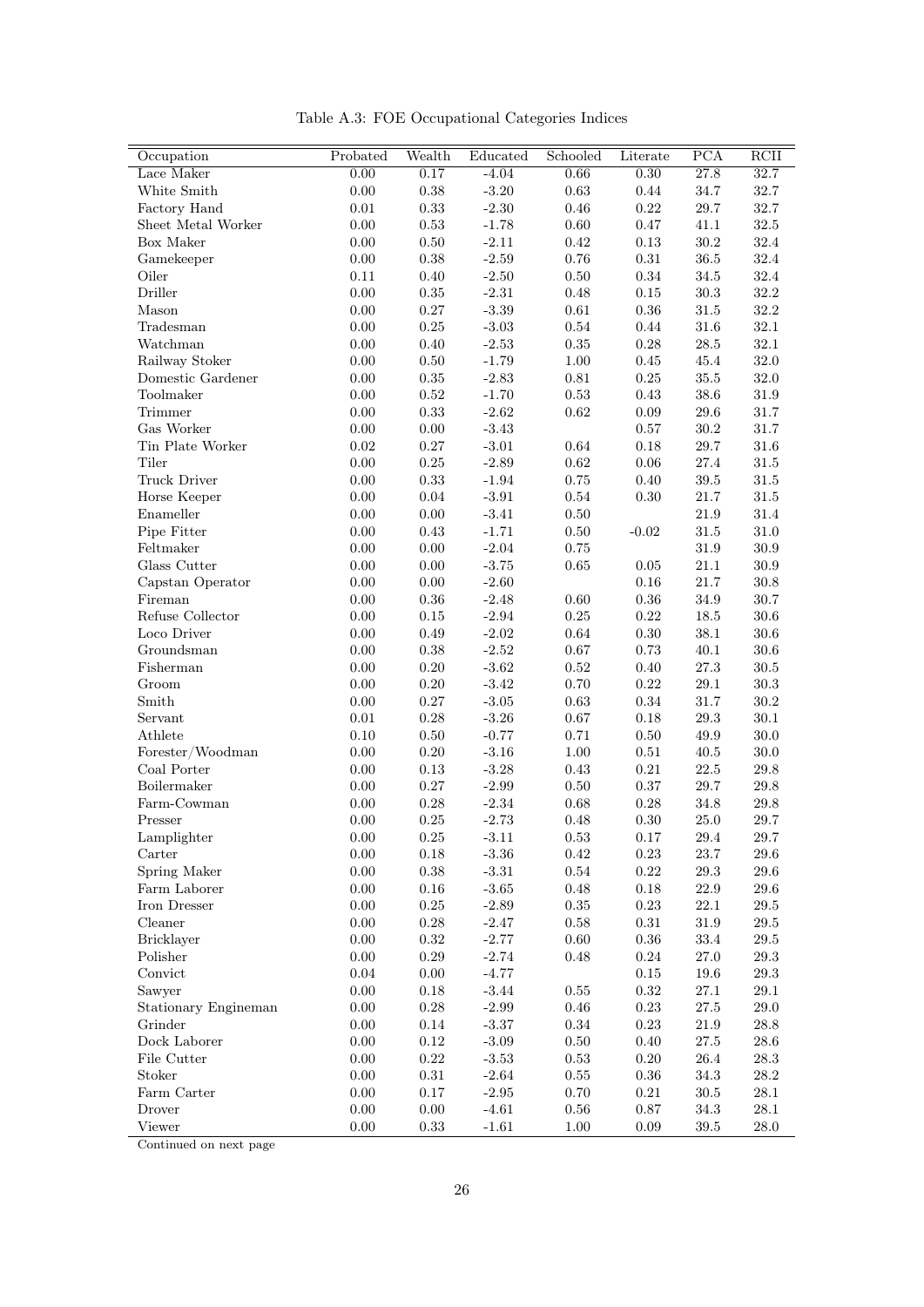Table A.3: FOE Occupational Categories Indices

| Occupation | Probated | Wealth | Educated | Schooled | Literate | PCA | RCII |
|---|---|---|---|---|---|---|---|
| Lace Maker | 0.00 | 0.17 | -4.04 | 0.66 | 0.30 | 27.8 | 32.7 |
| White Smith | 0.00 | 0.38 | -3.20 | 0.63 | 0.44 | 34.7 | 32.7 |
| Factory Hand | 0.01 | 0.33 | -2.30 | 0.46 | 0.22 | 29.7 | 32.7 |
| Sheet Metal Worker | 0.00 | 0.53 | -1.78 | 0.60 | 0.47 | 41.1 | 32.5 |
| Box Maker | 0.00 | 0.50 | -2.11 | 0.42 | 0.13 | 30.2 | 32.4 |
| Gamekeeper | 0.00 | 0.38 | -2.59 | 0.76 | 0.31 | 36.5 | 32.4 |
| Oiler | 0.11 | 0.40 | -2.50 | 0.50 | 0.34 | 34.5 | 32.4 |
| Driller | 0.00 | 0.35 | -2.31 | 0.48 | 0.15 | 30.3 | 32.2 |
| Mason | 0.00 | 0.27 | -3.39 | 0.61 | 0.36 | 31.5 | 32.2 |
| Tradesman | 0.00 | 0.25 | -3.03 | 0.54 | 0.44 | 31.6 | 32.1 |
| Watchman | 0.00 | 0.40 | -2.53 | 0.35 | 0.28 | 28.5 | 32.1 |
| Railway Stoker | 0.00 | 0.50 | -1.79 | 1.00 | 0.45 | 45.4 | 32.0 |
| Domestic Gardener | 0.00 | 0.35 | -2.83 | 0.81 | 0.25 | 35.5 | 32.0 |
| Toolmaker | 0.00 | 0.52 | -1.70 | 0.53 | 0.43 | 38.6 | 31.9 |
| Trimmer | 0.00 | 0.33 | -2.62 | 0.62 | 0.09 | 29.6 | 31.7 |
| Gas Worker | 0.00 | 0.00 | -3.43 | | 0.57 | 30.2 | 31.7 |
| Tin Plate Worker | 0.02 | 0.27 | -3.01 | 0.64 | 0.18 | 29.7 | 31.6 |
| Tiler | 0.00 | 0.25 | -2.89 | 0.62 | 0.06 | 27.4 | 31.5 |
| Truck Driver | 0.00 | 0.33 | -1.94 | 0.75 | 0.40 | 39.5 | 31.5 |
| Horse Keeper | 0.00 | 0.04 | -3.91 | 0.54 | 0.30 | 21.7 | 31.5 |
| Enameller | 0.00 | 0.00 | -3.41 | 0.50 | | 21.9 | 31.4 |
| Pipe Fitter | 0.00 | 0.43 | -1.71 | 0.50 | -0.02 | 31.5 | 31.0 |
| Feltmaker | 0.00 | 0.00 | -2.04 | 0.75 | | 31.9 | 30.9 |
| Glass Cutter | 0.00 | 0.00 | -3.75 | 0.65 | 0.05 | 21.1 | 30.9 |
| Capstan Operator | 0.00 | 0.00 | -2.60 | | 0.16 | 21.7 | 30.8 |
| Fireman | 0.00 | 0.36 | -2.48 | 0.60 | 0.36 | 34.9 | 30.7 |
| Refuse Collector | 0.00 | 0.15 | -2.94 | 0.25 | 0.22 | 18.5 | 30.6 |
| Loco Driver | 0.00 | 0.49 | -2.02 | 0.64 | 0.30 | 38.1 | 30.6 |
| Groundsman | 0.00 | 0.38 | -2.52 | 0.67 | 0.73 | 40.1 | 30.6 |
| Fisherman | 0.00 | 0.20 | -3.62 | 0.52 | 0.40 | 27.3 | 30.5 |
| Groom | 0.00 | 0.20 | -3.42 | 0.70 | 0.22 | 29.1 | 30.3 |
| Smith | 0.00 | 0.27 | -3.05 | 0.63 | 0.34 | 31.7 | 30.2 |
| Servant | 0.01 | 0.28 | -3.26 | 0.67 | 0.18 | 29.3 | 30.1 |
| Athlete | 0.10 | 0.50 | -0.77 | 0.71 | 0.50 | 49.9 | 30.0 |
| Forester/Woodman | 0.00 | 0.20 | -3.16 | 1.00 | 0.51 | 40.5 | 30.0 |
| Coal Porter | 0.00 | 0.13 | -3.28 | 0.43 | 0.21 | 22.5 | 29.8 |
| Boilermaker | 0.00 | 0.27 | -2.99 | 0.50 | 0.37 | 29.7 | 29.8 |
| Farm-Cowman | 0.00 | 0.28 | -2.34 | 0.68 | 0.28 | 34.8 | 29.8 |
| Presser | 0.00 | 0.25 | -2.73 | 0.48 | 0.30 | 25.0 | 29.7 |
| Lamplighter | 0.00 | 0.25 | -3.11 | 0.53 | 0.17 | 29.4 | 29.7 |
| Carter | 0.00 | 0.18 | -3.36 | 0.42 | 0.23 | 23.7 | 29.6 |
| Spring Maker | 0.00 | 0.38 | -3.31 | 0.54 | 0.22 | 29.3 | 29.6 |
| Farm Laborer | 0.00 | 0.16 | -3.65 | 0.48 | 0.18 | 22.9 | 29.6 |
| Iron Dresser | 0.00 | 0.25 | -2.89 | 0.35 | 0.23 | 22.1 | 29.5 |
| Cleaner | 0.00 | 0.28 | -2.47 | 0.58 | 0.31 | 31.9 | 29.5 |
| Bricklayer | 0.00 | 0.32 | -2.77 | 0.60 | 0.36 | 33.4 | 29.5 |
| Polisher | 0.00 | 0.29 | -2.74 | 0.48 | 0.24 | 27.0 | 29.3 |
| Convict | 0.04 | 0.00 | -4.77 | | 0.15 | 19.6 | 29.3 |
| Sawyer | 0.00 | 0.18 | -3.44 | 0.55 | 0.32 | 27.1 | 29.1 |
| Stationary Engineman | 0.00 | 0.28 | -2.99 | 0.46 | 0.23 | 27.5 | 29.0 |
| Grinder | 0.00 | 0.14 | -3.37 | 0.34 | 0.23 | 21.9 | 28.8 |
| Dock Laborer | 0.00 | 0.12 | -3.09 | 0.50 | 0.40 | 27.5 | 28.6 |
| File Cutter | 0.00 | 0.22 | -3.53 | 0.53 | 0.20 | 26.4 | 28.3 |
| Stoker | 0.00 | 0.31 | -2.64 | 0.55 | 0.36 | 34.3 | 28.2 |
| Farm Carter | 0.00 | 0.17 | -2.95 | 0.70 | 0.21 | 30.5 | 28.1 |
| Drover | 0.00 | 0.00 | -4.61 | 0.56 | 0.87 | 34.3 | 28.1 |
| Viewer | 0.00 | 0.33 | -1.61 | 1.00 | 0.09 | 39.5 | 28.0 |

Continued on next page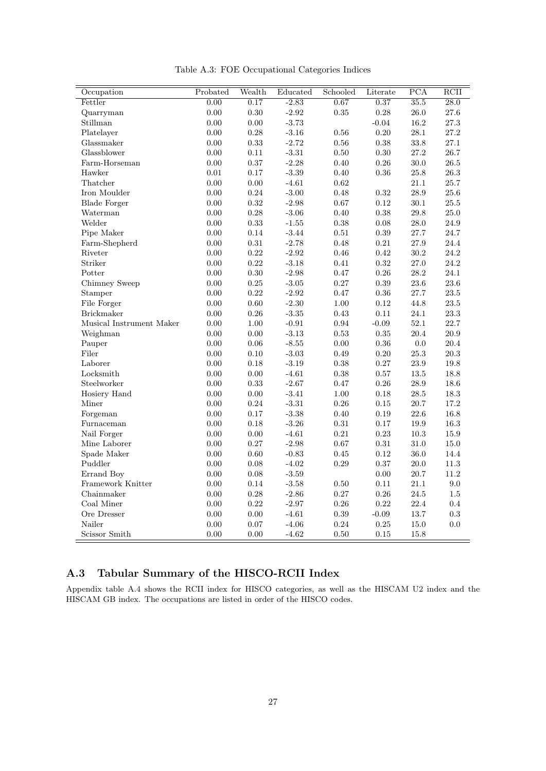Table A.3: FOE Occupational Categories Indices

| Occupation | Probated | Wealth | Educated | Schooled | Literate | PCA | RCII |
|---|---|---|---|---|---|---|---|
| Fettler | 0.00 | 0.17 | -2.83 | 0.67 | 0.37 | 35.5 | 28.0 |
| Quarryman | 0.00 | 0.30 | -2.92 | 0.35 | 0.28 | 26.0 | 27.6 |
| Stillman | 0.00 | 0.00 | -3.73 | | -0.04 | 16.2 | 27.3 |
| Platelayer | 0.00 | 0.28 | -3.16 | 0.56 | 0.20 | 28.1 | 27.2 |
| Glassmaker | 0.00 | 0.33 | -2.72 | 0.56 | 0.38 | 33.8 | 27.1 |
| Glassblower | 0.00 | 0.11 | -3.31 | 0.50 | 0.30 | 27.2 | 26.7 |
| Farm-Horseman | 0.00 | 0.37 | -2.28 | 0.40 | 0.26 | 30.0 | 26.5 |
| Hawker | 0.01 | 0.17 | -3.39 | 0.40 | 0.36 | 25.8 | 26.3 |
| Thatcher | 0.00 | 0.00 | -4.61 | 0.62 | | 21.1 | 25.7 |
| Iron Moulder | 0.00 | 0.24 | -3.00 | 0.48 | 0.32 | 28.9 | 25.6 |
| Blade Forger | 0.00 | 0.32 | -2.98 | 0.67 | 0.12 | 30.1 | 25.5 |
| Waterman | 0.00 | 0.28 | -3.06 | 0.40 | 0.38 | 29.8 | 25.0 |
| Welder | 0.00 | 0.33 | -1.55 | 0.38 | 0.08 | 28.0 | 24.9 |
| Pipe Maker | 0.00 | 0.14 | -3.44 | 0.51 | 0.39 | 27.7 | 24.7 |
| Farm-Shepherd | 0.00 | 0.31 | -2.78 | 0.48 | 0.21 | 27.9 | 24.4 |
| Riveter | 0.00 | 0.22 | -2.92 | 0.46 | 0.42 | 30.2 | 24.2 |
| Striker | 0.00 | 0.22 | -3.18 | 0.41 | 0.32 | 27.0 | 24.2 |
| Potter | 0.00 | 0.30 | -2.98 | 0.47 | 0.26 | 28.2 | 24.1 |
| Chimney Sweep | 0.00 | 0.25 | -3.05 | 0.27 | 0.39 | 23.6 | 23.6 |
| Stamper | 0.00 | 0.22 | -2.92 | 0.47 | 0.36 | 27.7 | 23.5 |
| File Forger | 0.00 | 0.60 | -2.30 | 1.00 | 0.12 | 44.8 | 23.5 |
| Brickmaker | 0.00 | 0.26 | -3.35 | 0.43 | 0.11 | 24.1 | 23.3 |
| Musical Instrument Maker | 0.00 | 1.00 | -0.91 | 0.94 | -0.09 | 52.1 | 22.7 |
| Weighman | 0.00 | 0.00 | -3.13 | 0.53 | 0.35 | 20.4 | 20.9 |
| Pauper | 0.00 | 0.06 | -8.55 | 0.00 | 0.36 | 0.0 | 20.4 |
| Filer | 0.00 | 0.10 | -3.03 | 0.49 | 0.20 | 25.3 | 20.3 |
| Laborer | 0.00 | 0.18 | -3.19 | 0.38 | 0.27 | 23.9 | 19.8 |
| Locksmith | 0.00 | 0.00 | -4.61 | 0.38 | 0.57 | 13.5 | 18.8 |
| Steelworker | 0.00 | 0.33 | -2.67 | 0.47 | 0.26 | 28.9 | 18.6 |
| Hosiery Hand | 0.00 | 0.00 | -3.41 | 1.00 | 0.18 | 28.5 | 18.3 |
| Miner | 0.00 | 0.24 | -3.31 | 0.26 | 0.15 | 20.7 | 17.2 |
| Forgeman | 0.00 | 0.17 | -3.38 | 0.40 | 0.19 | 22.6 | 16.8 |
| Furnaceman | 0.00 | 0.18 | -3.26 | 0.31 | 0.17 | 19.9 | 16.3 |
| Nail Forger | 0.00 | 0.00 | -4.61 | 0.21 | 0.23 | 10.3 | 15.9 |
| Mine Laborer | 0.00 | 0.27 | -2.98 | 0.67 | 0.31 | 31.0 | 15.0 |
| Spade Maker | 0.00 | 0.60 | -0.83 | 0.45 | 0.12 | 36.0 | 14.4 |
| Puddler | 0.00 | 0.08 | -4.02 | 0.29 | 0.37 | 20.0 | 11.3 |
| Errand Boy | 0.00 | 0.08 | -3.59 | | 0.00 | 20.7 | 11.2 |
| Framework Knitter | 0.00 | 0.14 | -3.58 | 0.50 | 0.11 | 21.1 | 9.0 |
| Chainmaker | 0.00 | 0.28 | -2.86 | 0.27 | 0.26 | 24.5 | 1.5 |
| Coal Miner | 0.00 | 0.22 | -2.97 | 0.26 | 0.22 | 22.4 | 0.4 |
| Ore Dresser | 0.00 | 0.00 | -4.61 | 0.39 | -0.09 | 13.7 | 0.3 |
| Nailer | 0.00 | 0.07 | -4.06 | 0.24 | 0.25 | 15.0 | 0.0 |
| Scissor Smith | 0.00 | 0.00 | -4.62 | 0.50 | 0.15 | 15.8 | |

## A.3 Tabular Summary of the HISCO-RCII Index

Appendix table A.4 shows the RCII index for HISCO categories, as well as the HISCAM U2 index and the HISCAM GB index. The occupations are listed in order of the HISCO codes.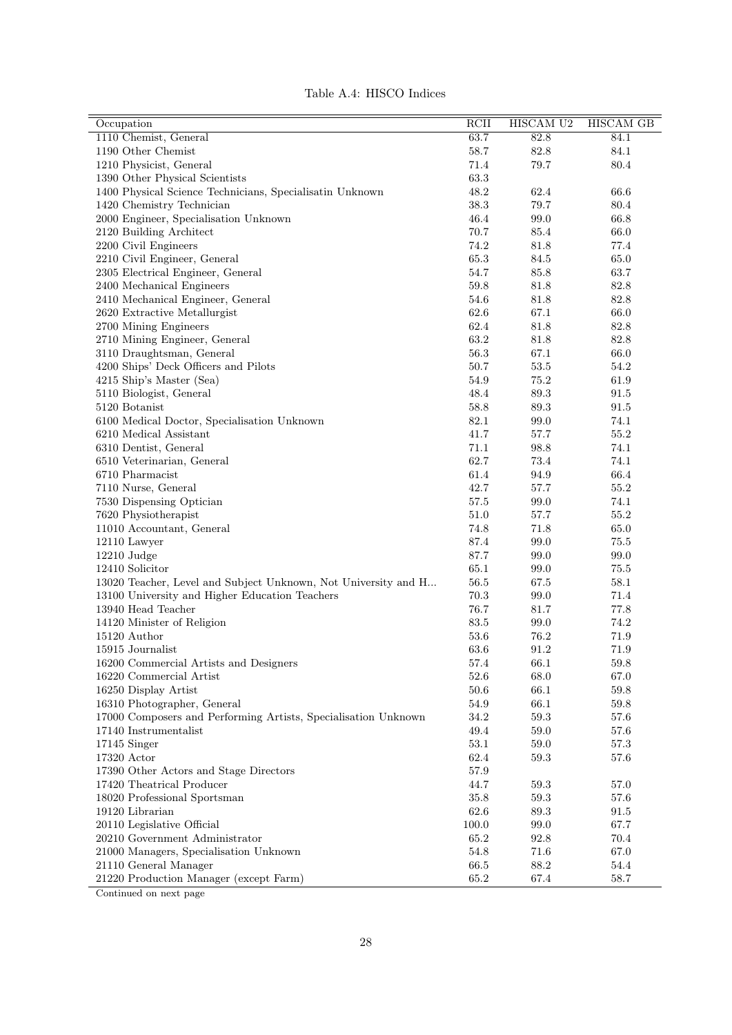Table A.4: HISCO Indices

| Occupation | RCII | HISCAM U2 | HISCAM GB |
|---|---|---|---|
| 1110 Chemist, General | 63.7 | 82.8 | 84.1 |
| 1190 Other Chemist | 58.7 | 82.8 | 84.1 |
| 1210 Physicist, General | 71.4 | 79.7 | 80.4 |
| 1390 Other Physical Scientists | 63.3 | | |
| 1400 Physical Science Technicians, Specialisatin Unknown | 48.2 | 62.4 | 66.6 |
| 1420 Chemistry Technician | 38.3 | 79.7 | 80.4 |
| 2000 Engineer, Specialisation Unknown | 46.4 | 99.0 | 66.8 |
| 2120 Building Architect | 70.7 | 85.4 | 66.0 |
| 2200 Civil Engineers | 74.2 | 81.8 | 77.4 |
| 2210 Civil Engineer, General | 65.3 | 84.5 | 65.0 |
| 2305 Electrical Engineer, General | 54.7 | 85.8 | 63.7 |
| 2400 Mechanical Engineers | 59.8 | 81.8 | 82.8 |
| 2410 Mechanical Engineer, General | 54.6 | 81.8 | 82.8 |
| 2620 Extractive Metallurgist | 62.6 | 67.1 | 66.0 |
| 2700 Mining Engineers | 62.4 | 81.8 | 82.8 |
| 2710 Mining Engineer, General | 63.2 | 81.8 | 82.8 |
| 3110 Draughtsman, General | 56.3 | 67.1 | 66.0 |
| 4200 Ships' Deck Officers and Pilots | 50.7 | 53.5 | 54.2 |
| 4215 Ship's Master (Sea) | 54.9 | 75.2 | 61.9 |
| 5110 Biologist, General | 48.4 | 89.3 | 91.5 |
| 5120 Botanist | 58.8 | 89.3 | 91.5 |
| 6100 Medical Doctor, Specialisation Unknown | 82.1 | 99.0 | 74.1 |
| 6210 Medical Assistant | 41.7 | 57.7 | 55.2 |
| 6310 Dentist, General | 71.1 | 98.8 | 74.1 |
| 6510 Veterinarian, General | 62.7 | 73.4 | 74.1 |
| 6710 Pharmacist | 61.4 | 94.9 | 66.4 |
| 7110 Nurse, General | 42.7 | 57.7 | 55.2 |
| 7530 Dispensing Optician | 57.5 | 99.0 | 74.1 |
| 7620 Physiotherapist | 51.0 | 57.7 | 55.2 |
| 11010 Accountant, General | 74.8 | 71.8 | 65.0 |
| 12110 Lawyer | 87.4 | 99.0 | 75.5 |
| 12210 Judge | 87.7 | 99.0 | 99.0 |
| 12410 Solicitor | 65.1 | 99.0 | 75.5 |
| 13020 Teacher, Level and Subject Unknown, Not University and H... | 56.5 | 67.5 | 58.1 |
| 13100 University and Higher Education Teachers | 70.3 | 99.0 | 71.4 |
| 13940 Head Teacher | 76.7 | 81.7 | 77.8 |
| 14120 Minister of Religion | 83.5 | 99.0 | 74.2 |
| 15120 Author | 53.6 | 76.2 | 71.9 |
| 15915 Journalist | 63.6 | 91.2 | 71.9 |
| 16200 Commercial Artists and Designers | 57.4 | 66.1 | 59.8 |
| 16220 Commercial Artist | 52.6 | 68.0 | 67.0 |
| 16250 Display Artist | 50.6 | 66.1 | 59.8 |
| 16310 Photographer, General | 54.9 | 66.1 | 59.8 |
| 17000 Composers and Performing Artists, Specialisation Unknown | 34.2 | 59.3 | 57.6 |
| 17140 Instrumentalist | 49.4 | 59.0 | 57.6 |
| 17145 Singer | 53.1 | 59.0 | 57.3 |
| 17320 Actor | 62.4 | 59.3 | 57.6 |
| 17390 Other Actors and Stage Directors | 57.9 | | |
| 17420 Theatrical Producer | 44.7 | 59.3 | 57.0 |
| 18020 Professional Sportsman | 35.8 | 59.3 | 57.6 |
| 19120 Librarian | 62.6 | 89.3 | 91.5 |
| 20110 Legislative Official | 100.0 | 99.0 | 67.7 |
| 20210 Government Administrator | 65.2 | 92.8 | 70.4 |
| 21000 Managers, Specialisation Unknown | 54.8 | 71.6 | 67.0 |
| 21110 General Manager | 66.5 | 88.2 | 54.4 |
| 21220 Production Manager (except Farm) | 65.2 | 67.4 | 58.7 |

Continued on next page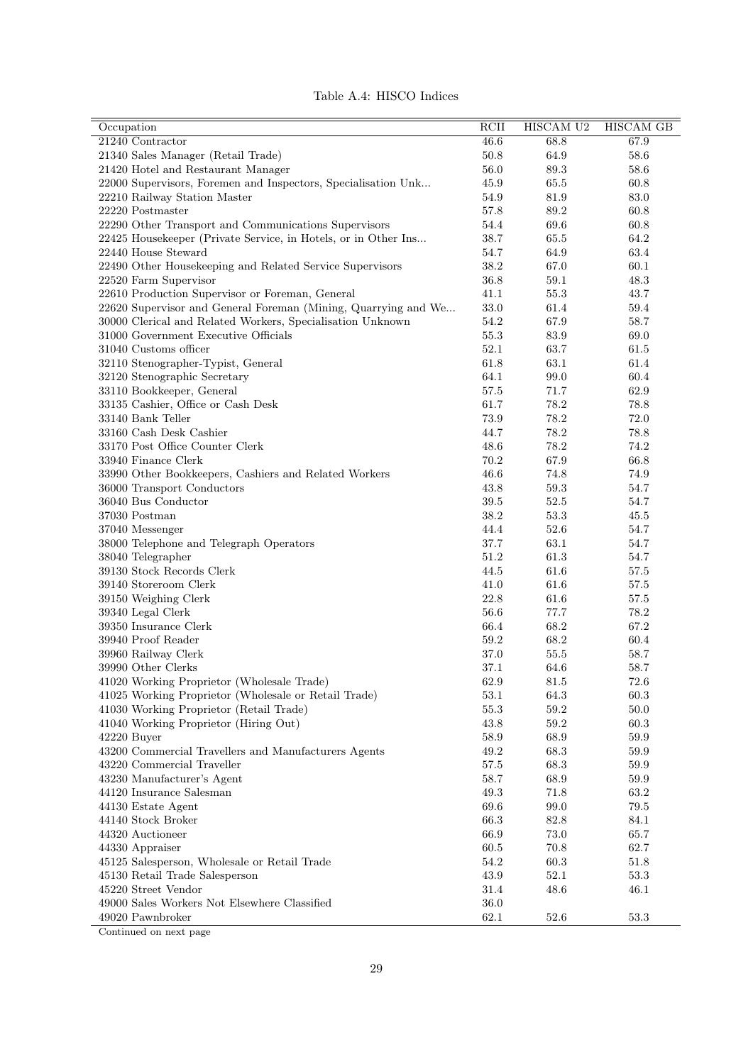Table A.4: HISCO Indices

| Occupation | RCII | HISCAM U2 | HISCAM GB |
|---|---|---|---|
| 21240 Contractor | 46.6 | 68.8 | 67.9 |
| 21340 Sales Manager (Retail Trade) | 50.8 | 64.9 | 58.6 |
| 21420 Hotel and Restaurant Manager | 56.0 | 89.3 | 58.6 |
| 22000 Supervisors, Foremen and Inspectors, Specialisation Unk... | 45.9 | 65.5 | 60.8 |
| 22210 Railway Station Master | 54.9 | 81.9 | 83.0 |
| 22220 Postmaster | 57.8 | 89.2 | 60.8 |
| 22290 Other Transport and Communications Supervisors | 54.4 | 69.6 | 60.8 |
| 22425 Housekeeper (Private Service, in Hotels, or in Other Ins... | 38.7 | 65.5 | 64.2 |
| 22440 House Steward | 54.7 | 64.9 | 63.4 |
| 22490 Other Housekeeping and Related Service Supervisors | 38.2 | 67.0 | 60.1 |
| 22520 Farm Supervisor | 36.8 | 59.1 | 48.3 |
| 22610 Production Supervisor or Foreman, General | 41.1 | 55.3 | 43.7 |
| 22620 Supervisor and General Foreman (Mining, Quarrying and We... | 33.0 | 61.4 | 59.4 |
| 30000 Clerical and Related Workers, Specialisation Unknown | 54.2 | 67.9 | 58.7 |
| 31000 Government Executive Officials | 55.3 | 83.9 | 69.0 |
| 31040 Customs officer | 52.1 | 63.7 | 61.5 |
| 32110 Stenographer-Typist, General | 61.8 | 63.1 | 61.4 |
| 32120 Stenographic Secretary | 64.1 | 99.0 | 60.4 |
| 33110 Bookkeeper, General | 57.5 | 71.7 | 62.9 |
| 33135 Cashier, Office or Cash Desk | 61.7 | 78.2 | 78.8 |
| 33140 Bank Teller | 73.9 | 78.2 | 72.0 |
| 33160 Cash Desk Cashier | 44.7 | 78.2 | 78.8 |
| 33170 Post Office Counter Clerk | 48.6 | 78.2 | 74.2 |
| 33940 Finance Clerk | 70.2 | 67.9 | 66.8 |
| 33990 Other Bookkeepers, Cashiers and Related Workers | 46.6 | 74.8 | 74.9 |
| 36000 Transport Conductors | 43.8 | 59.3 | 54.7 |
| 36040 Bus Conductor | 39.5 | 52.5 | 54.7 |
| 37030 Postman | 38.2 | 53.3 | 45.5 |
| 37040 Messenger | 44.4 | 52.6 | 54.7 |
| 38000 Telephone and Telegraph Operators | 37.7 | 63.1 | 54.7 |
| 38040 Telegrapher | 51.2 | 61.3 | 54.7 |
| 39130 Stock Records Clerk | 44.5 | 61.6 | 57.5 |
| 39140 Storeroom Clerk | 41.0 | 61.6 | 57.5 |
| 39150 Weighing Clerk | 22.8 | 61.6 | 57.5 |
| 39340 Legal Clerk | 56.6 | 77.7 | 78.2 |
| 39350 Insurance Clerk | 66.4 | 68.2 | 67.2 |
| 39940 Proof Reader | 59.2 | 68.2 | 60.4 |
| 39960 Railway Clerk | 37.0 | 55.5 | 58.7 |
| 39990 Other Clerks | 37.1 | 64.6 | 58.7 |
| 41020 Working Proprietor (Wholesale Trade) | 62.9 | 81.5 | 72.6 |
| 41025 Working Proprietor (Wholesale or Retail Trade) | 53.1 | 64.3 | 60.3 |
| 41030 Working Proprietor (Retail Trade) | 55.3 | 59.2 | 50.0 |
| 41040 Working Proprietor (Hiring Out) | 43.8 | 59.2 | 60.3 |
| 42220 Buyer | 58.9 | 68.9 | 59.9 |
| 43200 Commercial Travellers and Manufacturers Agents | 49.2 | 68.3 | 59.9 |
| 43220 Commercial Traveller | 57.5 | 68.3 | 59.9 |
| 43230 Manufacturer's Agent | 58.7 | 68.9 | 59.9 |
| 44120 Insurance Salesman | 49.3 | 71.8 | 63.2 |
| 44130 Estate Agent | 69.6 | 99.0 | 79.5 |
| 44140 Stock Broker | 66.3 | 82.8 | 84.1 |
| 44320 Auctioneer | 66.9 | 73.0 | 65.7 |
| 44330 Appraiser | 60.5 | 70.8 | 62.7 |
| 45125 Salesperson, Wholesale or Retail Trade | 54.2 | 60.3 | 51.8 |
| 45130 Retail Trade Salesperson | 43.9 | 52.1 | 53.3 |
| 45220 Street Vendor | 31.4 | 48.6 | 46.1 |
| 49000 Sales Workers Not Elsewhere Classified | 36.0 | | |
| 49020 Pawnbroker | 62.1 | 52.6 | 53.3 |

Continued on next page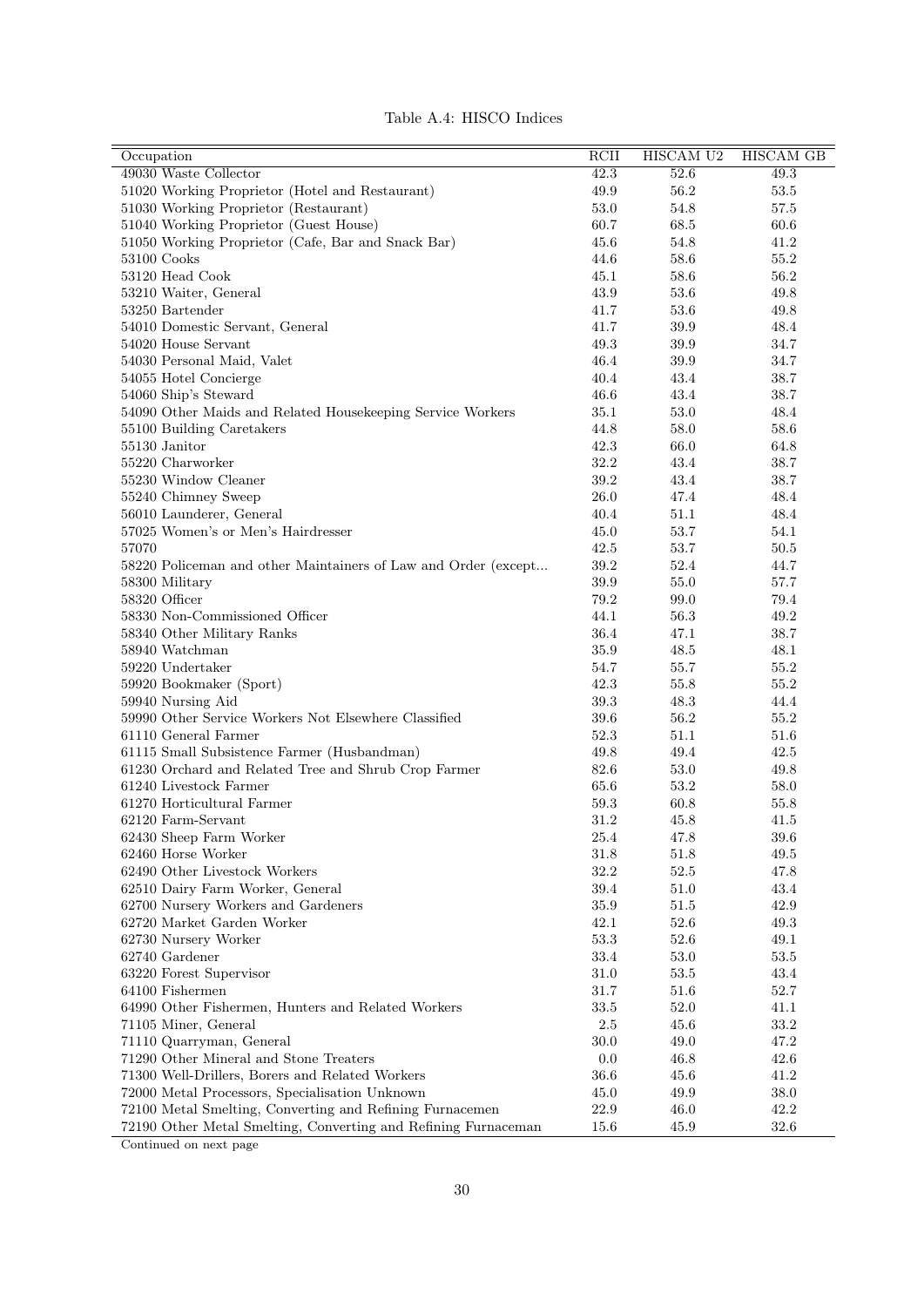Table A.4: HISCO Indices

| Occupation | RCII | HISCAM U2 | HISCAM GB |
|---|---|---|---|
| 49030 Waste Collector | 42.3 | 52.6 | 49.3 |
| 51020 Working Proprietor (Hotel and Restaurant) | 49.9 | 56.2 | 53.5 |
| 51030 Working Proprietor (Restaurant) | 53.0 | 54.8 | 57.5 |
| 51040 Working Proprietor (Guest House) | 60.7 | 68.5 | 60.6 |
| 51050 Working Proprietor (Cafe, Bar and Snack Bar) | 45.6 | 54.8 | 41.2 |
| 53100 Cooks | 44.6 | 58.6 | 55.2 |
| 53120 Head Cook | 45.1 | 58.6 | 56.2 |
| 53210 Waiter, General | 43.9 | 53.6 | 49.8 |
| 53250 Bartender | 41.7 | 53.6 | 49.8 |
| 54010 Domestic Servant, General | 41.7 | 39.9 | 48.4 |
| 54020 House Servant | 49.3 | 39.9 | 34.7 |
| 54030 Personal Maid, Valet | 46.4 | 39.9 | 34.7 |
| 54055 Hotel Concierge | 40.4 | 43.4 | 38.7 |
| 54060 Ship's Steward | 46.6 | 43.4 | 38.7 |
| 54090 Other Maids and Related Housekeeping Service Workers | 35.1 | 53.0 | 48.4 |
| 55100 Building Caretakers | 44.8 | 58.0 | 58.6 |
| 55130 Janitor | 42.3 | 66.0 | 64.8 |
| 55220 Charworker | 32.2 | 43.4 | 38.7 |
| 55230 Window Cleaner | 39.2 | 43.4 | 38.7 |
| 55240 Chimney Sweep | 26.0 | 47.4 | 48.4 |
| 56010 Launderer, General | 40.4 | 51.1 | 48.4 |
| 57025 Women's or Men's Hairdresser | 45.0 | 53.7 | 54.1 |
| 57070 | 42.5 | 53.7 | 50.5 |
| 58220 Policeman and other Maintainers of Law and Order (except... | 39.2 | 52.4 | 44.7 |
| 58300 Military | 39.9 | 55.0 | 57.7 |
| 58320 Officer | 79.2 | 99.0 | 79.4 |
| 58330 Non-Commissioned Officer | 44.1 | 56.3 | 49.2 |
| 58340 Other Military Ranks | 36.4 | 47.1 | 38.7 |
| 58940 Watchman | 35.9 | 48.5 | 48.1 |
| 59220 Undertaker | 54.7 | 55.7 | 55.2 |
| 59920 Bookmaker (Sport) | 42.3 | 55.8 | 55.2 |
| 59940 Nursing Aid | 39.3 | 48.3 | 44.4 |
| 59990 Other Service Workers Not Elsewhere Classified | 39.6 | 56.2 | 55.2 |
| 61110 General Farmer | 52.3 | 51.1 | 51.6 |
| 61115 Small Subsistence Farmer (Husbandman) | 49.8 | 49.4 | 42.5 |
| 61230 Orchard and Related Tree and Shrub Crop Farmer | 82.6 | 53.0 | 49.8 |
| 61240 Livestock Farmer | 65.6 | 53.2 | 58.0 |
| 61270 Horticultural Farmer | 59.3 | 60.8 | 55.8 |
| 62120 Farm-Servant | 31.2 | 45.8 | 41.5 |
| 62430 Sheep Farm Worker | 25.4 | 47.8 | 39.6 |
| 62460 Horse Worker | 31.8 | 51.8 | 49.5 |
| 62490 Other Livestock Workers | 32.2 | 52.5 | 47.8 |
| 62510 Dairy Farm Worker, General | 39.4 | 51.0 | 43.4 |
| 62700 Nursery Workers and Gardeners | 35.9 | 51.5 | 42.9 |
| 62720 Market Garden Worker | 42.1 | 52.6 | 49.3 |
| 62730 Nursery Worker | 53.3 | 52.6 | 49.1 |
| 62740 Gardener | 33.4 | 53.0 | 53.5 |
| 63220 Forest Supervisor | 31.0 | 53.5 | 43.4 |
| 64100 Fishermen | 31.7 | 51.6 | 52.7 |
| 64990 Other Fishermen, Hunters and Related Workers | 33.5 | 52.0 | 41.1 |
| 71105 Miner, General | 2.5 | 45.6 | 33.2 |
| 71110 Quarryman, General | 30.0 | 49.0 | 47.2 |
| 71290 Other Mineral and Stone Treaters | 0.0 | 46.8 | 42.6 |
| 71300 Well-Drillers, Borers and Related Workers | 36.6 | 45.6 | 41.2 |
| 72000 Metal Processors, Specialisation Unknown | 45.0 | 49.9 | 38.0 |
| 72100 Metal Smelting, Converting and Refining Furnacemen | 22.9 | 46.0 | 42.2 |
| 72190 Other Metal Smelting, Converting and Refining Furnaceman | 15.6 | 45.9 | 32.6 |

Continued on next page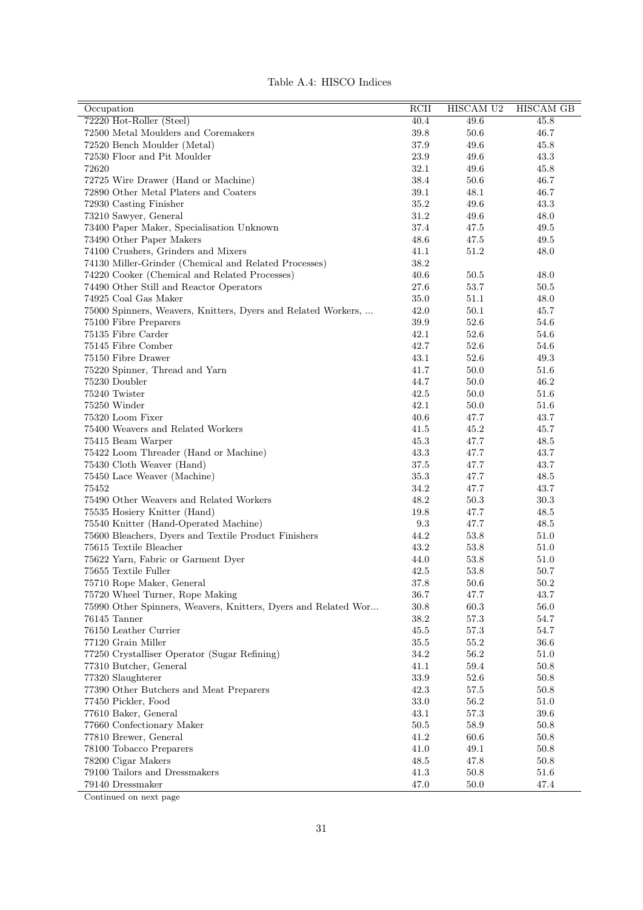Table A.4: HISCO Indices

| Occupation | RCII | HISCAM U2 | HISCAM GB |
|---|---|---|---|
| 72220 Hot-Roller (Steel) | 40.4 | 49.6 | 45.8 |
| 72500 Metal Moulders and Coremakers | 39.8 | 50.6 | 46.7 |
| 72520 Bench Moulder (Metal) | 37.9 | 49.6 | 45.8 |
| 72530 Floor and Pit Moulder | 23.9 | 49.6 | 43.3 |
| 72620 | 32.1 | 49.6 | 45.8 |
| 72725 Wire Drawer (Hand or Machine) | 38.4 | 50.6 | 46.7 |
| 72890 Other Metal Platers and Coaters | 39.1 | 48.1 | 46.7 |
| 72930 Casting Finisher | 35.2 | 49.6 | 43.3 |
| 73210 Sawyer, General | 31.2 | 49.6 | 48.0 |
| 73400 Paper Maker, Specialisation Unknown | 37.4 | 47.5 | 49.5 |
| 73490 Other Paper Makers | 48.6 | 47.5 | 49.5 |
| 74100 Crushers, Grinders and Mixers | 41.1 | 51.2 | 48.0 |
| 74130 Miller-Grinder (Chemical and Related Processes) | 38.2 | | |
| 74220 Cooker (Chemical and Related Processes) | 40.6 | 50.5 | 48.0 |
| 74490 Other Still and Reactor Operators | 27.6 | 53.7 | 50.5 |
| 74925 Coal Gas Maker | 35.0 | 51.1 | 48.0 |
| 75000 Spinners, Weavers, Knitters, Dyers and Related Workers, ... | 42.0 | 50.1 | 45.7 |
| 75100 Fibre Preparers | 39.9 | 52.6 | 54.6 |
| 75135 Fibre Carder | 42.1 | 52.6 | 54.6 |
| 75145 Fibre Comber | 42.7 | 52.6 | 54.6 |
| 75150 Fibre Drawer | 43.1 | 52.6 | 49.3 |
| 75220 Spinner, Thread and Yarn | 41.7 | 50.0 | 51.6 |
| 75230 Doubler | 44.7 | 50.0 | 46.2 |
| 75240 Twister | 42.5 | 50.0 | 51.6 |
| 75250 Winder | 42.1 | 50.0 | 51.6 |
| 75320 Loom Fixer | 40.6 | 47.7 | 43.7 |
| 75400 Weavers and Related Workers | 41.5 | 45.2 | 45.7 |
| 75415 Beam Warper | 45.3 | 47.7 | 48.5 |
| 75422 Loom Threader (Hand or Machine) | 43.3 | 47.7 | 43.7 |
| 75430 Cloth Weaver (Hand) | 37.5 | 47.7 | 43.7 |
| 75450 Lace Weaver (Machine) | 35.3 | 47.7 | 48.5 |
| 75452 | 34.2 | 47.7 | 43.7 |
| 75490 Other Weavers and Related Workers | 48.2 | 50.3 | 30.3 |
| 75535 Hosiery Knitter (Hand) | 19.8 | 47.7 | 48.5 |
| 75540 Knitter (Hand-Operated Machine) | 9.3 | 47.7 | 48.5 |
| 75600 Bleachers, Dyers and Textile Product Finishers | 44.2 | 53.8 | 51.0 |
| 75615 Textile Bleacher | 43.2 | 53.8 | 51.0 |
| 75622 Yarn, Fabric or Garment Dyer | 44.0 | 53.8 | 51.0 |
| 75655 Textile Fuller | 42.5 | 53.8 | 50.7 |
| 75710 Rope Maker, General | 37.8 | 50.6 | 50.2 |
| 75720 Wheel Turner, Rope Making | 36.7 | 47.7 | 43.7 |
| 75990 Other Spinners, Weavers, Knitters, Dyers and Related Wor... | 30.8 | 60.3 | 56.0 |
| 76145 Tanner | 38.2 | 57.3 | 54.7 |
| 76150 Leather Currier | 45.5 | 57.3 | 54.7 |
| 77120 Grain Miller | 35.5 | 55.2 | 36.6 |
| 77250 Crystalliser Operator (Sugar Refining) | 34.2 | 56.2 | 51.0 |
| 77310 Butcher, General | 41.1 | 59.4 | 50.8 |
| 77320 Slaughterer | 33.9 | 52.6 | 50.8 |
| 77390 Other Butchers and Meat Preparers | 42.3 | 57.5 | 50.8 |
| 77450 Pickler, Food | 33.0 | 56.2 | 51.0 |
| 77610 Baker, General | 43.1 | 57.3 | 39.6 |
| 77660 Confectionary Maker | 50.5 | 58.9 | 50.8 |
| 77810 Brewer, General | 41.2 | 60.6 | 50.8 |
| 78100 Tobacco Preparers | 41.0 | 49.1 | 50.8 |
| 78200 Cigar Makers | 48.5 | 47.8 | 50.8 |
| 79100 Tailors and Dressmakers | 41.3 | 50.8 | 51.6 |
| 79140 Dressmaker | 47.0 | 50.0 | 47.4 |

Continued on next page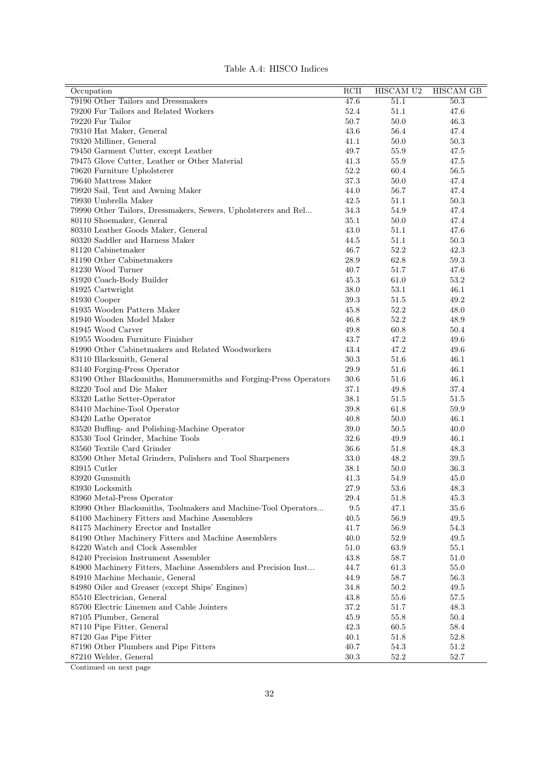Table A.4: HISCO Indices

| Occupation | RCII | HISCAM U2 | HISCAM GB |
|---|---|---|---|
| 79190 Other Tailors and Dressmakers | 47.6 | 51.1 | 50.3 |
| 79200 Fur Tailors and Related Workers | 52.4 | 51.1 | 47.6 |
| 79220 Fur Tailor | 50.7 | 50.0 | 46.3 |
| 79310 Hat Maker, General | 43.6 | 56.4 | 47.4 |
| 79320 Milliner, General | 41.1 | 50.0 | 50.3 |
| 79450 Garment Cutter, except Leather | 49.7 | 55.9 | 47.5 |
| 79475 Glove Cutter, Leather or Other Material | 41.3 | 55.9 | 47.5 |
| 79620 Furniture Upholsterer | 52.2 | 60.4 | 56.5 |
| 79640 Mattress Maker | 37.3 | 50.0 | 47.4 |
| 79920 Sail, Tent and Awning Maker | 44.0 | 56.7 | 47.4 |
| 79930 Umbrella Maker | 42.5 | 51.1 | 50.3 |
| 79990 Other Tailors, Dressmakers, Sewers, Upholsterers and Rel... | 34.3 | 54.9 | 47.4 |
| 80110 Shoemaker, General | 35.1 | 50.0 | 47.4 |
| 80310 Leather Goods Maker, General | 43.0 | 51.1 | 47.6 |
| 80320 Saddler and Harness Maker | 44.5 | 51.1 | 50.3 |
| 81120 Cabinetmaker | 46.7 | 52.2 | 42.3 |
| 81190 Other Cabinetmakers | 28.9 | 62.8 | 59.3 |
| 81230 Wood Turner | 40.7 | 51.7 | 47.6 |
| 81920 Coach-Body Builder | 45.3 | 61.0 | 53.2 |
| 81925 Cartwright | 38.0 | 53.1 | 46.1 |
| 81930 Cooper | 39.3 | 51.5 | 49.2 |
| 81935 Wooden Pattern Maker | 45.8 | 52.2 | 48.0 |
| 81940 Wooden Model Maker | 46.8 | 52.2 | 48.9 |
| 81945 Wood Carver | 49.8 | 60.8 | 50.4 |
| 81955 Wooden Furniture Finisher | 43.7 | 47.2 | 49.6 |
| 81990 Other Cabinetmakers and Related Woodworkers | 43.4 | 47.2 | 49.6 |
| 83110 Blacksmith, General | 30.3 | 51.6 | 46.1 |
| 83140 Forging-Press Operator | 29.9 | 51.6 | 46.1 |
| 83190 Other Blacksmiths, Hammersmiths and Forging-Press Operators | 30.6 | 51.6 | 46.1 |
| 83220 Tool and Die Maker | 37.1 | 49.8 | 37.4 |
| 83320 Lathe Setter-Operator | 38.1 | 51.5 | 51.5 |
| 83410 Machine-Tool Operator | 39.8 | 61.8 | 59.9 |
| 83420 Lathe Operator | 40.8 | 50.0 | 46.1 |
| 83520 Buffing- and Polishing-Machine Operator | 39.0 | 50.5 | 40.0 |
| 83530 Tool Grinder, Machine Tools | 32.6 | 49.9 | 46.1 |
| 83560 Textile Card Grinder | 36.6 | 51.8 | 48.3 |
| 83590 Other Metal Grinders, Polishers and Tool Sharpeners | 33.0 | 48.2 | 39.5 |
| 83915 Cutler | 38.1 | 50.0 | 36.3 |
| 83920 Gunsmith | 41.3 | 54.9 | 45.0 |
| 83930 Locksmith | 27.9 | 53.6 | 48.3 |
| 83960 Metal-Press Operator | 29.4 | 51.8 | 45.3 |
| 83990 Other Blacksmiths, Toolmakers and Machine-Tool Operators... | 9.5 | 47.1 | 35.6 |
| 84100 Machinery Fitters and Machine Assemblers | 40.5 | 56.9 | 49.5 |
| 84175 Machinery Erector and Installer | 41.7 | 56.9 | 54.3 |
| 84190 Other Machinery Fitters and Machine Assemblers | 40.0 | 52.9 | 49.5 |
| 84220 Watch and Clock Assembler | 51.0 | 63.9 | 55.1 |
| 84240 Precision Instrument Assembler | 43.8 | 58.7 | 51.0 |
| 84900 Machinery Fitters, Machine Assemblers and Precision Inst... | 44.7 | 61.3 | 55.0 |
| 84910 Machine Mechanic, General | 44.9 | 58.7 | 56.3 |
| 84980 Oiler and Greaser (except Ships' Engines) | 34.8 | 50.2 | 49.5 |
| 85510 Electrician, General | 43.8 | 55.6 | 57.5 |
| 85700 Electric Linemen and Cable Jointers | 37.2 | 51.7 | 48.3 |
| 87105 Plumber, General | 45.9 | 55.8 | 50.4 |
| 87110 Pipe Fitter, General | 42.3 | 60.5 | 58.4 |
| 87120 Gas Pipe Fitter | 40.1 | 51.8 | 52.8 |
| 87190 Other Plumbers and Pipe Fitters | 40.7 | 54.3 | 51.2 |
| 87210 Welder, General | 30.3 | 52.2 | 52.7 |

Continued on next page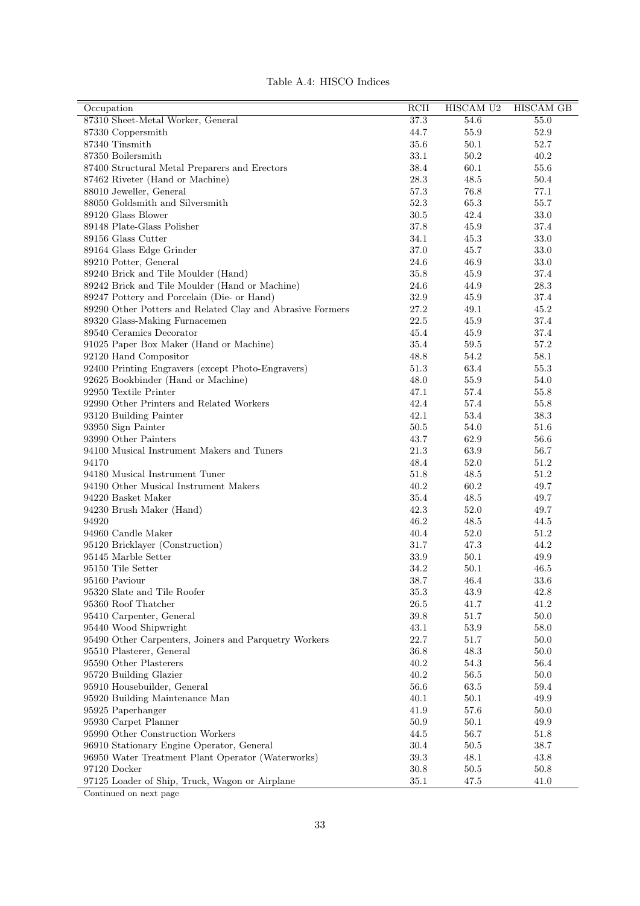Table A.4: HISCO Indices

| Occupation | RCII | HISCAM U2 | HISCAM GB |
|---|---|---|---|
| 87310 Sheet-Metal Worker, General | 37.3 | 54.6 | 55.0 |
| 87330 Coppersmith | 44.7 | 55.9 | 52.9 |
| 87340 Tinsmith | 35.6 | 50.1 | 52.7 |
| 87350 Boilersmith | 33.1 | 50.2 | 40.2 |
| 87400 Structural Metal Preparers and Erectors | 38.4 | 60.1 | 55.6 |
| 87462 Riveter (Hand or Machine) | 28.3 | 48.5 | 50.4 |
| 88010 Jeweller, General | 57.3 | 76.8 | 77.1 |
| 88050 Goldsmith and Silversmith | 52.3 | 65.3 | 55.7 |
| 89120 Glass Blower | 30.5 | 42.4 | 33.0 |
| 89148 Plate-Glass Polisher | 37.8 | 45.9 | 37.4 |
| 89156 Glass Cutter | 34.1 | 45.3 | 33.0 |
| 89164 Glass Edge Grinder | 37.0 | 45.7 | 33.0 |
| 89210 Potter, General | 24.6 | 46.9 | 33.0 |
| 89240 Brick and Tile Moulder (Hand) | 35.8 | 45.9 | 37.4 |
| 89242 Brick and Tile Moulder (Hand or Machine) | 24.6 | 44.9 | 28.3 |
| 89247 Pottery and Porcelain (Die- or Hand) | 32.9 | 45.9 | 37.4 |
| 89290 Other Potters and Related Clay and Abrasive Formers | 27.2 | 49.1 | 45.2 |
| 89320 Glass-Making Furnacemen | 22.5 | 45.9 | 37.4 |
| 89540 Ceramics Decorator | 45.4 | 45.9 | 37.4 |
| 91025 Paper Box Maker (Hand or Machine) | 35.4 | 59.5 | 57.2 |
| 92120 Hand Compositor | 48.8 | 54.2 | 58.1 |
| 92400 Printing Engravers (except Photo-Engravers) | 51.3 | 63.4 | 55.3 |
| 92625 Bookbinder (Hand or Machine) | 48.0 | 55.9 | 54.0 |
| 92950 Textile Printer | 47.1 | 57.4 | 55.8 |
| 92990 Other Printers and Related Workers | 42.4 | 57.4 | 55.8 |
| 93120 Building Painter | 42.1 | 53.4 | 38.3 |
| 93950 Sign Painter | 50.5 | 54.0 | 51.6 |
| 93990 Other Painters | 43.7 | 62.9 | 56.6 |
| 94100 Musical Instrument Makers and Tuners | 21.3 | 63.9 | 56.7 |
| 94170 | 48.4 | 52.0 | 51.2 |
| 94180 Musical Instrument Tuner | 51.8 | 48.5 | 51.2 |
| 94190 Other Musical Instrument Makers | 40.2 | 60.2 | 49.7 |
| 94220 Basket Maker | 35.4 | 48.5 | 49.7 |
| 94230 Brush Maker (Hand) | 42.3 | 52.0 | 49.7 |
| 94920 | 46.2 | 48.5 | 44.5 |
| 94960 Candle Maker | 40.4 | 52.0 | 51.2 |
| 95120 Bricklayer (Construction) | 31.7 | 47.3 | 44.2 |
| 95145 Marble Setter | 33.9 | 50.1 | 49.9 |
| 95150 Tile Setter | 34.2 | 50.1 | 46.5 |
| 95160 Paviour | 38.7 | 46.4 | 33.6 |
| 95320 Slate and Tile Roofer | 35.3 | 43.9 | 42.8 |
| 95360 Roof Thatcher | 26.5 | 41.7 | 41.2 |
| 95410 Carpenter, General | 39.8 | 51.7 | 50.0 |
| 95440 Wood Shipwright | 43.1 | 53.9 | 58.0 |
| 95490 Other Carpenters, Joiners and Parquetry Workers | 22.7 | 51.7 | 50.0 |
| 95510 Plasterer, General | 36.8 | 48.3 | 50.0 |
| 95590 Other Plasterers | 40.2 | 54.3 | 56.4 |
| 95720 Building Glazier | 40.2 | 56.5 | 50.0 |
| 95910 Housebuilder, General | 56.6 | 63.5 | 59.4 |
| 95920 Building Maintenance Man | 40.1 | 50.1 | 49.9 |
| 95925 Paperhanger | 41.9 | 57.6 | 50.0 |
| 95930 Carpet Planner | 50.9 | 50.1 | 49.9 |
| 95990 Other Construction Workers | 44.5 | 56.7 | 51.8 |
| 96910 Stationary Engine Operator, General | 30.4 | 50.5 | 38.7 |
| 96950 Water Treatment Plant Operator (Waterworks) | 39.3 | 48.1 | 43.8 |
| 97120 Docker | 30.8 | 50.5 | 50.8 |
| 97125 Loader of Ship, Truck, Wagon or Airplane | 35.1 | 47.5 | 41.0 |

Continued on next page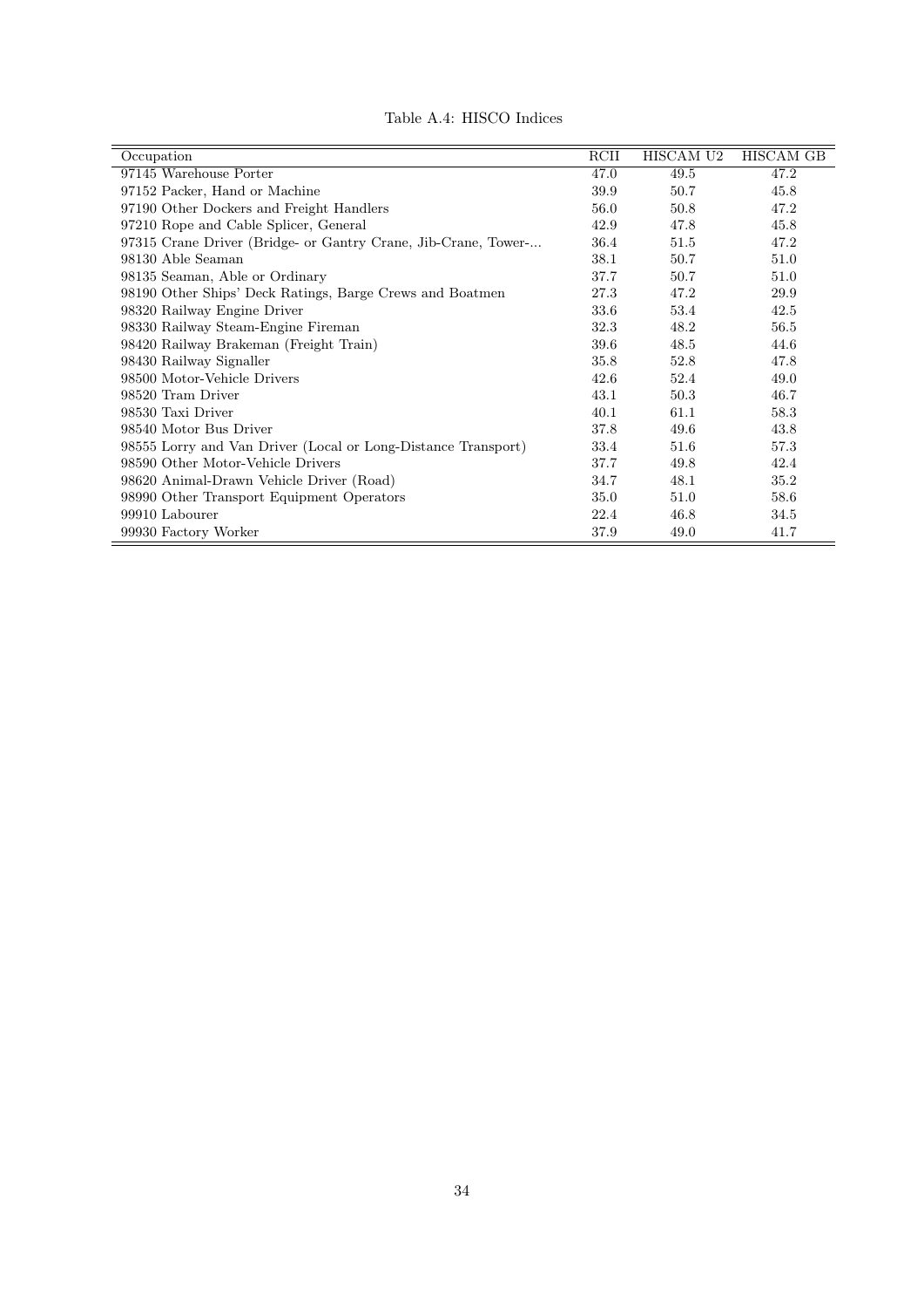Table A.4: HISCO Indices

| Occupation | RCII | HISCAM U2 | HISCAM GB |
|---|---|---|---|
| 97145 Warehouse Porter | 47.0 | 49.5 | 47.2 |
| 97152 Packer, Hand or Machine | 39.9 | 50.7 | 45.8 |
| 97190 Other Dockers and Freight Handlers | 56.0 | 50.8 | 47.2 |
| 97210 Rope and Cable Splicer, General | 42.9 | 47.8 | 45.8 |
| 97315 Crane Driver (Bridge- or Gantry Crane, Jib-Crane, Tower-... | 36.4 | 51.5 | 47.2 |
| 98130 Able Seaman | 38.1 | 50.7 | 51.0 |
| 98135 Seaman, Able or Ordinary | 37.7 | 50.7 | 51.0 |
| 98190 Other Ships' Deck Ratings, Barge Crews and Boatmen | 27.3 | 47.2 | 29.9 |
| 98320 Railway Engine Driver | 33.6 | 53.4 | 42.5 |
| 98330 Railway Steam-Engine Fireman | 32.3 | 48.2 | 56.5 |
| 98420 Railway Brakeman (Freight Train) | 39.6 | 48.5 | 44.6 |
| 98430 Railway Signaller | 35.8 | 52.8 | 47.8 |
| 98500 Motor-Vehicle Drivers | 42.6 | 52.4 | 49.0 |
| 98520 Tram Driver | 43.1 | 50.3 | 46.7 |
| 98530 Taxi Driver | 40.1 | 61.1 | 58.3 |
| 98540 Motor Bus Driver | 37.8 | 49.6 | 43.8 |
| 98555 Lorry and Van Driver (Local or Long-Distance Transport) | 33.4 | 51.6 | 57.3 |
| 98590 Other Motor-Vehicle Drivers | 37.7 | 49.8 | 42.4 |
| 98620 Animal-Drawn Vehicle Driver (Road) | 34.7 | 48.1 | 35.2 |
| 98990 Other Transport Equipment Operators | 35.0 | 51.0 | 58.6 |
| 99910 Labourer | 22.4 | 46.8 | 34.5 |
| 99930 Factory Worker | 37.9 | 49.0 | 41.7 |